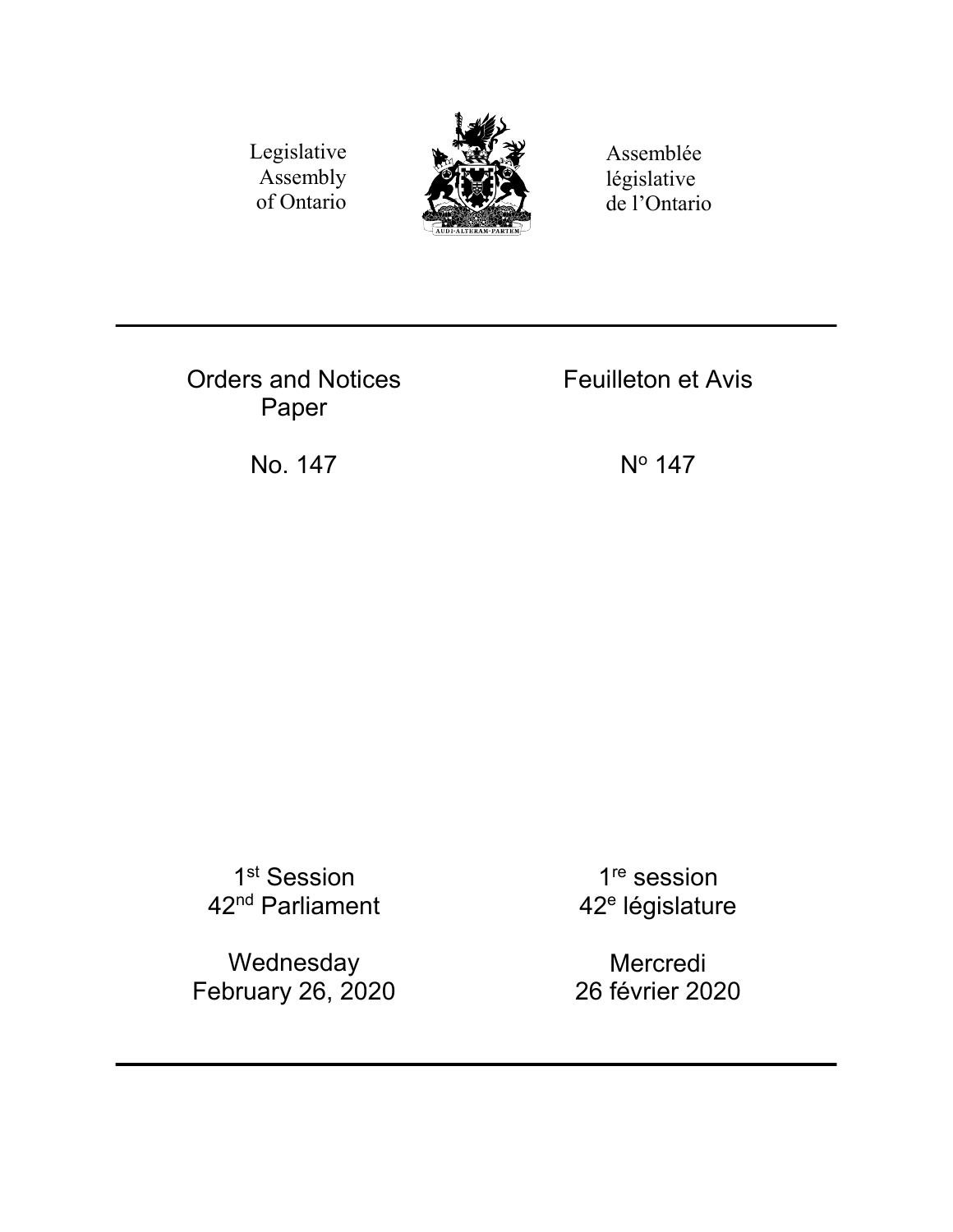Legislative Assembly of Ontario

Assemblée législative de l'Ontario

AUDI·ALTERAM·PARTEM

# Orders and Notices Paper

# Feuilleton et Avis

No. 147

N° 147

1st Session
42nd Parliament

1re session
42e législature

Wednesday
February 26, 2020

Mercredi
26 février 2020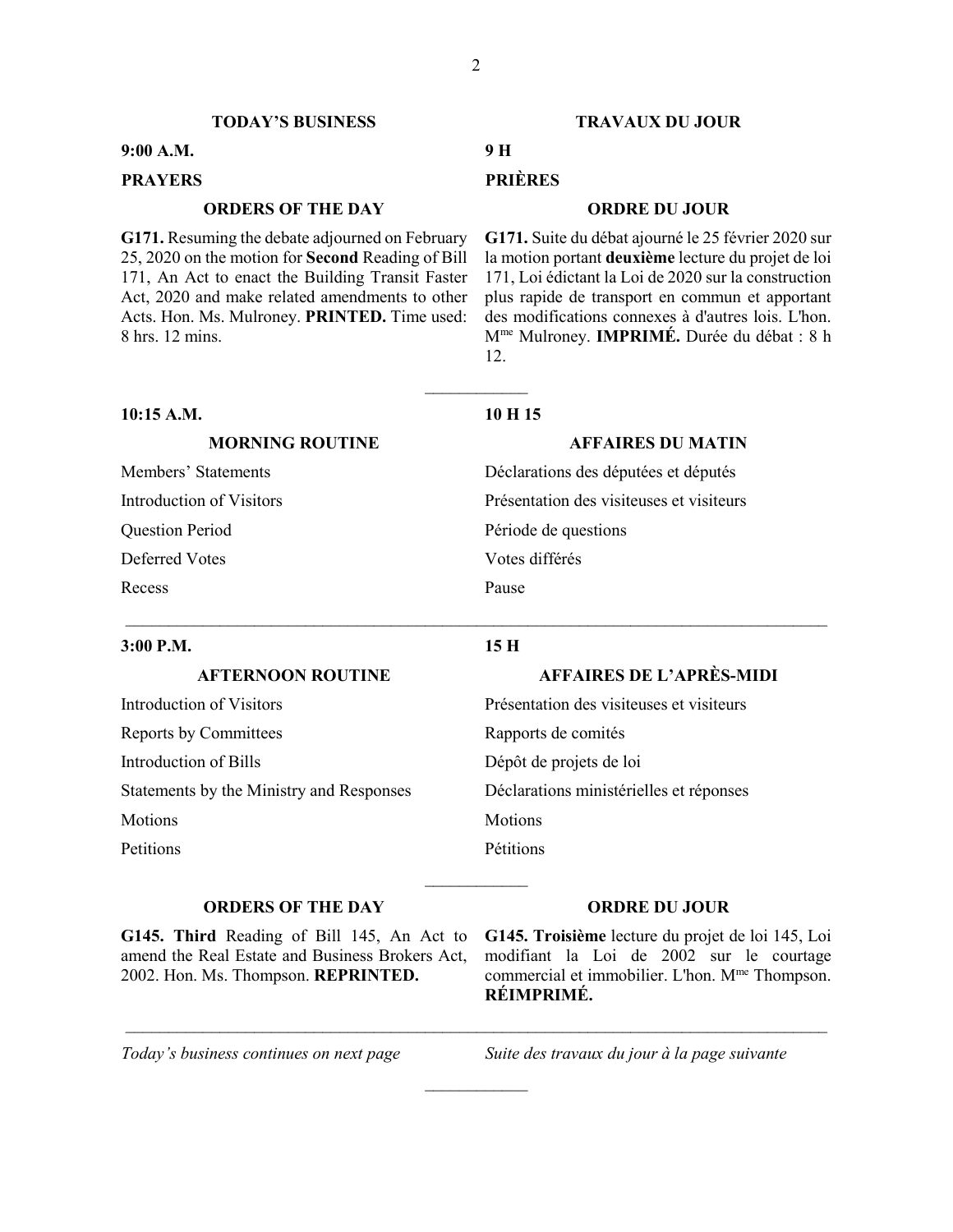## TODAY'S BUSINESS

**9:00 A.M.**

**PRAYERS**

### ORDERS OF THE DAY

**G171.** Resuming the debate adjourned on February 25, 2020 on the motion for **Second** Reading of Bill 171, An Act to enact the Building Transit Faster Act, 2020 and make related amendments to other Acts. Hon. Ms. Mulroney. **PRINTED.** Time used: 8 hrs. 12 mins.

## TRAVAUX DU JOUR

**9 H**

**PRIÈRES**

### ORDRE DU JOUR

**G171.** Suite du débat ajourné le 25 février 2020 sur la motion portant **deuxième** lecture du projet de loi 171, Loi édictant la Loi de 2020 sur la construction plus rapide de transport en commun et apportant des modifications connexes à d'autres lois. L'hon. Mme Mulroney. **IMPRIMÉ.** Durée du débat : 8 h 12.

---

**10:15 A.M.**

### MORNING ROUTINE

Members' Statements

Introduction of Visitors

Question Period

Deferred Votes

Recess

**10 H 15**

### AFFAIRES DU MATIN

Déclarations des députées et députés

Présentation des visiteuses et visiteurs

Période de questions

Votes différés

Pause

---

**3:00 P.M.**

### AFTERNOON ROUTINE

Introduction of Visitors

Reports by Committees

Introduction of Bills

Statements by the Ministry and Responses

Motions

Petitions

**15 H**

### AFFAIRES DE L'APRÈS-MIDI

Présentation des visiteuses et visiteurs

Rapports de comités

Dépôt de projets de loi

Déclarations ministérielles et réponses

Motions

Pétitions

---

### ORDERS OF THE DAY

**G145. Third** Reading of Bill 145, An Act to amend the Real Estate and Business Brokers Act, 2002. Hon. Ms. Thompson. **REPRINTED.**

### ORDRE DU JOUR

**G145. Troisième** lecture du projet de loi 145, Loi modifiant la Loi de 2002 sur le courtage commercial et immobilier. L'hon. Mme Thompson. **RÉIMPRIMÉ.**

---

*Today's business continues on next page*

*Suite des travaux du jour à la page suivante*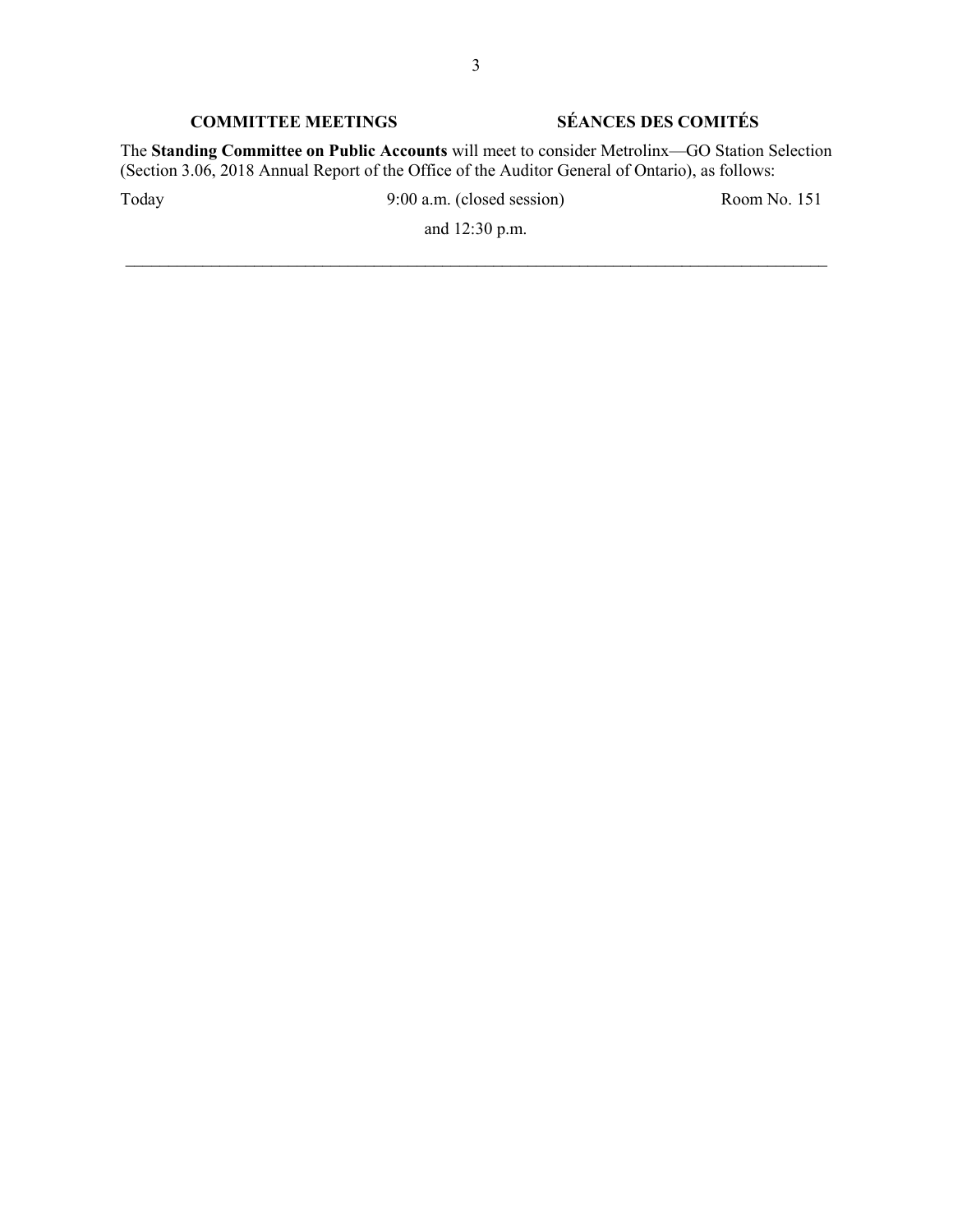**COMMITTEE MEETINGS** **SÉANCES DES COMITÉS**

The **Standing Committee on Public Accounts** will meet to consider Metrolinx—GO Station Selection (Section 3.06, 2018 Annual Report of the Office of the Auditor General of Ontario), as follows:

| | | |
|---|---|---|
| Today | 9:00 a.m. (closed session) and 12:30 p.m. | Room No. 151 |

---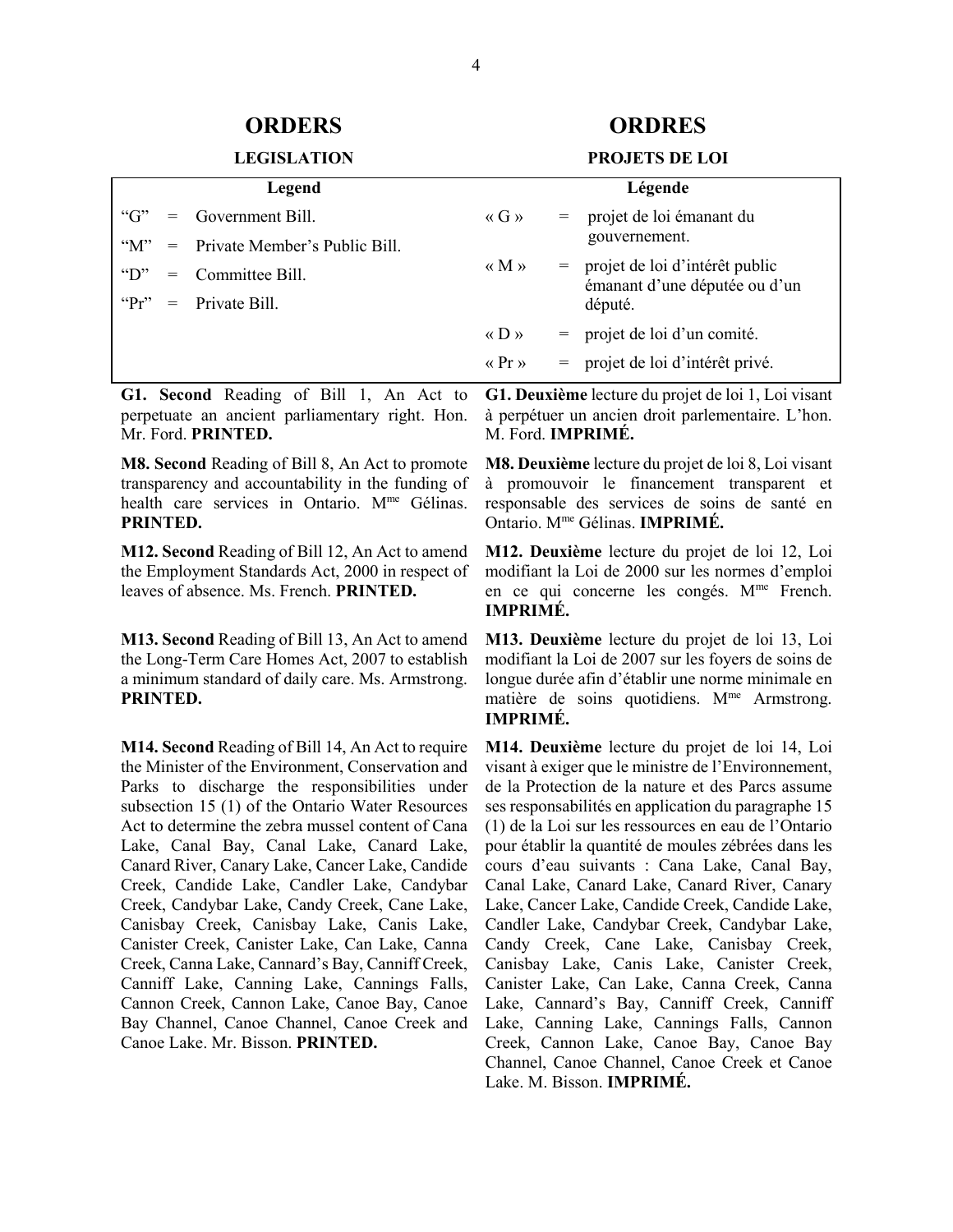# ORDERS

## LEGISLATION

| Legend | | |
|---|---|---|
| "G" | = | Government Bill. |
| "M" | = | Private Member's Public Bill. |
| "D" | = | Committee Bill. |
| "Pr" | = | Private Bill. |

**G1. Second** Reading of Bill 1, An Act to perpetuate an ancient parliamentary right. Hon. Mr. Ford. **PRINTED.**

**M8. Second** Reading of Bill 8, An Act to promote transparency and accountability in the funding of health care services in Ontario. Mme Gélinas. **PRINTED.**

**M12. Second** Reading of Bill 12, An Act to amend the Employment Standards Act, 2000 in respect of leaves of absence. Ms. French. **PRINTED.**

**M13. Second** Reading of Bill 13, An Act to amend the Long-Term Care Homes Act, 2007 to establish a minimum standard of daily care. Ms. Armstrong. **PRINTED.**

**M14. Second** Reading of Bill 14, An Act to require the Minister of the Environment, Conservation and Parks to discharge the responsibilities under subsection 15 (1) of the Ontario Water Resources Act to determine the zebra mussel content of Cana Lake, Canal Bay, Canal Lake, Canard Lake, Canard River, Canary Lake, Cancer Lake, Candide Creek, Candide Lake, Candler Lake, Candybar Creek, Candybar Lake, Candy Creek, Cane Lake, Canisbay Creek, Canisbay Lake, Canis Lake, Canister Creek, Canister Lake, Can Lake, Canna Creek, Canna Lake, Cannard's Bay, Canniff Creek, Canniff Lake, Canning Lake, Cannings Falls, Cannon Creek, Cannon Lake, Canoe Bay, Canoe Bay Channel, Canoe Channel, Canoe Creek and Canoe Lake. Mr. Bisson. **PRINTED.**

# ORDRES

## PROJETS DE LOI

| Légende | | |
|---|---|---|
| « G » | = | projet de loi émanant du gouvernement. |
| « M » | = | projet de loi d'intérêt public émanant d'une députée ou d'un député. |
| « D » | = | projet de loi d'un comité. |
| « Pr » | = | projet de loi d'intérêt privé. |

**G1. Deuxième** lecture du projet de loi 1, Loi visant à perpétuer un ancien droit parlementaire. L'hon. M. Ford. **IMPRIMÉ.**

**M8. Deuxième** lecture du projet de loi 8, Loi visant à promouvoir le financement transparent et responsable des services de soins de santé en Ontario. Mme Gélinas. **IMPRIMÉ.**

**M12. Deuxième** lecture du projet de loi 12, Loi modifiant la Loi de 2000 sur les normes d'emploi en ce qui concerne les congés. Mme French. **IMPRIMÉ.**

**M13. Deuxième** lecture du projet de loi 13, Loi modifiant la Loi de 2007 sur les foyers de soins de longue durée afin d'établir une norme minimale en matière de soins quotidiens. Mme Armstrong. **IMPRIMÉ.**

**M14. Deuxième** lecture du projet de loi 14, Loi visant à exiger que le ministre de l'Environnement, de la Protection de la nature et des Parcs assume ses responsabilités en application du paragraphe 15 (1) de la Loi sur les ressources en eau de l'Ontario pour établir la quantité de moules zébrées dans les cours d'eau suivants : Cana Lake, Canal Bay, Canal Lake, Canard Lake, Canard River, Canary Lake, Cancer Lake, Candide Creek, Candide Lake, Candler Lake, Candybar Creek, Candybar Lake, Candy Creek, Cane Lake, Canisbay Creek, Canisbay Lake, Canis Lake, Canister Creek, Canister Lake, Can Lake, Canna Creek, Canna Lake, Cannard's Bay, Canniff Creek, Canniff Lake, Canning Lake, Cannings Falls, Cannon Creek, Cannon Lake, Canoe Bay, Canoe Bay Channel, Canoe Channel, Canoe Creek et Canoe Lake. M. Bisson. **IMPRIMÉ.**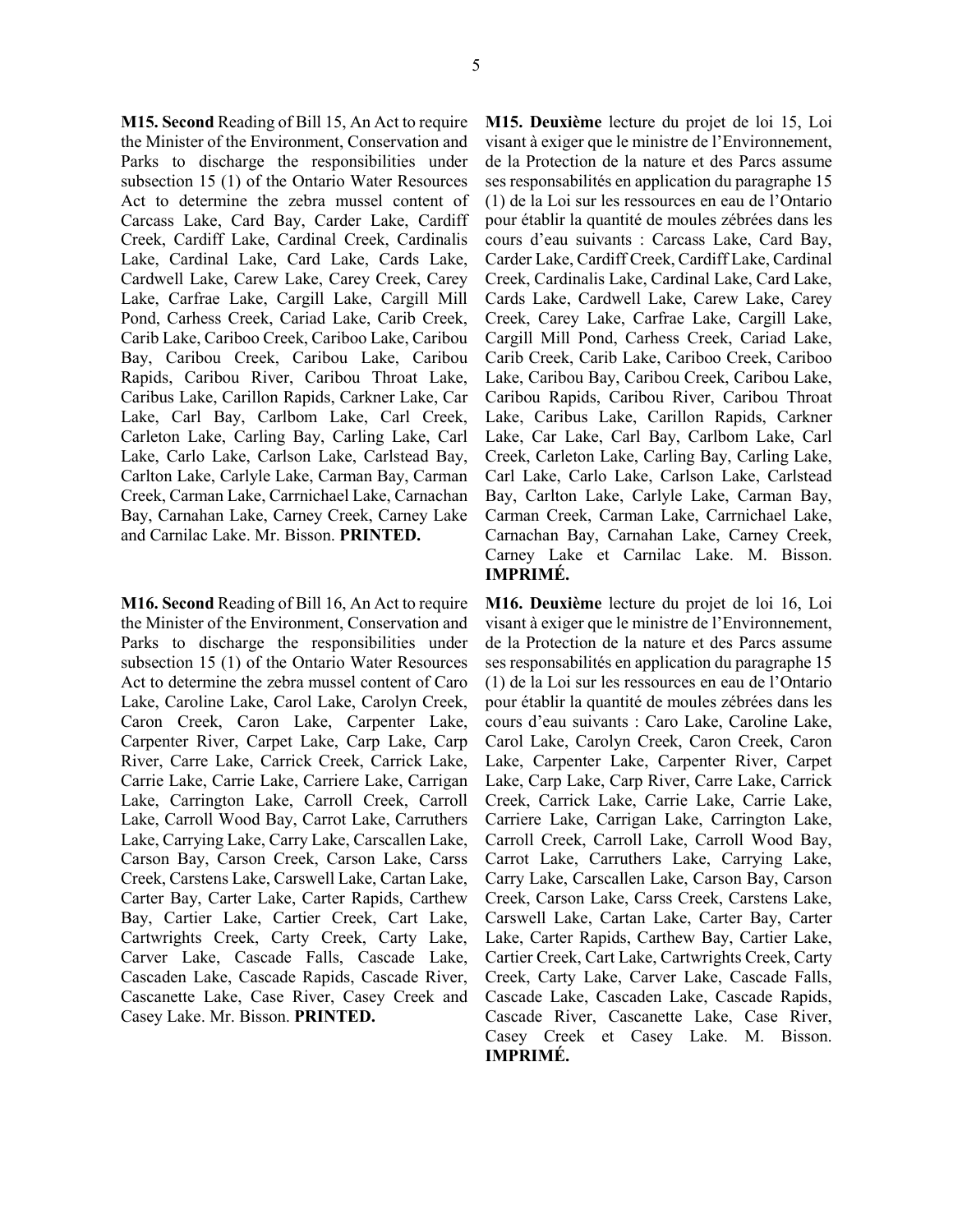**M15. Second** Reading of Bill 15, An Act to require the Minister of the Environment, Conservation and Parks to discharge the responsibilities under subsection 15 (1) of the Ontario Water Resources Act to determine the zebra mussel content of Carcass Lake, Card Bay, Carder Lake, Cardiff Creek, Cardiff Lake, Cardinal Creek, Cardinalis Lake, Cardinal Lake, Card Lake, Cards Lake, Cardwell Lake, Carew Lake, Carey Creek, Carey Lake, Carfrae Lake, Cargill Lake, Cargill Mill Pond, Carhess Creek, Cariad Lake, Carib Creek, Carib Lake, Cariboo Creek, Cariboo Lake, Caribou Bay, Caribou Creek, Caribou Lake, Caribou Rapids, Caribou River, Caribou Throat Lake, Caribus Lake, Carillon Rapids, Carkner Lake, Car Lake, Carl Bay, Carlbom Lake, Carl Creek, Carleton Lake, Carling Bay, Carling Lake, Carl Lake, Carlo Lake, Carlson Lake, Carlstead Bay, Carlton Lake, Carlyle Lake, Carman Bay, Carman Creek, Carman Lake, Carrnichael Lake, Carnachan Bay, Carnahan Lake, Carney Creek, Carney Lake and Carnilac Lake. Mr. Bisson. **PRINTED.**

**M15. Deuxième** lecture du projet de loi 15, Loi visant à exiger que le ministre de l'Environnement, de la Protection de la nature et des Parcs assume ses responsabilités en application du paragraphe 15 (1) de la Loi sur les ressources en eau de l'Ontario pour établir la quantité de moules zébrées dans les cours d'eau suivants : Carcass Lake, Card Bay, Carder Lake, Cardiff Creek, Cardiff Lake, Cardinal Creek, Cardinalis Lake, Cardinal Lake, Card Lake, Cards Lake, Cardwell Lake, Carew Lake, Carey Creek, Carey Lake, Carfrae Lake, Cargill Lake, Cargill Mill Pond, Carhess Creek, Cariad Lake, Carib Creek, Carib Lake, Cariboo Creek, Cariboo Lake, Caribou Bay, Caribou Creek, Caribou Lake, Caribou Rapids, Caribou River, Caribou Throat Lake, Caribus Lake, Carillon Rapids, Carkner Lake, Car Lake, Carl Bay, Carlbom Lake, Carl Creek, Carleton Lake, Carling Bay, Carling Lake, Carl Lake, Carlo Lake, Carlson Lake, Carlstead Bay, Carlton Lake, Carlyle Lake, Carman Bay, Carman Creek, Carman Lake, Carrnichael Lake, Carnachan Bay, Carnahan Lake, Carney Creek, Carney Lake et Carnilac Lake. M. Bisson. **IMPRIMÉ.**

**M16. Second** Reading of Bill 16, An Act to require the Minister of the Environment, Conservation and Parks to discharge the responsibilities under subsection 15 (1) of the Ontario Water Resources Act to determine the zebra mussel content of Caro Lake, Caroline Lake, Carol Lake, Carolyn Creek, Caron Creek, Caron Lake, Carpenter Lake, Carpenter River, Carpet Lake, Carp Lake, Carp River, Carre Lake, Carrick Creek, Carrick Lake, Carrie Lake, Carrie Lake, Carriere Lake, Carrigan Lake, Carrington Lake, Carroll Creek, Carroll Lake, Carroll Wood Bay, Carrot Lake, Carruthers Lake, Carrying Lake, Carry Lake, Carscallen Lake, Carson Bay, Carson Creek, Carson Lake, Carss Creek, Carstens Lake, Carswell Lake, Cartan Lake, Carter Bay, Carter Lake, Carter Rapids, Carthew Bay, Cartier Lake, Cartier Creek, Cart Lake, Cartwrights Creek, Carty Creek, Carty Lake, Carver Lake, Cascade Falls, Cascade Lake, Cascaden Lake, Cascade Rapids, Cascade River, Cascanette Lake, Case River, Casey Creek and Casey Lake. Mr. Bisson. **PRINTED.**

**M16. Deuxième** lecture du projet de loi 16, Loi visant à exiger que le ministre de l'Environnement, de la Protection de la nature et des Parcs assume ses responsabilités en application du paragraphe 15 (1) de la Loi sur les ressources en eau de l'Ontario pour établir la quantité de moules zébrées dans les cours d'eau suivants : Caro Lake, Caroline Lake, Carol Lake, Carolyn Creek, Caron Creek, Caron Lake, Carpenter Lake, Carpenter River, Carpet Lake, Carp Lake, Carp River, Carre Lake, Carrick Creek, Carrick Lake, Carrie Lake, Carrie Lake, Carriere Lake, Carrigan Lake, Carrington Lake, Carroll Creek, Carroll Lake, Carroll Wood Bay, Carrot Lake, Carruthers Lake, Carrying Lake, Carry Lake, Carscallen Lake, Carson Bay, Carson Creek, Carson Lake, Carss Creek, Carstens Lake, Carswell Lake, Cartan Lake, Carter Bay, Carter Lake, Carter Rapids, Carthew Bay, Cartier Lake, Cartier Creek, Cart Lake, Cartwrights Creek, Carty Creek, Carty Lake, Carver Lake, Cascade Falls, Cascade Lake, Cascaden Lake, Cascade Rapids, Cascade River, Cascanette Lake, Case River, Casey Creek et Casey Lake. M. Bisson. **IMPRIMÉ.**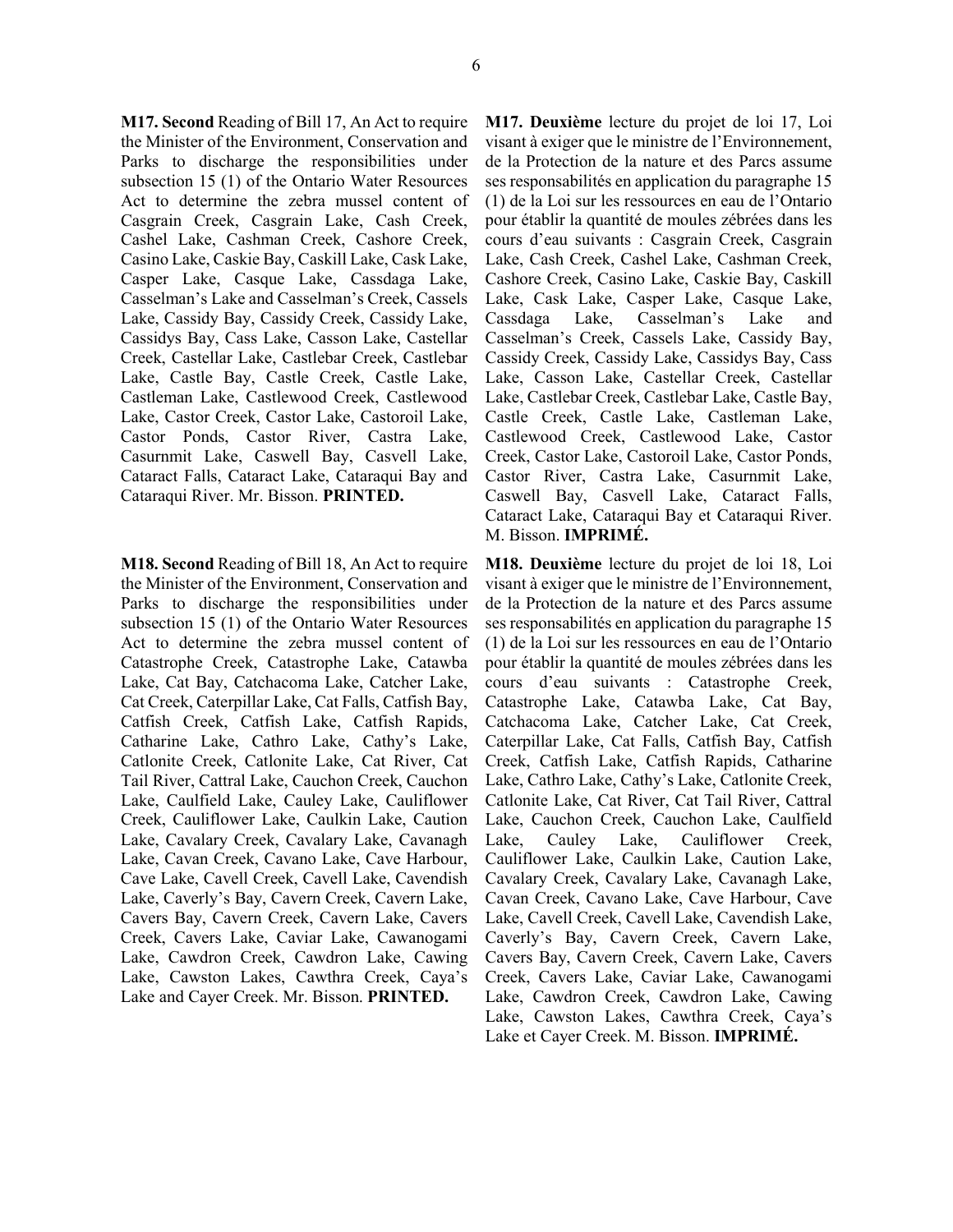**M17. Second** Reading of Bill 17, An Act to require the Minister of the Environment, Conservation and Parks to discharge the responsibilities under subsection 15 (1) of the Ontario Water Resources Act to determine the zebra mussel content of Casgrain Creek, Casgrain Lake, Cash Creek, Cashel Lake, Cashman Creek, Cashore Creek, Casino Lake, Caskie Bay, Caskill Lake, Cask Lake, Casper Lake, Casque Lake, Cassdaga Lake, Casselman's Lake and Casselman's Creek, Cassels Lake, Cassidy Bay, Cassidy Creek, Cassidy Lake, Cassidys Bay, Cass Lake, Casson Lake, Castellar Creek, Castellar Lake, Castlebar Creek, Castlebar Lake, Castle Bay, Castle Creek, Castle Lake, Castleman Lake, Castlewood Creek, Castlewood Lake, Castor Creek, Castor Lake, Castoroil Lake, Castor Ponds, Castor River, Castra Lake, Casurnmit Lake, Caswell Bay, Casvell Lake, Cataract Falls, Cataract Lake, Cataraqui Bay and Cataraqui River. Mr. Bisson. **PRINTED.**

**M17. Deuxième** lecture du projet de loi 17, Loi visant à exiger que le ministre de l'Environnement, de la Protection de la nature et des Parcs assume ses responsabilités en application du paragraphe 15 (1) de la Loi sur les ressources en eau de l'Ontario pour établir la quantité de moules zébrées dans les cours d'eau suivants : Casgrain Creek, Casgrain Lake, Cash Creek, Cashel Lake, Cashman Creek, Cashore Creek, Casino Lake, Caskie Bay, Caskill Lake, Cask Lake, Casper Lake, Casque Lake, Cassdaga Lake, Casselman's Lake and Casselman's Creek, Cassels Lake, Cassidy Bay, Cassidy Creek, Cassidy Lake, Cassidys Bay, Cass Lake, Casson Lake, Castellar Creek, Castellar Lake, Castlebar Creek, Castlebar Lake, Castle Bay, Castle Creek, Castle Lake, Castleman Lake, Castlewood Creek, Castlewood Lake, Castor Creek, Castor Lake, Castoroil Lake, Castor Ponds, Castor River, Castra Lake, Casurnmit Lake, Caswell Bay, Casvell Lake, Cataract Falls, Cataract Lake, Cataraqui Bay et Cataraqui River. M. Bisson. **IMPRIMÉ.**

**M18. Second** Reading of Bill 18, An Act to require the Minister of the Environment, Conservation and Parks to discharge the responsibilities under subsection 15 (1) of the Ontario Water Resources Act to determine the zebra mussel content of Catastrophe Creek, Catastrophe Lake, Catawba Lake, Cat Bay, Catchacoma Lake, Catcher Lake, Cat Creek, Caterpillar Lake, Cat Falls, Catfish Bay, Catfish Creek, Catfish Lake, Catfish Rapids, Catharine Lake, Cathro Lake, Cathy's Lake, Catlonite Creek, Catlonite Lake, Cat River, Cat Tail River, Cattral Lake, Cauchon Creek, Cauchon Lake, Caulfield Lake, Cauley Lake, Cauliflower Creek, Cauliflower Lake, Caulkin Lake, Caution Lake, Cavalary Creek, Cavalary Lake, Cavanagh Lake, Cavan Creek, Cavano Lake, Cave Harbour, Cave Lake, Cavell Creek, Cavell Lake, Cavendish Lake, Caverly's Bay, Cavern Creek, Cavern Lake, Cavers Bay, Cavern Creek, Cavern Lake, Cavers Creek, Cavers Lake, Caviar Lake, Cawanogami Lake, Cawdron Creek, Cawdron Lake, Cawing Lake, Cawston Lakes, Cawthra Creek, Caya's Lake and Cayer Creek. Mr. Bisson. **PRINTED.**

**M18. Deuxième** lecture du projet de loi 18, Loi visant à exiger que le ministre de l'Environnement, de la Protection de la nature et des Parcs assume ses responsabilités en application du paragraphe 15 (1) de la Loi sur les ressources en eau de l'Ontario pour établir la quantité de moules zébrées dans les cours d'eau suivants : Catastrophe Creek, Catastrophe Lake, Catawba Lake, Cat Bay, Catchacoma Lake, Catcher Lake, Cat Creek, Caterpillar Lake, Cat Falls, Catfish Bay, Catfish Creek, Catfish Lake, Catfish Rapids, Catharine Lake, Cathro Lake, Cathy's Lake, Catlonite Creek, Catlonite Lake, Cat River, Cat Tail River, Cattral Lake, Cauchon Creek, Cauchon Lake, Caulfield Lake, Cauley Lake, Cauliflower Creek, Cauliflower Lake, Caulkin Lake, Caution Lake, Cavalary Creek, Cavalary Lake, Cavanagh Lake, Cavan Creek, Cavano Lake, Cave Harbour, Cave Lake, Cavell Creek, Cavell Lake, Cavendish Lake, Caverly's Bay, Cavern Creek, Cavern Lake, Cavers Bay, Cavern Creek, Cavern Lake, Cavers Creek, Cavers Lake, Caviar Lake, Cawanogami Lake, Cawdron Creek, Cawdron Lake, Cawing Lake, Cawston Lakes, Cawthra Creek, Caya's Lake et Cayer Creek. M. Bisson. **IMPRIMÉ.**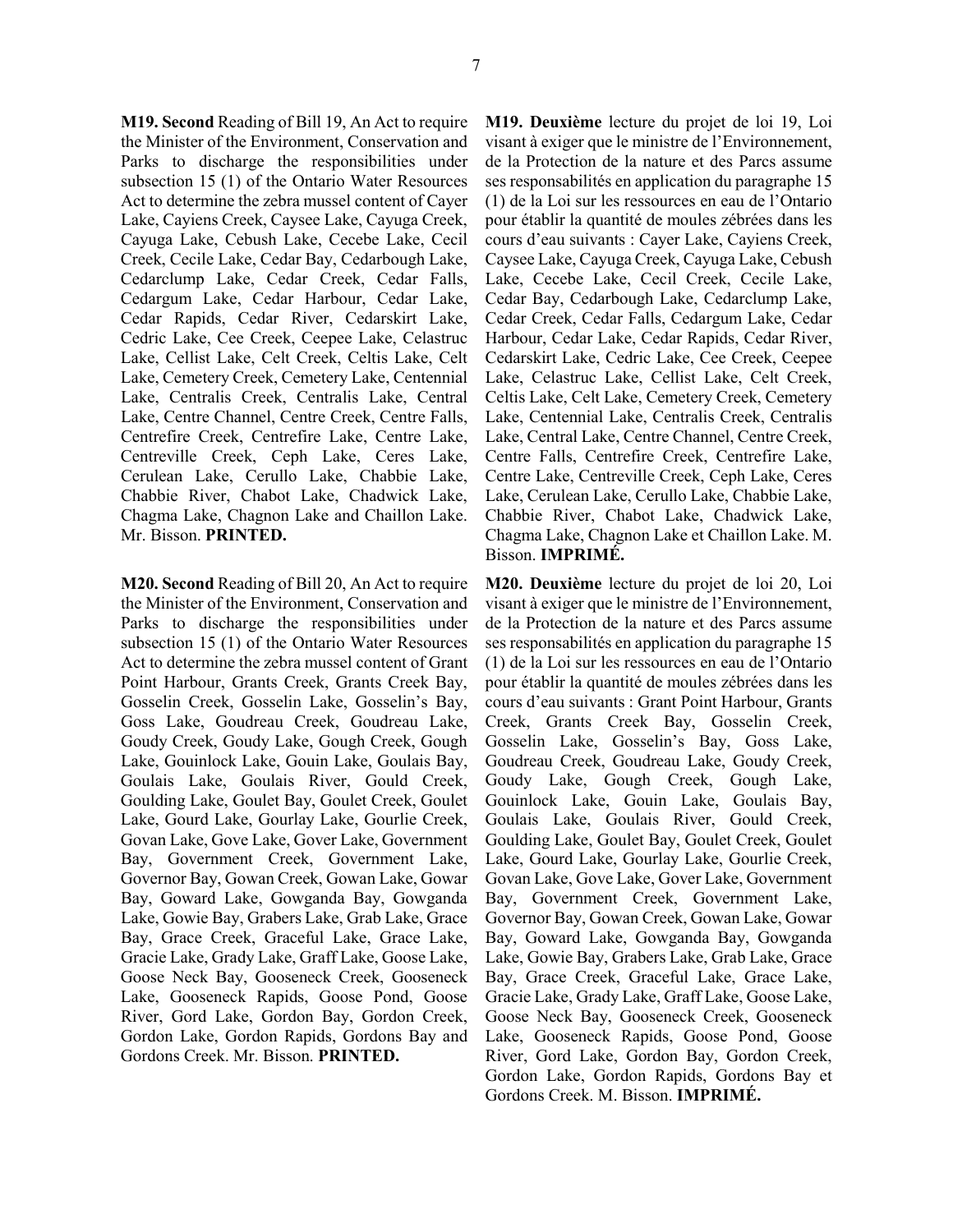**M19. Second** Reading of Bill 19, An Act to require the Minister of the Environment, Conservation and Parks to discharge the responsibilities under subsection 15 (1) of the Ontario Water Resources Act to determine the zebra mussel content of Cayer Lake, Cayiens Creek, Caysee Lake, Cayuga Creek, Cayuga Lake, Cebush Lake, Cecebe Lake, Cecil Creek, Cecile Lake, Cedar Bay, Cedarbough Lake, Cedarclump Lake, Cedar Creek, Cedar Falls, Cedargum Lake, Cedar Harbour, Cedar Lake, Cedar Rapids, Cedar River, Cedarskirt Lake, Cedric Lake, Cee Creek, Ceepee Lake, Celastruc Lake, Cellist Lake, Celt Creek, Celtis Lake, Celt Lake, Cemetery Creek, Cemetery Lake, Centennial Lake, Centralis Creek, Centralis Lake, Central Lake, Centre Channel, Centre Creek, Centre Falls, Centrefire Creek, Centrefire Lake, Centre Lake, Centreville Creek, Ceph Lake, Ceres Lake, Cerulean Lake, Cerullo Lake, Chabbie Lake, Chabbie River, Chabot Lake, Chadwick Lake, Chagma Lake, Chagnon Lake and Chaillon Lake. Mr. Bisson. **PRINTED.**

**M19. Deuxième** lecture du projet de loi 19, Loi visant à exiger que le ministre de l'Environnement, de la Protection de la nature et des Parcs assume ses responsabilités en application du paragraphe 15 (1) de la Loi sur les ressources en eau de l'Ontario pour établir la quantité de moules zébrées dans les cours d'eau suivants : Cayer Lake, Cayiens Creek, Caysee Lake, Cayuga Creek, Cayuga Lake, Cebush Lake, Cecebe Lake, Cecil Creek, Cecile Lake, Cedar Bay, Cedarbough Lake, Cedarclump Lake, Cedar Creek, Cedar Falls, Cedargum Lake, Cedar Harbour, Cedar Lake, Cedar Rapids, Cedar River, Cedarskirt Lake, Cedric Lake, Cee Creek, Ceepee Lake, Celastruc Lake, Cellist Lake, Celt Creek, Celtis Lake, Celt Lake, Cemetery Creek, Cemetery Lake, Centennial Lake, Centralis Creek, Centralis Lake, Central Lake, Centre Channel, Centre Creek, Centre Falls, Centrefire Creek, Centrefire Lake, Centre Lake, Centreville Creek, Ceph Lake, Ceres Lake, Cerulean Lake, Cerullo Lake, Chabbie Lake, Chabbie River, Chabot Lake, Chadwick Lake, Chagma Lake, Chagnon Lake et Chaillon Lake. M. Bisson. **IMPRIMÉ.**

**M20. Second** Reading of Bill 20, An Act to require the Minister of the Environment, Conservation and Parks to discharge the responsibilities under subsection 15 (1) of the Ontario Water Resources Act to determine the zebra mussel content of Grant Point Harbour, Grants Creek, Grants Creek Bay, Gosselin Creek, Gosselin Lake, Gosselin's Bay, Goss Lake, Goudreau Creek, Goudreau Lake, Goudy Creek, Goudy Lake, Gough Creek, Gough Lake, Gouinlock Lake, Gouin Lake, Goulais Bay, Goulais Lake, Goulais River, Gould Creek, Goulding Lake, Goulet Bay, Goulet Creek, Goulet Lake, Gourd Lake, Gourlay Lake, Gourlie Creek, Govan Lake, Gove Lake, Gover Lake, Government Bay, Government Creek, Government Lake, Governor Bay, Gowan Creek, Gowan Lake, Gowar Bay, Goward Lake, Gowganda Bay, Gowganda Lake, Gowie Bay, Grabers Lake, Grab Lake, Grace Bay, Grace Creek, Graceful Lake, Grace Lake, Gracie Lake, Grady Lake, Graff Lake, Goose Lake, Goose Neck Bay, Gooseneck Creek, Gooseneck Lake, Gooseneck Rapids, Goose Pond, Goose River, Gord Lake, Gordon Bay, Gordon Creek, Gordon Lake, Gordon Rapids, Gordons Bay and Gordons Creek. Mr. Bisson. **PRINTED.**

**M20. Deuxième** lecture du projet de loi 20, Loi visant à exiger que le ministre de l'Environnement, de la Protection de la nature et des Parcs assume ses responsabilités en application du paragraphe 15 (1) de la Loi sur les ressources en eau de l'Ontario pour établir la quantité de moules zébrées dans les cours d'eau suivants : Grant Point Harbour, Grants Creek, Grants Creek Bay, Gosselin Creek, Gosselin Lake, Gosselin's Bay, Goss Lake, Goudreau Creek, Goudreau Lake, Goudy Creek, Goudy Lake, Gough Creek, Gough Lake, Gouinlock Lake, Gouin Lake, Goulais Bay, Goulais Lake, Goulais River, Gould Creek, Goulding Lake, Goulet Bay, Goulet Creek, Goulet Lake, Gourd Lake, Gourlay Lake, Gourlie Creek, Govan Lake, Gove Lake, Gover Lake, Government Bay, Government Creek, Government Lake, Governor Bay, Gowan Creek, Gowan Lake, Gowar Bay, Goward Lake, Gowganda Bay, Gowganda Lake, Gowie Bay, Grabers Lake, Grab Lake, Grace Bay, Grace Creek, Graceful Lake, Grace Lake, Gracie Lake, Grady Lake, Graff Lake, Goose Lake, Goose Neck Bay, Gooseneck Creek, Gooseneck Lake, Gooseneck Rapids, Goose Pond, Goose River, Gord Lake, Gordon Bay, Gordon Creek, Gordon Lake, Gordon Rapids, Gordons Bay et Gordons Creek. M. Bisson. **IMPRIMÉ.**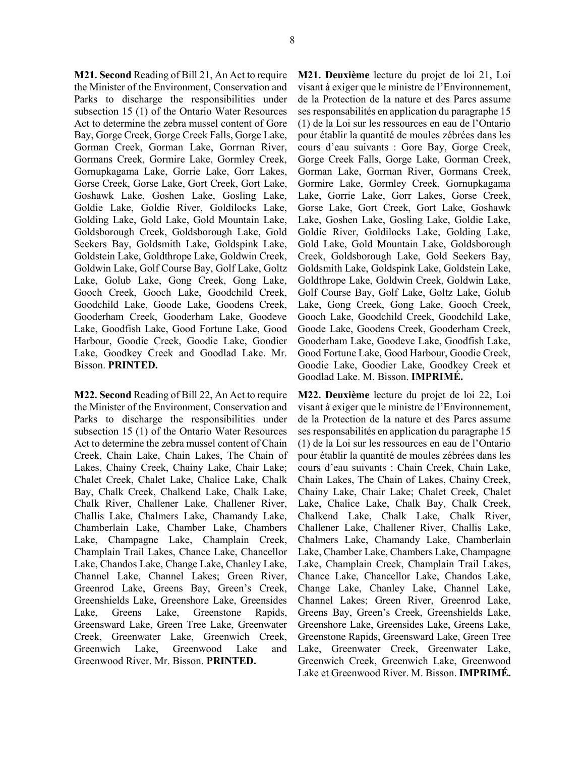**M21. Second** Reading of Bill 21, An Act to require the Minister of the Environment, Conservation and Parks to discharge the responsibilities under subsection 15 (1) of the Ontario Water Resources Act to determine the zebra mussel content of Gore Bay, Gorge Creek, Gorge Creek Falls, Gorge Lake, Gorman Creek, Gorman Lake, Gorrnan River, Gormans Creek, Gormire Lake, Gormley Creek, Gornupkagama Lake, Gorrie Lake, Gorr Lakes, Gorse Creek, Gorse Lake, Gort Creek, Gort Lake, Goshawk Lake, Goshen Lake, Gosling Lake, Goldie Lake, Goldie River, Goldilocks Lake, Golding Lake, Gold Lake, Gold Mountain Lake, Goldsborough Creek, Goldsborough Lake, Gold Seekers Bay, Goldsmith Lake, Goldspink Lake, Goldstein Lake, Goldthrope Lake, Goldwin Creek, Goldwin Lake, Golf Course Bay, Golf Lake, Goltz Lake, Golub Lake, Gong Creek, Gong Lake, Gooch Creek, Gooch Lake, Goodchild Creek, Goodchild Lake, Goode Lake, Goodens Creek, Gooderham Creek, Gooderham Lake, Goodeve Lake, Goodfish Lake, Good Fortune Lake, Good Harbour, Goodie Creek, Goodie Lake, Goodier Lake, Goodkey Creek and Goodlad Lake. Mr. Bisson. **PRINTED.**

**M21. Deuxième** lecture du projet de loi 21, Loi visant à exiger que le ministre de l'Environnement, de la Protection de la nature et des Parcs assume ses responsabilités en application du paragraphe 15 (1) de la Loi sur les ressources en eau de l'Ontario pour établir la quantité de moules zébrées dans les cours d'eau suivants : Gore Bay, Gorge Creek, Gorge Creek Falls, Gorge Lake, Gorman Creek, Gorman Lake, Gorrnan River, Gormans Creek, Gormire Lake, Gormley Creek, Gornupkagama Lake, Gorrie Lake, Gorr Lakes, Gorse Creek, Gorse Lake, Gort Creek, Gort Lake, Goshawk Lake, Goshen Lake, Gosling Lake, Goldie Lake, Goldie River, Goldilocks Lake, Golding Lake, Gold Lake, Gold Mountain Lake, Goldsborough Creek, Goldsborough Lake, Gold Seekers Bay, Goldsmith Lake, Goldspink Lake, Goldstein Lake, Goldthrope Lake, Goldwin Creek, Goldwin Lake, Golf Course Bay, Golf Lake, Goltz Lake, Golub Lake, Gong Creek, Gong Lake, Gooch Creek, Gooch Lake, Goodchild Creek, Goodchild Lake, Goode Lake, Goodens Creek, Gooderham Creek, Gooderham Lake, Goodeve Lake, Goodfish Lake, Good Fortune Lake, Good Harbour, Goodie Creek, Goodie Lake, Goodier Lake, Goodkey Creek et Goodlad Lake. M. Bisson. **IMPRIMÉ.**

**M22. Second** Reading of Bill 22, An Act to require the Minister of the Environment, Conservation and Parks to discharge the responsibilities under subsection 15 (1) of the Ontario Water Resources Act to determine the zebra mussel content of Chain Creek, Chain Lake, Chain Lakes, The Chain of Lakes, Chainy Creek, Chainy Lake, Chair Lake; Chalet Creek, Chalet Lake, Chalice Lake, Chalk Bay, Chalk Creek, Chalkend Lake, Chalk Lake, Chalk River, Challener Lake, Challener River, Challis Lake, Chalmers Lake, Chamandy Lake, Chamberlain Lake, Chamber Lake, Chambers Lake, Champagne Lake, Champlain Creek, Champlain Trail Lakes, Chance Lake, Chancellor Lake, Chandos Lake, Change Lake, Chanley Lake, Channel Lake, Channel Lakes; Green River, Greenrod Lake, Greens Bay, Green's Creek, Greenshields Lake, Greenshore Lake, Greensides Lake, Greens Lake, Greenstone Rapids, Greensward Lake, Green Tree Lake, Greenwater Creek, Greenwater Lake, Greenwich Creek, Greenwich Lake, Greenwood Lake and Greenwood River. Mr. Bisson. **PRINTED.**

**M22. Deuxième** lecture du projet de loi 22, Loi visant à exiger que le ministre de l'Environnement, de la Protection de la nature et des Parcs assume ses responsabilités en application du paragraphe 15 (1) de la Loi sur les ressources en eau de l'Ontario pour établir la quantité de moules zébrées dans les cours d'eau suivants : Chain Creek, Chain Lake, Chain Lakes, The Chain of Lakes, Chainy Creek, Chainy Lake, Chair Lake; Chalet Creek, Chalet Lake, Chalice Lake, Chalk Bay, Chalk Creek, Chalkend Lake, Chalk Lake, Chalk River, Challener Lake, Challener River, Challis Lake, Chalmers Lake, Chamandy Lake, Chamberlain Lake, Chamber Lake, Chambers Lake, Champagne Lake, Champlain Creek, Champlain Trail Lakes, Chance Lake, Chancellor Lake, Chandos Lake, Change Lake, Chanley Lake, Channel Lake, Channel Lakes; Green River, Greenrod Lake, Greens Bay, Green's Creek, Greenshields Lake, Greenshore Lake, Greensides Lake, Greens Lake, Greenstone Rapids, Greensward Lake, Green Tree Lake, Greenwater Creek, Greenwater Lake, Greenwich Creek, Greenwich Lake, Greenwood Lake et Greenwood River. M. Bisson. **IMPRIMÉ.**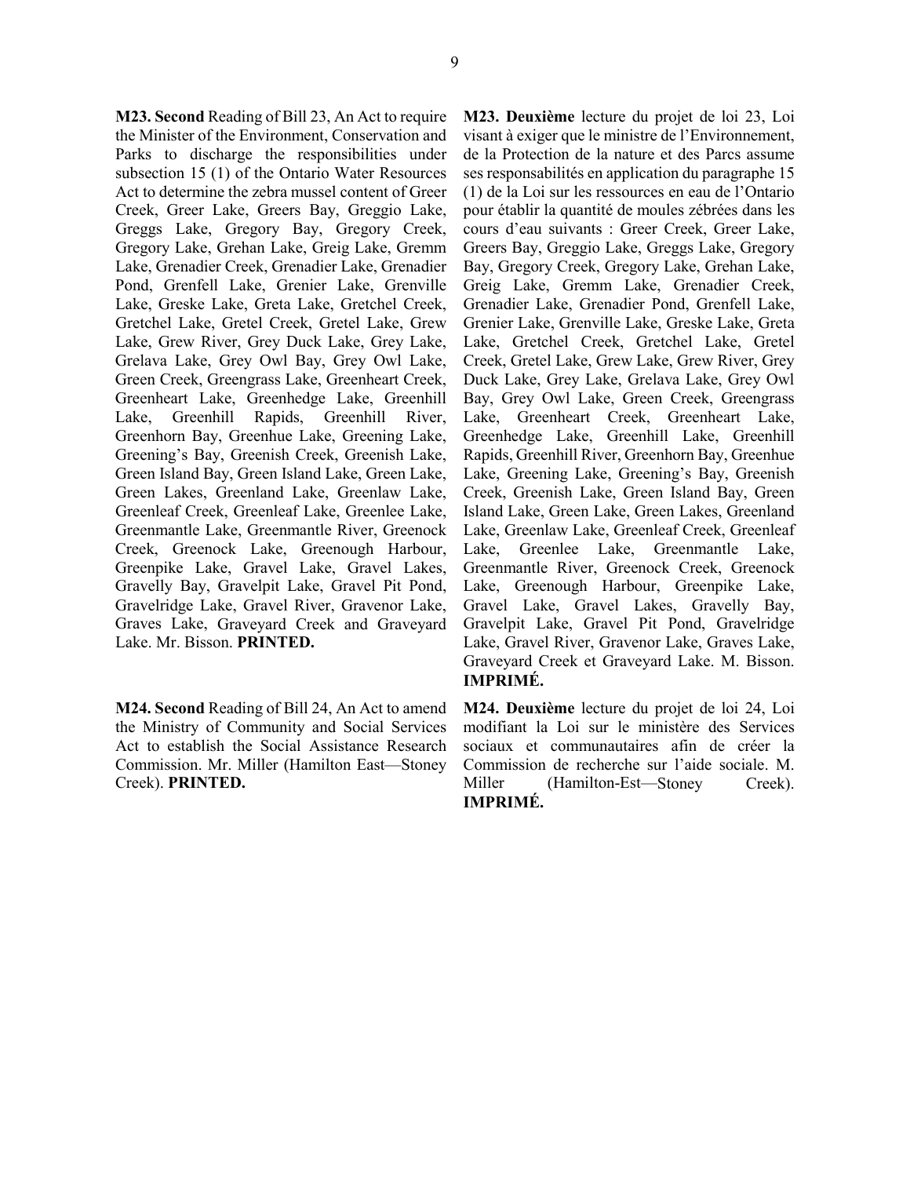**M23. Second** Reading of Bill 23, An Act to require the Minister of the Environment, Conservation and Parks to discharge the responsibilities under subsection 15 (1) of the Ontario Water Resources Act to determine the zebra mussel content of Greer Creek, Greer Lake, Greers Bay, Greggio Lake, Greggs Lake, Gregory Bay, Gregory Creek, Gregory Lake, Grehan Lake, Greig Lake, Gremm Lake, Grenadier Creek, Grenadier Lake, Grenadier Pond, Grenfell Lake, Grenier Lake, Grenville Lake, Greske Lake, Greta Lake, Gretchel Creek, Gretchel Lake, Gretel Creek, Gretel Lake, Grew Lake, Grew River, Grey Duck Lake, Grey Lake, Grelava Lake, Grey Owl Bay, Grey Owl Lake, Green Creek, Greengrass Lake, Greenheart Creek, Greenheart Lake, Greenhedge Lake, Greenhill Lake, Greenhill Rapids, Greenhill River, Greenhorn Bay, Greenhue Lake, Greening Lake, Greening's Bay, Greenish Creek, Greenish Lake, Green Island Bay, Green Island Lake, Green Lake, Green Lakes, Greenland Lake, Greenlaw Lake, Greenleaf Creek, Greenleaf Lake, Greenlee Lake, Greenmantle Lake, Greenmantle River, Greenock Creek, Greenock Lake, Greenough Harbour, Greenpike Lake, Gravel Lake, Gravel Lakes, Gravelly Bay, Gravelpit Lake, Gravel Pit Pond, Gravelridge Lake, Gravel River, Gravenor Lake, Graves Lake, Graveyard Creek and Graveyard Lake. Mr. Bisson. **PRINTED.**

**M23. Deuxième** lecture du projet de loi 23, Loi visant à exiger que le ministre de l'Environnement, de la Protection de la nature et des Parcs assume ses responsabilités en application du paragraphe 15 (1) de la Loi sur les ressources en eau de l'Ontario pour établir la quantité de moules zébrées dans les cours d'eau suivants : Greer Creek, Greer Lake, Greers Bay, Greggio Lake, Greggs Lake, Gregory Bay, Gregory Creek, Gregory Lake, Grehan Lake, Greig Lake, Gremm Lake, Grenadier Creek, Grenadier Lake, Grenadier Pond, Grenfell Lake, Grenier Lake, Grenville Lake, Greske Lake, Greta Lake, Gretchel Creek, Gretchel Lake, Gretel Creek, Gretel Lake, Grew Lake, Grew River, Grey Duck Lake, Grey Lake, Grelava Lake, Grey Owl Bay, Grey Owl Lake, Green Creek, Greengrass Lake, Greenheart Creek, Greenheart Lake, Greenhedge Lake, Greenhill Lake, Greenhill Rapids, Greenhill River, Greenhorn Bay, Greenhue Lake, Greening Lake, Greening's Bay, Greenish Creek, Greenish Lake, Green Island Bay, Green Island Lake, Green Lake, Green Lakes, Greenland Lake, Greenlaw Lake, Greenleaf Creek, Greenleaf Lake, Greenlee Lake, Greenmantle Lake, Greenmantle River, Greenock Creek, Greenock Lake, Greenough Harbour, Greenpike Lake, Gravel Lake, Gravel Lakes, Gravelly Bay, Gravelpit Lake, Gravel Pit Pond, Gravelridge Lake, Gravel River, Gravenor Lake, Graves Lake, Graveyard Creek et Graveyard Lake. M. Bisson. **IMPRIMÉ.**

**M24. Second** Reading of Bill 24, An Act to amend the Ministry of Community and Social Services Act to establish the Social Assistance Research Commission. Mr. Miller (Hamilton East—Stoney Creek). **PRINTED.**

**M24. Deuxième** lecture du projet de loi 24, Loi modifiant la Loi sur le ministère des Services sociaux et communautaires afin de créer la Commission de recherche sur l'aide sociale. M. Miller (Hamilton-Est—Stoney Creek). **IMPRIMÉ.**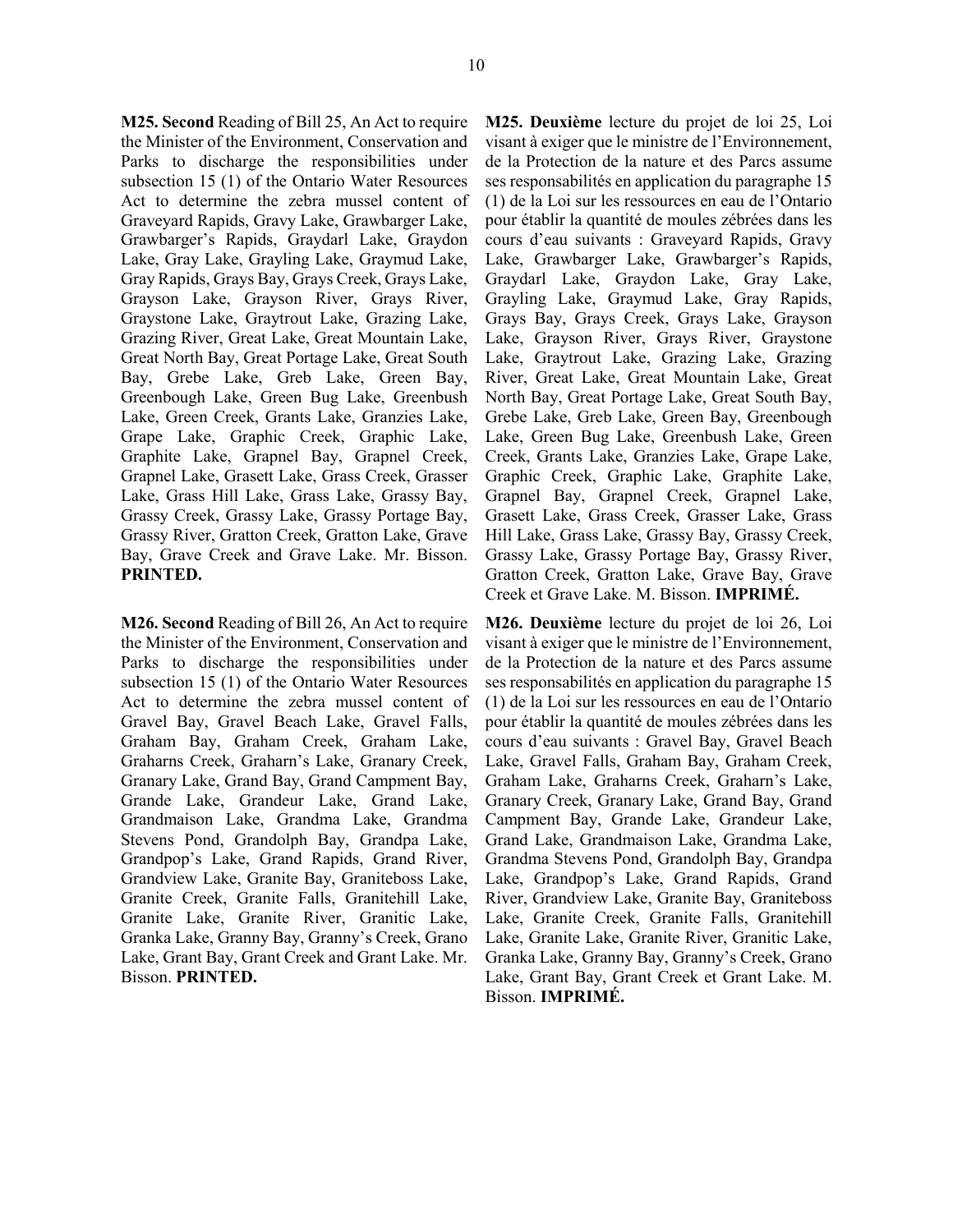**M25. Second** Reading of Bill 25, An Act to require the Minister of the Environment, Conservation and Parks to discharge the responsibilities under subsection 15 (1) of the Ontario Water Resources Act to determine the zebra mussel content of Graveyard Rapids, Gravy Lake, Grawbarger Lake, Grawbarger's Rapids, Graydarl Lake, Graydon Lake, Gray Lake, Grayling Lake, Graymud Lake, Gray Rapids, Grays Bay, Grays Creek, Grays Lake, Grayson Lake, Grayson River, Grays River, Graystone Lake, Graytrout Lake, Grazing Lake, Grazing River, Great Lake, Great Mountain Lake, Great North Bay, Great Portage Lake, Great South Bay, Grebe Lake, Greb Lake, Green Bay, Greenbough Lake, Green Bug Lake, Greenbush Lake, Green Creek, Grants Lake, Granzies Lake, Grape Lake, Graphic Creek, Graphic Lake, Graphite Lake, Grapnel Bay, Grapnel Creek, Grapnel Lake, Grasett Lake, Grass Creek, Grasser Lake, Grass Hill Lake, Grass Lake, Grassy Bay, Grassy Creek, Grassy Lake, Grassy Portage Bay, Grassy River, Gratton Creek, Gratton Lake, Grave Bay, Grave Creek and Grave Lake. Mr. Bisson. **PRINTED.**

**M25. Deuxième** lecture du projet de loi 25, Loi visant à exiger que le ministre de l'Environnement, de la Protection de la nature et des Parcs assume ses responsabilités en application du paragraphe 15 (1) de la Loi sur les ressources en eau de l'Ontario pour établir la quantité de moules zébrées dans les cours d'eau suivants : Graveyard Rapids, Gravy Lake, Grawbarger Lake, Grawbarger's Rapids, Graydarl Lake, Graydon Lake, Gray Lake, Grayling Lake, Graymud Lake, Gray Rapids, Grays Bay, Grays Creek, Grays Lake, Grayson Lake, Grayson River, Grays River, Graystone Lake, Graytrout Lake, Grazing Lake, Grazing River, Great Lake, Great Mountain Lake, Great North Bay, Great Portage Lake, Great South Bay, Grebe Lake, Greb Lake, Green Bay, Greenbough Lake, Green Bug Lake, Greenbush Lake, Green Creek, Grants Lake, Granzies Lake, Grape Lake, Graphic Creek, Graphic Lake, Graphite Lake, Grapnel Bay, Grapnel Creek, Grapnel Lake, Grasett Lake, Grass Creek, Grasser Lake, Grass Hill Lake, Grass Lake, Grassy Bay, Grassy Creek, Grassy Lake, Grassy Portage Bay, Grassy River, Gratton Creek, Gratton Lake, Grave Bay, Grave Creek et Grave Lake. M. Bisson. **IMPRIMÉ.**

**M26. Second** Reading of Bill 26, An Act to require the Minister of the Environment, Conservation and Parks to discharge the responsibilities under subsection 15 (1) of the Ontario Water Resources Act to determine the zebra mussel content of Gravel Bay, Gravel Beach Lake, Gravel Falls, Graham Bay, Graham Creek, Graham Lake, Graharns Creek, Graharn's Lake, Granary Creek, Granary Lake, Grand Bay, Grand Campment Bay, Grande Lake, Grandeur Lake, Grand Lake, Grandmaison Lake, Grandma Lake, Grandma Stevens Pond, Grandolph Bay, Grandpa Lake, Grandpop's Lake, Grand Rapids, Grand River, Grandview Lake, Granite Bay, Graniteboss Lake, Granite Creek, Granite Falls, Granitehill Lake, Granite Lake, Granite River, Granitic Lake, Granka Lake, Granny Bay, Granny's Creek, Grano Lake, Grant Bay, Grant Creek and Grant Lake. Mr. Bisson. **PRINTED.**

**M26. Deuxième** lecture du projet de loi 26, Loi visant à exiger que le ministre de l'Environnement, de la Protection de la nature et des Parcs assume ses responsabilités en application du paragraphe 15 (1) de la Loi sur les ressources en eau de l'Ontario pour établir la quantité de moules zébrées dans les cours d'eau suivants : Gravel Bay, Gravel Beach Lake, Gravel Falls, Graham Bay, Graham Creek, Graham Lake, Graharns Creek, Graharn's Lake, Granary Creek, Granary Lake, Grand Bay, Grand Campment Bay, Grande Lake, Grandeur Lake, Grand Lake, Grandmaison Lake, Grandma Lake, Grandma Stevens Pond, Grandolph Bay, Grandpa Lake, Grandpop's Lake, Grand Rapids, Grand River, Grandview Lake, Granite Bay, Graniteboss Lake, Granite Creek, Granite Falls, Granitehill Lake, Granite Lake, Granite River, Granitic Lake, Granka Lake, Granny Bay, Granny's Creek, Grano Lake, Grant Bay, Grant Creek et Grant Lake. M. Bisson. **IMPRIMÉ.**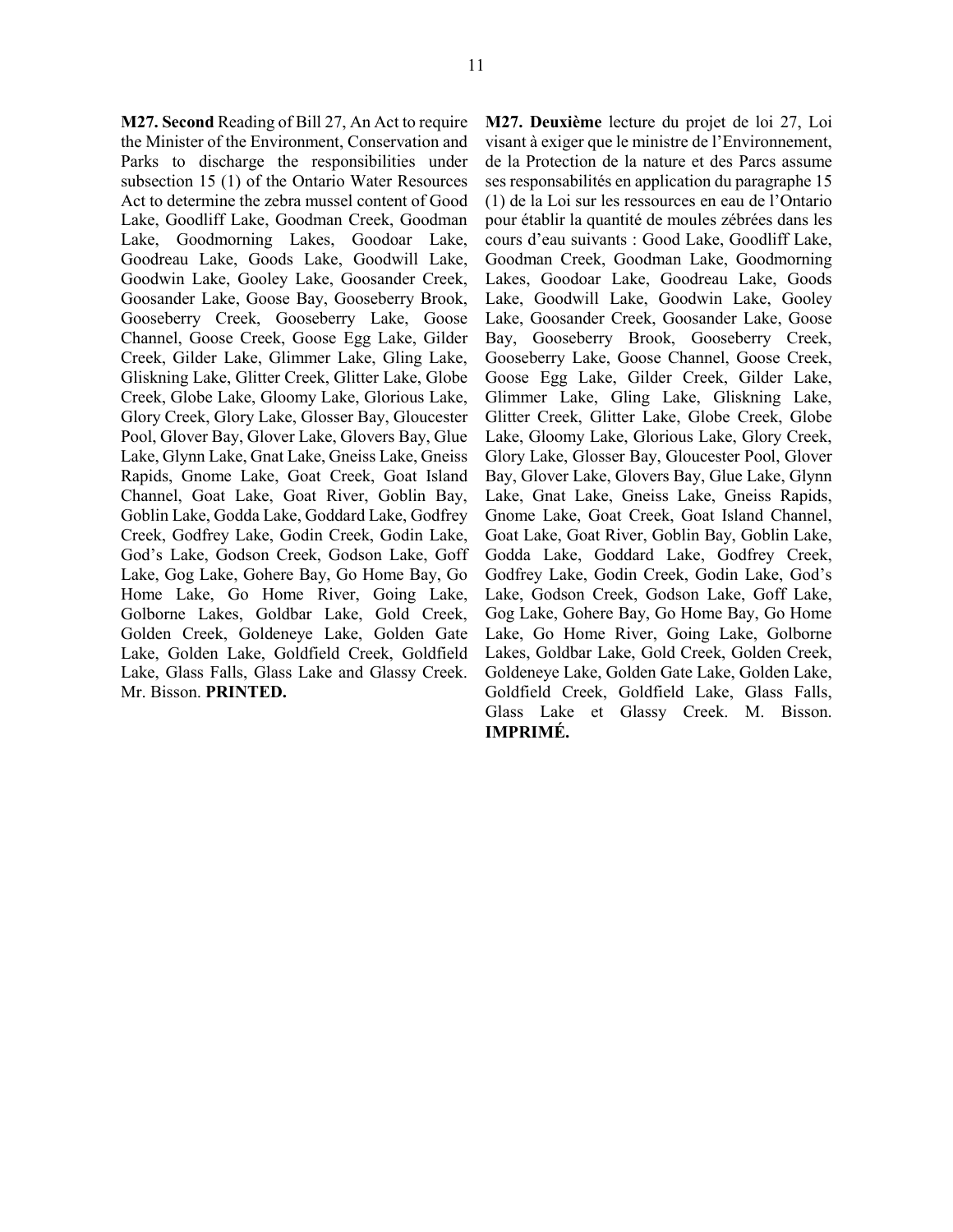**M27. Second** Reading of Bill 27, An Act to require the Minister of the Environment, Conservation and Parks to discharge the responsibilities under subsection 15 (1) of the Ontario Water Resources Act to determine the zebra mussel content of Good Lake, Goodliff Lake, Goodman Creek, Goodman Lake, Goodmorning Lakes, Goodoar Lake, Goodreau Lake, Goods Lake, Goodwill Lake, Goodwin Lake, Gooley Lake, Goosander Creek, Goosander Lake, Goose Bay, Gooseberry Brook, Gooseberry Creek, Gooseberry Lake, Goose Channel, Goose Creek, Goose Egg Lake, Gilder Creek, Gilder Lake, Glimmer Lake, Gling Lake, Gliskning Lake, Glitter Creek, Glitter Lake, Globe Creek, Globe Lake, Gloomy Lake, Glorious Lake, Glory Creek, Glory Lake, Glosser Bay, Gloucester Pool, Glover Bay, Glover Lake, Glovers Bay, Glue Lake, Glynn Lake, Gnat Lake, Gneiss Lake, Gneiss Rapids, Gnome Lake, Goat Creek, Goat Island Channel, Goat Lake, Goat River, Goblin Bay, Goblin Lake, Godda Lake, Goddard Lake, Godfrey Creek, Godfrey Lake, Godin Creek, Godin Lake, God's Lake, Godson Creek, Godson Lake, Goff Lake, Gog Lake, Gohere Bay, Go Home Bay, Go Home Lake, Go Home River, Going Lake, Golborne Lakes, Goldbar Lake, Gold Creek, Golden Creek, Goldeneye Lake, Golden Gate Lake, Golden Lake, Goldfield Creek, Goldfield Lake, Glass Falls, Glass Lake and Glassy Creek. Mr. Bisson. **PRINTED.**

**M27. Deuxième** lecture du projet de loi 27, Loi visant à exiger que le ministre de l'Environnement, de la Protection de la nature et des Parcs assume ses responsabilités en application du paragraphe 15 (1) de la Loi sur les ressources en eau de l'Ontario pour établir la quantité de moules zébrées dans les cours d'eau suivants : Good Lake, Goodliff Lake, Goodman Creek, Goodman Lake, Goodmorning Lakes, Goodoar Lake, Goodreau Lake, Goods Lake, Goodwill Lake, Goodwin Lake, Gooley Lake, Goosander Creek, Goosander Lake, Goose Bay, Gooseberry Brook, Gooseberry Creek, Gooseberry Lake, Goose Channel, Goose Creek, Goose Egg Lake, Gilder Creek, Gilder Lake, Glimmer Lake, Gling Lake, Gliskning Lake, Glitter Creek, Glitter Lake, Globe Creek, Globe Lake, Gloomy Lake, Glorious Lake, Glory Creek, Glory Lake, Glosser Bay, Gloucester Pool, Glover Bay, Glover Lake, Glovers Bay, Glue Lake, Glynn Lake, Gnat Lake, Gneiss Lake, Gneiss Rapids, Gnome Lake, Goat Creek, Goat Island Channel, Goat Lake, Goat River, Goblin Bay, Goblin Lake, Godda Lake, Goddard Lake, Godfrey Creek, Godfrey Lake, Godin Creek, Godin Lake, God's Lake, Godson Creek, Godson Lake, Goff Lake, Gog Lake, Gohere Bay, Go Home Bay, Go Home Lake, Go Home River, Going Lake, Golborne Lakes, Goldbar Lake, Gold Creek, Golden Creek, Goldeneye Lake, Golden Gate Lake, Golden Lake, Goldfield Creek, Goldfield Lake, Glass Falls, Glass Lake et Glassy Creek. M. Bisson. **IMPRIMÉ.**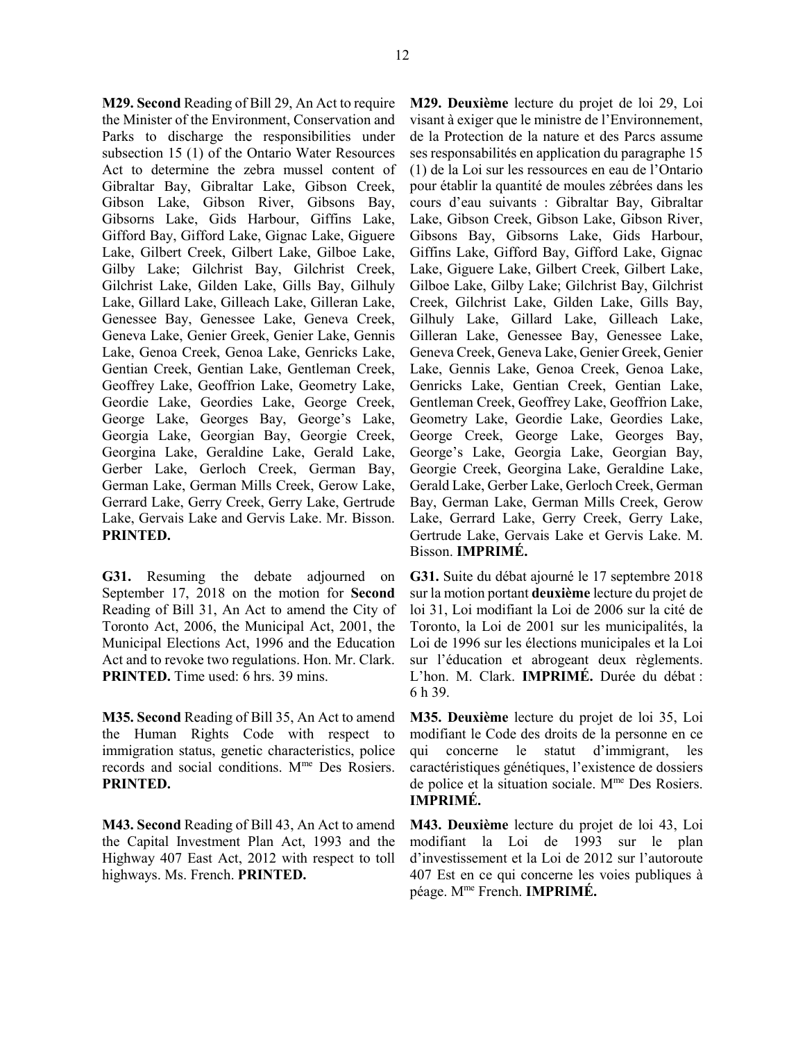**M29. Second** Reading of Bill 29, An Act to require the Minister of the Environment, Conservation and Parks to discharge the responsibilities under subsection 15 (1) of the Ontario Water Resources Act to determine the zebra mussel content of Gibraltar Bay, Gibraltar Lake, Gibson Creek, Gibson Lake, Gibson River, Gibsons Bay, Gibsorns Lake, Gids Harbour, Giffins Lake, Gifford Bay, Gifford Lake, Gignac Lake, Giguere Lake, Gilbert Creek, Gilbert Lake, Gilboe Lake, Gilby Lake; Gilchrist Bay, Gilchrist Creek, Gilchrist Lake, Gilden Lake, Gills Bay, Gilhuly Lake, Gillard Lake, Gilleach Lake, Gilleran Lake, Genessee Bay, Genessee Lake, Geneva Creek, Geneva Lake, Genier Greek, Genier Lake, Gennis Lake, Genoa Creek, Genoa Lake, Genricks Lake, Gentian Creek, Gentian Lake, Gentleman Creek, Geoffrey Lake, Geoffrion Lake, Geometry Lake, Geordie Lake, Geordies Lake, George Creek, George Lake, Georges Bay, George's Lake, Georgia Lake, Georgian Bay, Georgie Creek, Georgina Lake, Geraldine Lake, Gerald Lake, Gerber Lake, Gerloch Creek, German Bay, German Lake, German Mills Creek, Gerow Lake, Gerrard Lake, Gerry Creek, Gerry Lake, Gertrude Lake, Gervais Lake and Gervis Lake. Mr. Bisson. **PRINTED.**

**M29. Deuxième** lecture du projet de loi 29, Loi visant à exiger que le ministre de l'Environnement, de la Protection de la nature et des Parcs assume ses responsabilités en application du paragraphe 15 (1) de la Loi sur les ressources en eau de l'Ontario pour établir la quantité de moules zébrées dans les cours d'eau suivants : Gibraltar Bay, Gibraltar Lake, Gibson Creek, Gibson Lake, Gibson River, Gibsons Bay, Gibsorns Lake, Gids Harbour, Giffins Lake, Gifford Bay, Gifford Lake, Gignac Lake, Giguere Lake, Gilbert Creek, Gilbert Lake, Gilboe Lake, Gilby Lake; Gilchrist Bay, Gilchrist Creek, Gilchrist Lake, Gilden Lake, Gills Bay, Gilhuly Lake, Gillard Lake, Gilleach Lake, Gilleran Lake, Genessee Bay, Genessee Lake, Geneva Creek, Geneva Lake, Genier Greek, Genier Lake, Gennis Lake, Genoa Creek, Genoa Lake, Genricks Lake, Gentian Creek, Gentian Lake, Gentleman Creek, Geoffrey Lake, Geoffrion Lake, Geometry Lake, Geordie Lake, Geordies Lake, George Creek, George Lake, Georges Bay, George's Lake, Georgia Lake, Georgian Bay, Georgie Creek, Georgina Lake, Geraldine Lake, Gerald Lake, Gerber Lake, Gerloch Creek, German Bay, German Lake, German Mills Creek, Gerow Lake, Gerrard Lake, Gerry Creek, Gerry Lake, Gertrude Lake, Gervais Lake et Gervis Lake. M. Bisson. **IMPRIMÉ.**

**G31.** Resuming the debate adjourned on September 17, 2018 on the motion for **Second** Reading of Bill 31, An Act to amend the City of Toronto Act, 2006, the Municipal Act, 2001, the Municipal Elections Act, 1996 and the Education Act and to revoke two regulations. Hon. Mr. Clark. **PRINTED.** Time used: 6 hrs. 39 mins.

**G31.** Suite du débat ajourné le 17 septembre 2018 sur la motion portant **deuxième** lecture du projet de loi 31, Loi modifiant la Loi de 2006 sur la cité de Toronto, la Loi de 2001 sur les municipalités, la Loi de 1996 sur les élections municipales et la Loi sur l'éducation et abrogeant deux règlements. L'hon. M. Clark. **IMPRIMÉ.** Durée du débat : 6 h 39.

**M35. Second** Reading of Bill 35, An Act to amend the Human Rights Code with respect to immigration status, genetic characteristics, police records and social conditions. M[me] Des Rosiers. **PRINTED.**

**M35. Deuxième** lecture du projet de loi 35, Loi modifiant le Code des droits de la personne en ce qui concerne le statut d'immigrant, les caractéristiques génétiques, l'existence de dossiers de police et la situation sociale. M[me] Des Rosiers. **IMPRIMÉ.**

**M43. Second** Reading of Bill 43, An Act to amend the Capital Investment Plan Act, 1993 and the Highway 407 East Act, 2012 with respect to toll highways. Ms. French. **PRINTED.**

**M43. Deuxième** lecture du projet de loi 43, Loi modifiant la Loi de 1993 sur le plan d'investissement et la Loi de 2012 sur l'autoroute 407 Est en ce qui concerne les voies publiques à péage. M[me] French. **IMPRIMÉ.**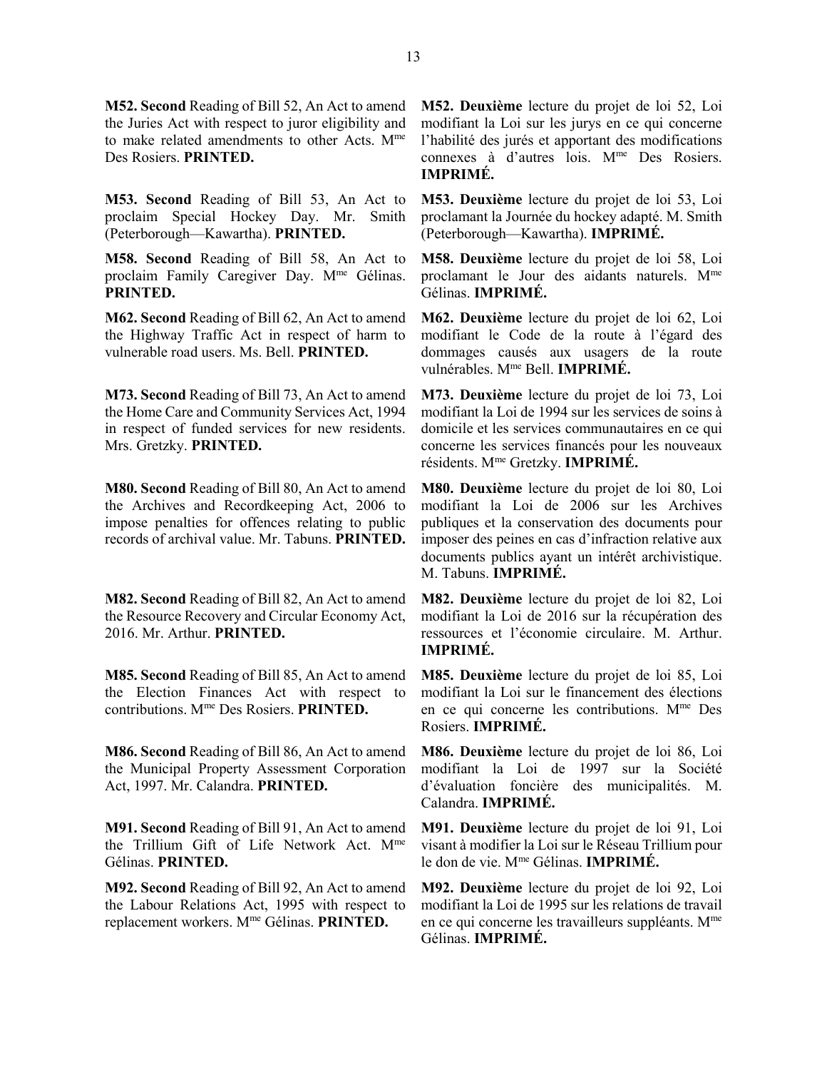**M52. Second** Reading of Bill 52, An Act to amend the Juries Act with respect to juror eligibility and to make related amendments to other Acts. Mme Des Rosiers. **PRINTED.**

**M52. Deuxième** lecture du projet de loi 52, Loi modifiant la Loi sur les jurys en ce qui concerne l'habilité des jurés et apportant des modifications connexes à d'autres lois. Mme Des Rosiers. **IMPRIMÉ.**

**M53. Second** Reading of Bill 53, An Act to proclaim Special Hockey Day. Mr. Smith (Peterborough—Kawartha). **PRINTED.**

**M53. Deuxième** lecture du projet de loi 53, Loi proclamant la Journée du hockey adapté. M. Smith (Peterborough—Kawartha). **IMPRIMÉ.**

**M58. Second** Reading of Bill 58, An Act to proclaim Family Caregiver Day. Mme Gélinas. **PRINTED.**

**M58. Deuxième** lecture du projet de loi 58, Loi proclamant le Jour des aidants naturels. Mme Gélinas. **IMPRIMÉ.**

**M62. Second** Reading of Bill 62, An Act to amend the Highway Traffic Act in respect of harm to vulnerable road users. Ms. Bell. **PRINTED.**

**M62. Deuxième** lecture du projet de loi 62, Loi modifiant le Code de la route à l'égard des dommages causés aux usagers de la route vulnérables. Mme Bell. **IMPRIMÉ.**

**M73. Second** Reading of Bill 73, An Act to amend the Home Care and Community Services Act, 1994 in respect of funded services for new residents. Mrs. Gretzky. **PRINTED.**

**M73. Deuxième** lecture du projet de loi 73, Loi modifiant la Loi de 1994 sur les services de soins à domicile et les services communautaires en ce qui concerne les services financés pour les nouveaux résidents. Mme Gretzky. **IMPRIMÉ.**

**M80. Second** Reading of Bill 80, An Act to amend the Archives and Recordkeeping Act, 2006 to impose penalties for offences relating to public records of archival value. Mr. Tabuns. **PRINTED.**

**M80. Deuxième** lecture du projet de loi 80, Loi modifiant la Loi de 2006 sur les Archives publiques et la conservation des documents pour imposer des peines en cas d'infraction relative aux documents publics ayant un intérêt archivistique. M. Tabuns. **IMPRIMÉ.**

**M82. Second** Reading of Bill 82, An Act to amend the Resource Recovery and Circular Economy Act, 2016. Mr. Arthur. **PRINTED.**

**M82. Deuxième** lecture du projet de loi 82, Loi modifiant la Loi de 2016 sur la récupération des ressources et l'économie circulaire. M. Arthur. **IMPRIMÉ.**

**M85. Second** Reading of Bill 85, An Act to amend the Election Finances Act with respect to contributions. Mme Des Rosiers. **PRINTED.**

**M85. Deuxième** lecture du projet de loi 85, Loi modifiant la Loi sur le financement des élections en ce qui concerne les contributions. Mme Des Rosiers. **IMPRIMÉ.**

**M86. Second** Reading of Bill 86, An Act to amend the Municipal Property Assessment Corporation Act, 1997. Mr. Calandra. **PRINTED.**

**M86. Deuxième** lecture du projet de loi 86, Loi modifiant la Loi de 1997 sur la Société d'évaluation foncière des municipalités. M. Calandra. **IMPRIMÉ.**

**M91. Second** Reading of Bill 91, An Act to amend the Trillium Gift of Life Network Act. Mme Gélinas. **PRINTED.**

**M91. Deuxième** lecture du projet de loi 91, Loi visant à modifier la Loi sur le Réseau Trillium pour le don de vie. Mme Gélinas. **IMPRIMÉ.**

**M92. Second** Reading of Bill 92, An Act to amend the Labour Relations Act, 1995 with respect to replacement workers. Mme Gélinas. **PRINTED.**

**M92. Deuxième** lecture du projet de loi 92, Loi modifiant la Loi de 1995 sur les relations de travail en ce qui concerne les travailleurs suppléants. Mme Gélinas. **IMPRIMÉ.**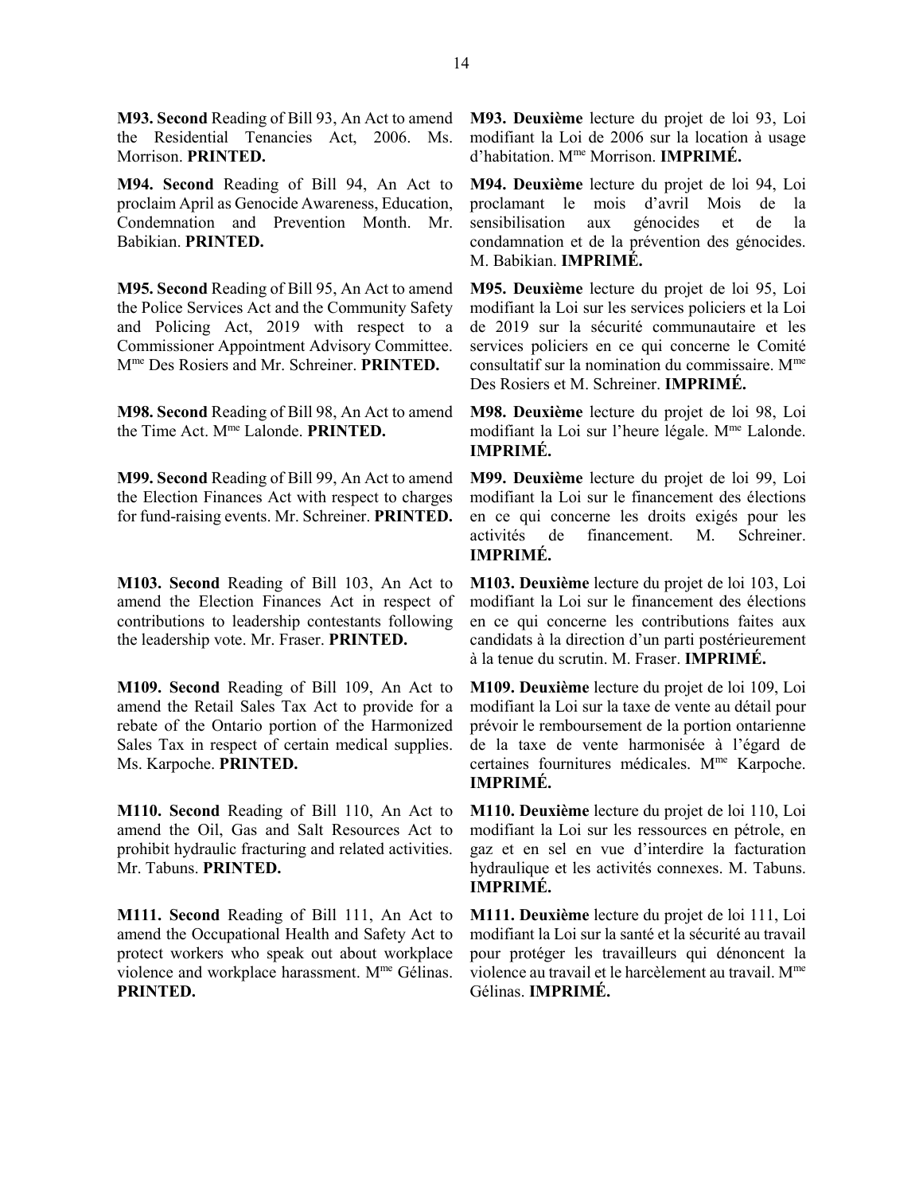**M93. Second** Reading of Bill 93, An Act to amend the Residential Tenancies Act, 2006. Ms. Morrison. **PRINTED.**

**M93. Deuxième** lecture du projet de loi 93, Loi modifiant la Loi de 2006 sur la location à usage d'habitation. Mme Morrison. **IMPRIMÉ.**

**M94. Second** Reading of Bill 94, An Act to proclaim April as Genocide Awareness, Education, Condemnation and Prevention Month. Mr. Babikian. **PRINTED.**

**M94. Deuxième** lecture du projet de loi 94, Loi proclamant le mois d'avril Mois de la sensibilisation aux génocides et de la condamnation et de la prévention des génocides. M. Babikian. **IMPRIMÉ.**

**M95. Second** Reading of Bill 95, An Act to amend the Police Services Act and the Community Safety and Policing Act, 2019 with respect to a Commissioner Appointment Advisory Committee. Mme Des Rosiers and Mr. Schreiner. **PRINTED.**

**M95. Deuxième** lecture du projet de loi 95, Loi modifiant la Loi sur les services policiers et la Loi de 2019 sur la sécurité communautaire et les services policiers en ce qui concerne le Comité consultatif sur la nomination du commissaire. Mme Des Rosiers et M. Schreiner. **IMPRIMÉ.**

**M98. Second** Reading of Bill 98, An Act to amend the Time Act. Mme Lalonde. **PRINTED.**

**M98. Deuxième** lecture du projet de loi 98, Loi modifiant la Loi sur l'heure légale. Mme Lalonde. **IMPRIMÉ.**

**M99. Second** Reading of Bill 99, An Act to amend the Election Finances Act with respect to charges for fund-raising events. Mr. Schreiner. **PRINTED.**

**M99. Deuxième** lecture du projet de loi 99, Loi modifiant la Loi sur le financement des élections en ce qui concerne les droits exigés pour les activités de financement. M. Schreiner. **IMPRIMÉ.**

**M103. Second** Reading of Bill 103, An Act to amend the Election Finances Act in respect of contributions to leadership contestants following the leadership vote. Mr. Fraser. **PRINTED.**

**M103. Deuxième** lecture du projet de loi 103, Loi modifiant la Loi sur le financement des élections en ce qui concerne les contributions faites aux candidats à la direction d'un parti postérieurement à la tenue du scrutin. M. Fraser. **IMPRIMÉ.**

**M109. Second** Reading of Bill 109, An Act to amend the Retail Sales Tax Act to provide for a rebate of the Ontario portion of the Harmonized Sales Tax in respect of certain medical supplies. Ms. Karpoche. **PRINTED.**

**M109. Deuxième** lecture du projet de loi 109, Loi modifiant la Loi sur la taxe de vente au détail pour prévoir le remboursement de la portion ontarienne de la taxe de vente harmonisée à l'égard de certaines fournitures médicales. Mme Karpoche. **IMPRIMÉ.**

**M110. Second** Reading of Bill 110, An Act to amend the Oil, Gas and Salt Resources Act to prohibit hydraulic fracturing and related activities. Mr. Tabuns. **PRINTED.**

**M110. Deuxième** lecture du projet de loi 110, Loi modifiant la Loi sur les ressources en pétrole, en gaz et en sel en vue d'interdire la facturation hydraulique et les activités connexes. M. Tabuns. **IMPRIMÉ.**

**M111. Second** Reading of Bill 111, An Act to amend the Occupational Health and Safety Act to protect workers who speak out about workplace violence and workplace harassment. Mme Gélinas. **PRINTED.**

**M111. Deuxième** lecture du projet de loi 111, Loi modifiant la Loi sur la santé et la sécurité au travail pour protéger les travailleurs qui dénoncent la violence au travail et le harcèlement au travail. Mme Gélinas. **IMPRIMÉ.**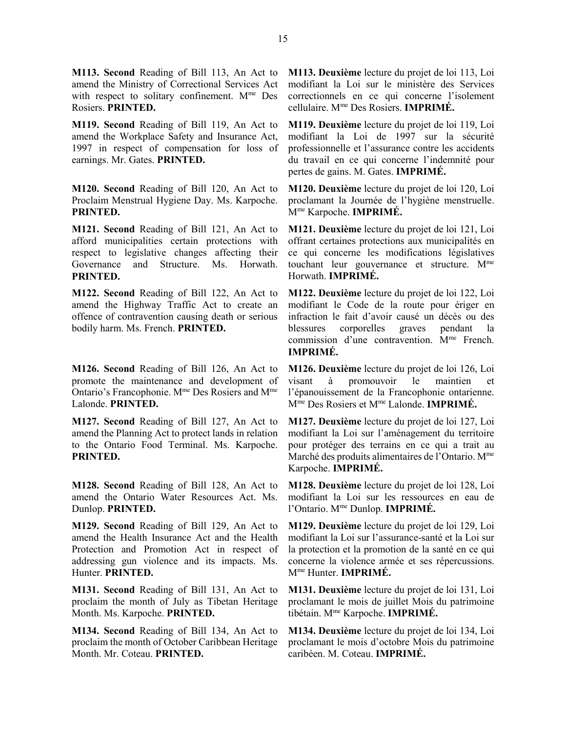**M113. Second** Reading of Bill 113, An Act to amend the Ministry of Correctional Services Act with respect to solitary confinement. Mme Des Rosiers. **PRINTED.**

**M113. Deuxième** lecture du projet de loi 113, Loi modifiant la Loi sur le ministère des Services correctionnels en ce qui concerne l'isolement cellulaire. Mme Des Rosiers. **IMPRIMÉ.**

**M119. Second** Reading of Bill 119, An Act to amend the Workplace Safety and Insurance Act, 1997 in respect of compensation for loss of earnings. Mr. Gates. **PRINTED.**

**M119. Deuxième** lecture du projet de loi 119, Loi modifiant la Loi de 1997 sur la sécurité professionnelle et l'assurance contre les accidents du travail en ce qui concerne l'indemnité pour pertes de gains. M. Gates. **IMPRIMÉ.**

**M120. Second** Reading of Bill 120, An Act to Proclaim Menstrual Hygiene Day. Ms. Karpoche. **PRINTED.**

**M120. Deuxième** lecture du projet de loi 120, Loi proclamant la Journée de l'hygiène menstruelle. Mme Karpoche. **IMPRIMÉ.**

**M121. Second** Reading of Bill 121, An Act to afford municipalities certain protections with respect to legislative changes affecting their Governance and Structure. Ms. Horwath. **PRINTED.**

**M121. Deuxième** lecture du projet de loi 121, Loi offrant certaines protections aux municipalités en ce qui concerne les modifications législatives touchant leur gouvernance et structure. Mme Horwath. **IMPRIMÉ.**

**M122. Second** Reading of Bill 122, An Act to amend the Highway Traffic Act to create an offence of contravention causing death or serious bodily harm. Ms. French. **PRINTED.**

**M122. Deuxième** lecture du projet de loi 122, Loi modifiant le Code de la route pour ériger en infraction le fait d'avoir causé un décès ou des blessures corporelles graves pendant la commission d'une contravention. Mme French. **IMPRIMÉ.**

**M126. Second** Reading of Bill 126, An Act to promote the maintenance and development of Ontario's Francophonie. Mme Des Rosiers and Mme Lalonde. **PRINTED.**

**M126. Deuxième** lecture du projet de loi 126, Loi visant à promouvoir le maintien et l'épanouissement de la Francophonie ontarienne. Mme Des Rosiers et Mme Lalonde. **IMPRIMÉ.**

**M127. Second** Reading of Bill 127, An Act to amend the Planning Act to protect lands in relation to the Ontario Food Terminal. Ms. Karpoche. **PRINTED.**

**M127. Deuxième** lecture du projet de loi 127, Loi modifiant la Loi sur l'aménagement du territoire pour protéger des terrains en ce qui a trait au Marché des produits alimentaires de l'Ontario. Mme Karpoche. **IMPRIMÉ.**

**M128. Second** Reading of Bill 128, An Act to amend the Ontario Water Resources Act. Ms. Dunlop. **PRINTED.**

**M128. Deuxième** lecture du projet de loi 128, Loi modifiant la Loi sur les ressources en eau de l'Ontario. Mme Dunlop. **IMPRIMÉ.**

**M129. Second** Reading of Bill 129, An Act to amend the Health Insurance Act and the Health Protection and Promotion Act in respect of addressing gun violence and its impacts. Ms. Hunter. **PRINTED.**

**M129. Deuxième** lecture du projet de loi 129, Loi modifiant la Loi sur l'assurance-santé et la Loi sur la protection et la promotion de la santé en ce qui concerne la violence armée et ses répercussions. Mme Hunter. **IMPRIMÉ.**

**M131. Second** Reading of Bill 131, An Act to proclaim the month of July as Tibetan Heritage Month. Ms. Karpoche. **PRINTED.**

**M131. Deuxième** lecture du projet de loi 131, Loi proclamant le mois de juillet Mois du patrimoine tibétain. Mme Karpoche. **IMPRIMÉ.**

**M134. Second** Reading of Bill 134, An Act to proclaim the month of October Caribbean Heritage Month. Mr. Coteau. **PRINTED.**

**M134. Deuxième** lecture du projet de loi 134, Loi proclamant le mois d'octobre Mois du patrimoine caribéen. M. Coteau. **IMPRIMÉ.**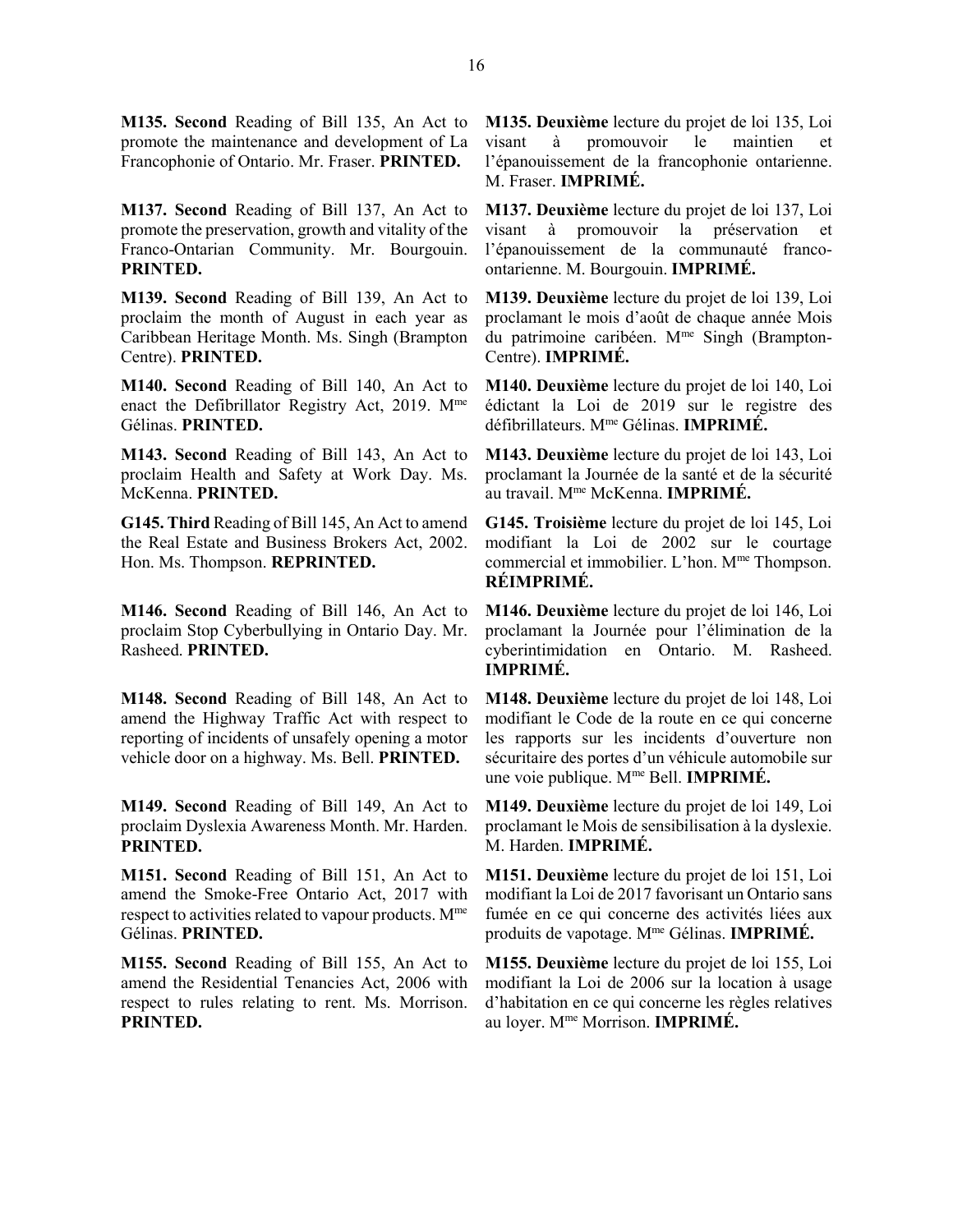**M135. Second** Reading of Bill 135, An Act to promote the maintenance and development of La Francophonie of Ontario. Mr. Fraser. **PRINTED.**

**M135. Deuxième** lecture du projet de loi 135, Loi visant à promouvoir le maintien et l'épanouissement de la francophonie ontarienne. M. Fraser. **IMPRIMÉ.**

**M137. Second** Reading of Bill 137, An Act to promote the preservation, growth and vitality of the Franco-Ontarian Community. Mr. Bourgouin. **PRINTED.**

**M137. Deuxième** lecture du projet de loi 137, Loi visant à promouvoir la préservation et l'épanouissement de la communauté franco-ontarienne. M. Bourgouin. **IMPRIMÉ.**

**M139. Second** Reading of Bill 139, An Act to proclaim the month of August in each year as Caribbean Heritage Month. Ms. Singh (Brampton Centre). **PRINTED.**

**M139. Deuxième** lecture du projet de loi 139, Loi proclamant le mois d'août de chaque année Mois du patrimoine caribéen. Mme Singh (Brampton-Centre). **IMPRIMÉ.**

**M140. Second** Reading of Bill 140, An Act to enact the Defibrillator Registry Act, 2019. Mme Gélinas. **PRINTED.**

**M140. Deuxième** lecture du projet de loi 140, Loi édictant la Loi de 2019 sur le registre des défibrillateurs. Mme Gélinas. **IMPRIMÉ.**

**M143. Second** Reading of Bill 143, An Act to proclaim Health and Safety at Work Day. Ms. McKenna. **PRINTED.**

**M143. Deuxième** lecture du projet de loi 143, Loi proclamant la Journée de la santé et de la sécurité au travail. Mme McKenna. **IMPRIMÉ.**

**G145. Third** Reading of Bill 145, An Act to amend the Real Estate and Business Brokers Act, 2002. Hon. Ms. Thompson. **REPRINTED.**

**G145. Troisième** lecture du projet de loi 145, Loi modifiant la Loi de 2002 sur le courtage commercial et immobilier. L'hon. Mme Thompson. **RÉIMPRIMÉ.**

**M146. Second** Reading of Bill 146, An Act to proclaim Stop Cyberbullying in Ontario Day. Mr. Rasheed. **PRINTED.**

**M146. Deuxième** lecture du projet de loi 146, Loi proclamant la Journée pour l'élimination de la cyberintimidation en Ontario. M. Rasheed. **IMPRIMÉ.**

**M148. Second** Reading of Bill 148, An Act to amend the Highway Traffic Act with respect to reporting of incidents of unsafely opening a motor vehicle door on a highway. Ms. Bell. **PRINTED.**

**M148. Deuxième** lecture du projet de loi 148, Loi modifiant le Code de la route en ce qui concerne les rapports sur les incidents d'ouverture non sécuritaire des portes d'un véhicule automobile sur une voie publique. Mme Bell. **IMPRIMÉ.**

**M149. Second** Reading of Bill 149, An Act to proclaim Dyslexia Awareness Month. Mr. Harden. **PRINTED.**

**M149. Deuxième** lecture du projet de loi 149, Loi proclamant le Mois de sensibilisation à la dyslexie. M. Harden. **IMPRIMÉ.**

**M151. Second** Reading of Bill 151, An Act to amend the Smoke-Free Ontario Act, 2017 with respect to activities related to vapour products. Mme Gélinas. **PRINTED.**

**M151. Deuxième** lecture du projet de loi 151, Loi modifiant la Loi de 2017 favorisant un Ontario sans fumée en ce qui concerne des activités liées aux produits de vapotage. Mme Gélinas. **IMPRIMÉ.**

**M155. Second** Reading of Bill 155, An Act to amend the Residential Tenancies Act, 2006 with respect to rules relating to rent. Ms. Morrison. **PRINTED.**

**M155. Deuxième** lecture du projet de loi 155, Loi modifiant la Loi de 2006 sur la location à usage d'habitation en ce qui concerne les règles relatives au loyer. Mme Morrison. **IMPRIMÉ.**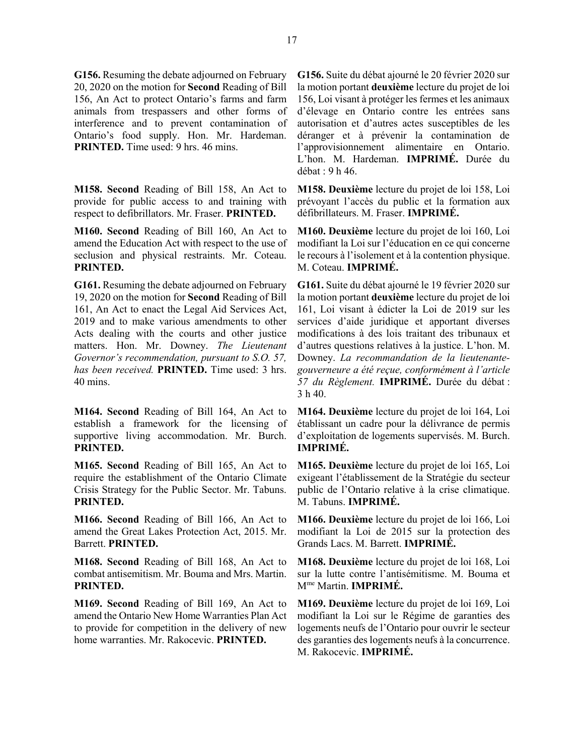**G156.** Resuming the debate adjourned on February 20, 2020 on the motion for **Second** Reading of Bill 156, An Act to protect Ontario's farms and farm animals from trespassers and other forms of interference and to prevent contamination of Ontario's food supply. Hon. Mr. Hardeman. **PRINTED.** Time used: 9 hrs. 46 mins.

**M158. Second** Reading of Bill 158, An Act to provide for public access to and training with respect to defibrillators. Mr. Fraser. **PRINTED.**

**M160. Second** Reading of Bill 160, An Act to amend the Education Act with respect to the use of seclusion and physical restraints. Mr. Coteau. **PRINTED.**

**G161.** Resuming the debate adjourned on February 19, 2020 on the motion for **Second** Reading of Bill 161, An Act to enact the Legal Aid Services Act, 2019 and to make various amendments to other Acts dealing with the courts and other justice matters. Hon. Mr. Downey. *The Lieutenant Governor's recommendation, pursuant to S.O. 57, has been received.* **PRINTED.** Time used: 3 hrs. 40 mins.

**M164. Second** Reading of Bill 164, An Act to establish a framework for the licensing of supportive living accommodation. Mr. Burch. **PRINTED.**

**M165. Second** Reading of Bill 165, An Act to require the establishment of the Ontario Climate Crisis Strategy for the Public Sector. Mr. Tabuns. **PRINTED.**

**M166. Second** Reading of Bill 166, An Act to amend the Great Lakes Protection Act, 2015. Mr. Barrett. **PRINTED.**

**M168. Second** Reading of Bill 168, An Act to combat antisemitism. Mr. Bouma and Mrs. Martin. **PRINTED.**

**M169. Second** Reading of Bill 169, An Act to amend the Ontario New Home Warranties Plan Act to provide for competition in the delivery of new home warranties. Mr. Rakocevic. **PRINTED.**

**G156.** Suite du débat ajourné le 20 février 2020 sur la motion portant **deuxième** lecture du projet de loi 156, Loi visant à protéger les fermes et les animaux d'élevage en Ontario contre les entrées sans autorisation et d'autres actes susceptibles de les déranger et à prévenir la contamination de l'approvisionnement alimentaire en Ontario. L'hon. M. Hardeman. **IMPRIMÉ.** Durée du débat : 9 h 46.

**M158. Deuxième** lecture du projet de loi 158, Loi prévoyant l'accès du public et la formation aux défibrillateurs. M. Fraser. **IMPRIMÉ.**

**M160. Deuxième** lecture du projet de loi 160, Loi modifiant la Loi sur l'éducation en ce qui concerne le recours à l'isolement et à la contention physique. M. Coteau. **IMPRIMÉ.**

**G161.** Suite du débat ajourné le 19 février 2020 sur la motion portant **deuxième** lecture du projet de loi 161, Loi visant à édicter la Loi de 2019 sur les services d'aide juridique et apportant diverses modifications à des lois traitant des tribunaux et d'autres questions relatives à la justice. L'hon. M. Downey. *La recommandation de la lieutenante-gouverneure a été reçue, conformément à l'article 57 du Règlement.* **IMPRIMÉ.** Durée du débat : 3 h 40.

**M164. Deuxième** lecture du projet de loi 164, Loi établissant un cadre pour la délivrance de permis d'exploitation de logements supervisés. M. Burch. **IMPRIMÉ.**

**M165. Deuxième** lecture du projet de loi 165, Loi exigeant l'établissement de la Stratégie du secteur public de l'Ontario relative à la crise climatique. M. Tabuns. **IMPRIMÉ.**

**M166. Deuxième** lecture du projet de loi 166, Loi modifiant la Loi de 2015 sur la protection des Grands Lacs. M. Barrett. **IMPRIMÉ.**

**M168. Deuxième** lecture du projet de loi 168, Loi sur la lutte contre l'antisémitisme. M. Bouma et Mme Martin. **IMPRIMÉ.**

**M169. Deuxième** lecture du projet de loi 169, Loi modifiant la Loi sur le Régime de garanties des logements neufs de l'Ontario pour ouvrir le secteur des garanties des logements neufs à la concurrence. M. Rakocevic. **IMPRIMÉ.**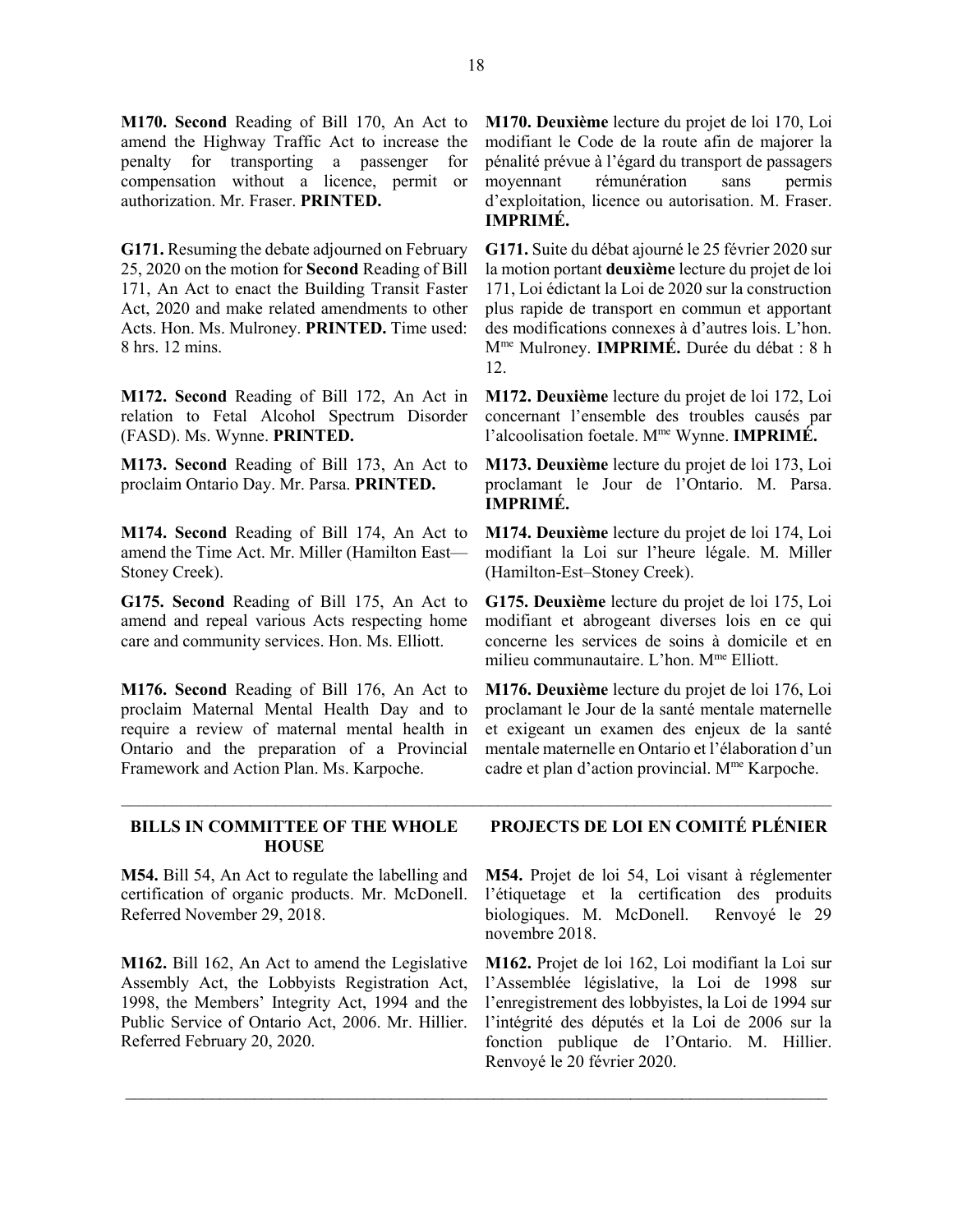**M170. Second** Reading of Bill 170, An Act to amend the Highway Traffic Act to increase the penalty for transporting a passenger for compensation without a licence, permit or authorization. Mr. Fraser. **PRINTED.**

**M170. Deuxième** lecture du projet de loi 170, Loi modifiant le Code de la route afin de majorer la pénalité prévue à l'égard du transport de passagers moyennant rémunération sans permis d'exploitation, licence ou autorisation. M. Fraser. **IMPRIMÉ.**

**G171.** Resuming the debate adjourned on February 25, 2020 on the motion for **Second** Reading of Bill 171, An Act to enact the Building Transit Faster Act, 2020 and make related amendments to other Acts. Hon. Ms. Mulroney. **PRINTED.** Time used: 8 hrs. 12 mins.

**G171.** Suite du débat ajourné le 25 février 2020 sur la motion portant **deuxième** lecture du projet de loi 171, Loi édictant la Loi de 2020 sur la construction plus rapide de transport en commun et apportant des modifications connexes à d'autres lois. L'hon. Mme Mulroney. **IMPRIMÉ.** Durée du débat : 8 h 12.

**M172. Second** Reading of Bill 172, An Act in relation to Fetal Alcohol Spectrum Disorder (FASD). Ms. Wynne. **PRINTED.**

**M172. Deuxième** lecture du projet de loi 172, Loi concernant l'ensemble des troubles causés par l'alcoolisation foetale. Mme Wynne. **IMPRIMÉ.**

**M173. Second** Reading of Bill 173, An Act to proclaim Ontario Day. Mr. Parsa. **PRINTED.**

**M173. Deuxième** lecture du projet de loi 173, Loi proclamant le Jour de l'Ontario. M. Parsa. **IMPRIMÉ.**

**M174. Second** Reading of Bill 174, An Act to amend the Time Act. Mr. Miller (Hamilton East—Stoney Creek).

**M174. Deuxième** lecture du projet de loi 174, Loi modifiant la Loi sur l'heure légale. M. Miller (Hamilton-Est–Stoney Creek).

**G175. Second** Reading of Bill 175, An Act to amend and repeal various Acts respecting home care and community services. Hon. Ms. Elliott.

**G175. Deuxième** lecture du projet de loi 175, Loi modifiant et abrogeant diverses lois en ce qui concerne les services de soins à domicile et en milieu communautaire. L'hon. Mme Elliott.

**M176. Second** Reading of Bill 176, An Act to proclaim Maternal Mental Health Day and to require a review of maternal mental health in Ontario and the preparation of a Provincial Framework and Action Plan. Ms. Karpoche.

**M176. Deuxième** lecture du projet de loi 176, Loi proclamant le Jour de la santé mentale maternelle et exigeant un examen des enjeux de la santé mentale maternelle en Ontario et l'élaboration d'un cadre et plan d'action provincial. Mme Karpoche.

---

## BILLS IN COMMITTEE OF THE WHOLE HOUSE

## PROJECTS DE LOI EN COMITÉ PLÉNIER

**M54.** Bill 54, An Act to regulate the labelling and certification of organic products. Mr. McDonell. Referred November 29, 2018.

**M54.** Projet de loi 54, Loi visant à réglementer l'étiquetage et la certification des produits biologiques. M. McDonell. Renvoyé le 29 novembre 2018.

**M162.** Bill 162, An Act to amend the Legislative Assembly Act, the Lobbyists Registration Act, 1998, the Members' Integrity Act, 1994 and the Public Service of Ontario Act, 2006. Mr. Hillier. Referred February 20, 2020.

**M162.** Projet de loi 162, Loi modifiant la Loi sur l'Assemblée législative, la Loi de 1998 sur l'enregistrement des lobbyistes, la Loi de 1994 sur l'intégrité des députés et la Loi de 2006 sur la fonction publique de l'Ontario. M. Hillier. Renvoyé le 20 février 2020.

---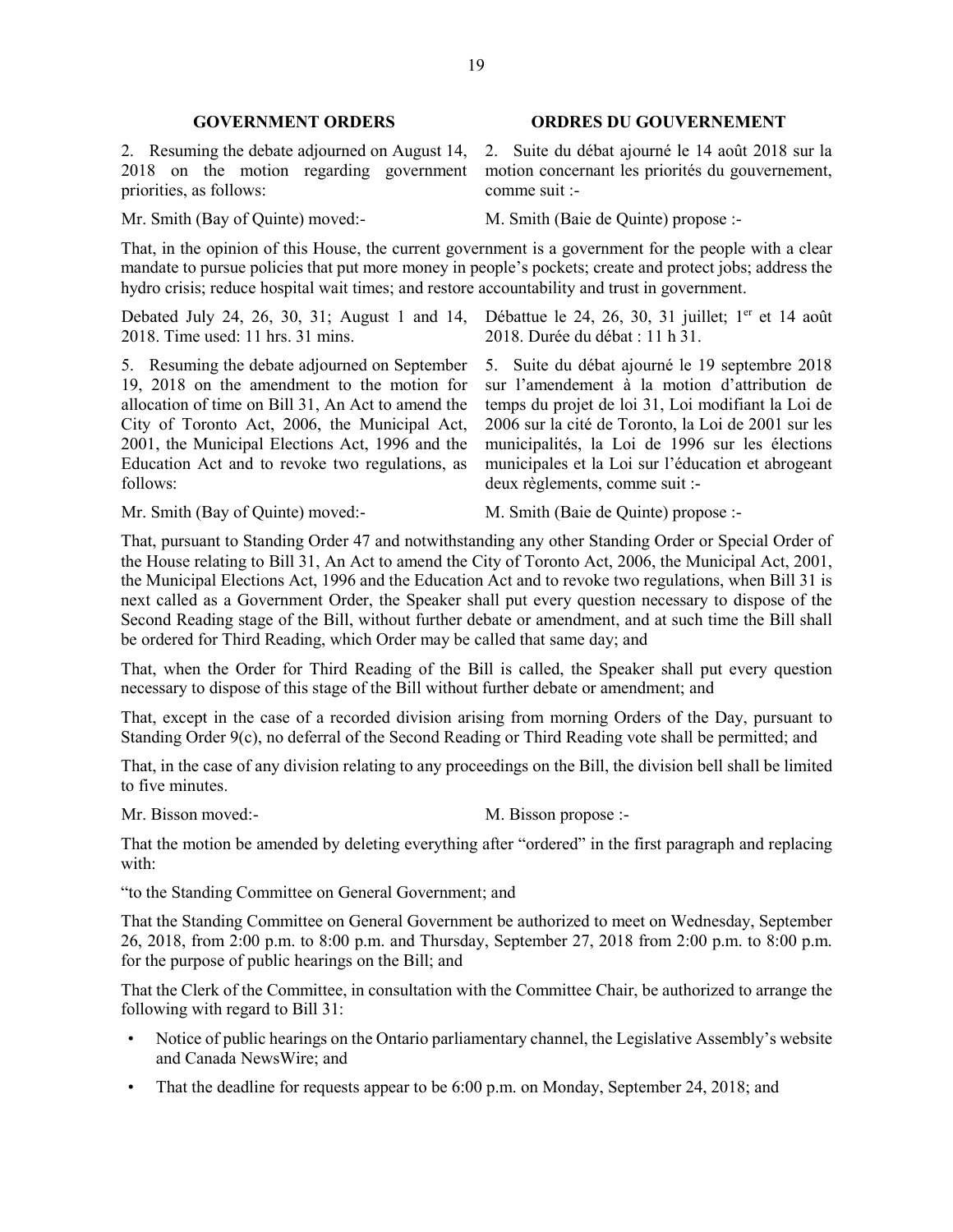| GOVERNMENT ORDERS | ORDRES DU GOUVERNEMENT |
|---|---|
| 2. Resuming the debate adjourned on August 14, 2018 on the motion regarding government priorities, as follows: | 2. Suite du débat ajourné le 14 août 2018 sur la motion concernant les priorités du gouvernement, comme suit :- |
| Mr. Smith (Bay of Quinte) moved:- | M. Smith (Baie de Quinte) propose :- |

That, in the opinion of this House, the current government is a government for the people with a clear mandate to pursue policies that put more money in people's pockets; create and protect jobs; address the hydro crisis; reduce hospital wait times; and restore accountability and trust in government.

| | |
|---|---|
| Debated July 24, 26, 30, 31; August 1 and 14, 2018. Time used: 11 hrs. 31 mins. | Débattue le 24, 26, 30, 31 juillet; 1er et 14 août 2018. Durée du débat : 11 h 31. |
| 5. Resuming the debate adjourned on September 19, 2018 on the amendment to the motion for allocation of time on Bill 31, An Act to amend the City of Toronto Act, 2006, the Municipal Act, 2001, the Municipal Elections Act, 1996 and the Education Act and to revoke two regulations, as follows: | 5. Suite du débat ajourné le 19 septembre 2018 sur l'amendement à la motion d'attribution de temps du projet de loi 31, Loi modifiant la Loi de 2006 sur la cité de Toronto, la Loi de 2001 sur les municipalités, la Loi de 1996 sur les élections municipales et la Loi sur l'éducation et abrogeant deux règlements, comme suit :- |
| Mr. Smith (Bay of Quinte) moved:- | M. Smith (Baie de Quinte) propose :- |

That, pursuant to Standing Order 47 and notwithstanding any other Standing Order or Special Order of the House relating to Bill 31, An Act to amend the City of Toronto Act, 2006, the Municipal Act, 2001, the Municipal Elections Act, 1996 and the Education Act and to revoke two regulations, when Bill 31 is next called as a Government Order, the Speaker shall put every question necessary to dispose of the Second Reading stage of the Bill, without further debate or amendment, and at such time the Bill shall be ordered for Third Reading, which Order may be called that same day; and

That, when the Order for Third Reading of the Bill is called, the Speaker shall put every question necessary to dispose of this stage of the Bill without further debate or amendment; and

That, except in the case of a recorded division arising from morning Orders of the Day, pursuant to Standing Order 9(c), no deferral of the Second Reading or Third Reading vote shall be permitted; and

That, in the case of any division relating to any proceedings on the Bill, the division bell shall be limited to five minutes.

| | |
|---|---|
| Mr. Bisson moved:- | M. Bisson propose :- |

That the motion be amended by deleting everything after "ordered" in the first paragraph and replacing with:

"to the Standing Committee on General Government; and

That the Standing Committee on General Government be authorized to meet on Wednesday, September 26, 2018, from 2:00 p.m. to 8:00 p.m. and Thursday, September 27, 2018 from 2:00 p.m. to 8:00 p.m. for the purpose of public hearings on the Bill; and

That the Clerk of the Committee, in consultation with the Committee Chair, be authorized to arrange the following with regard to Bill 31:

- Notice of public hearings on the Ontario parliamentary channel, the Legislative Assembly's website and Canada NewsWire; and
- That the deadline for requests appear to be 6:00 p.m. on Monday, September 24, 2018; and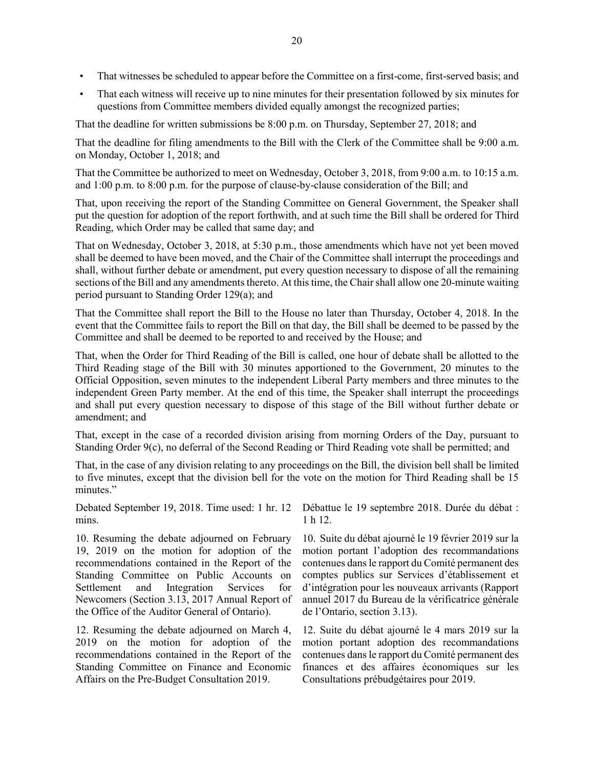- That witnesses be scheduled to appear before the Committee on a first-come, first-served basis; and
- That each witness will receive up to nine minutes for their presentation followed by six minutes for questions from Committee members divided equally amongst the recognized parties;

That the deadline for written submissions be 8:00 p.m. on Thursday, September 27, 2018; and

That the deadline for filing amendments to the Bill with the Clerk of the Committee shall be 9:00 a.m. on Monday, October 1, 2018; and

That the Committee be authorized to meet on Wednesday, October 3, 2018, from 9:00 a.m. to 10:15 a.m. and 1:00 p.m. to 8:00 p.m. for the purpose of clause-by-clause consideration of the Bill; and

That, upon receiving the report of the Standing Committee on General Government, the Speaker shall put the question for adoption of the report forthwith, and at such time the Bill shall be ordered for Third Reading, which Order may be called that same day; and

That on Wednesday, October 3, 2018, at 5:30 p.m., those amendments which have not yet been moved shall be deemed to have been moved, and the Chair of the Committee shall interrupt the proceedings and shall, without further debate or amendment, put every question necessary to dispose of all the remaining sections of the Bill and any amendments thereto. At this time, the Chair shall allow one 20-minute waiting period pursuant to Standing Order 129(a); and

That the Committee shall report the Bill to the House no later than Thursday, October 4, 2018. In the event that the Committee fails to report the Bill on that day, the Bill shall be deemed to be passed by the Committee and shall be deemed to be reported to and received by the House; and

That, when the Order for Third Reading of the Bill is called, one hour of debate shall be allotted to the Third Reading stage of the Bill with 30 minutes apportioned to the Government, 20 minutes to the Official Opposition, seven minutes to the independent Liberal Party members and three minutes to the independent Green Party member. At the end of this time, the Speaker shall interrupt the proceedings and shall put every question necessary to dispose of this stage of the Bill without further debate or amendment; and

That, except in the case of a recorded division arising from morning Orders of the Day, pursuant to Standing Order 9(c), no deferral of the Second Reading or Third Reading vote shall be permitted; and

That, in the case of any division relating to any proceedings on the Bill, the division bell shall be limited to five minutes, except that the division bell for the vote on the motion for Third Reading shall be 15 minutes."

Debated September 19, 2018. Time used: 1 hr. 12 mins.

Débattue le 19 septembre 2018. Durée du débat : 1 h 12.

10. Resuming the debate adjourned on February 19, 2019 on the motion for adoption of the recommendations contained in the Report of the Standing Committee on Public Accounts on Settlement and Integration Services for Newcomers (Section 3.13, 2017 Annual Report of the Office of the Auditor General of Ontario).

10. Suite du débat ajourné le 19 février 2019 sur la motion portant l'adoption des recommandations contenues dans le rapport du Comité permanent des comptes publics sur Services d'établissement et d'intégration pour les nouveaux arrivants (Rapport annuel 2017 du Bureau de la vérificatrice générale de l'Ontario, section 3.13).

12. Resuming the debate adjourned on March 4, 2019 on the motion for adoption of the recommendations contained in the Report of the Standing Committee on Finance and Economic Affairs on the Pre-Budget Consultation 2019.

12. Suite du débat ajourné le 4 mars 2019 sur la motion portant adoption des recommandations contenues dans le rapport du Comité permanent des finances et des affaires économiques sur les Consultations prébudgétaires pour 2019.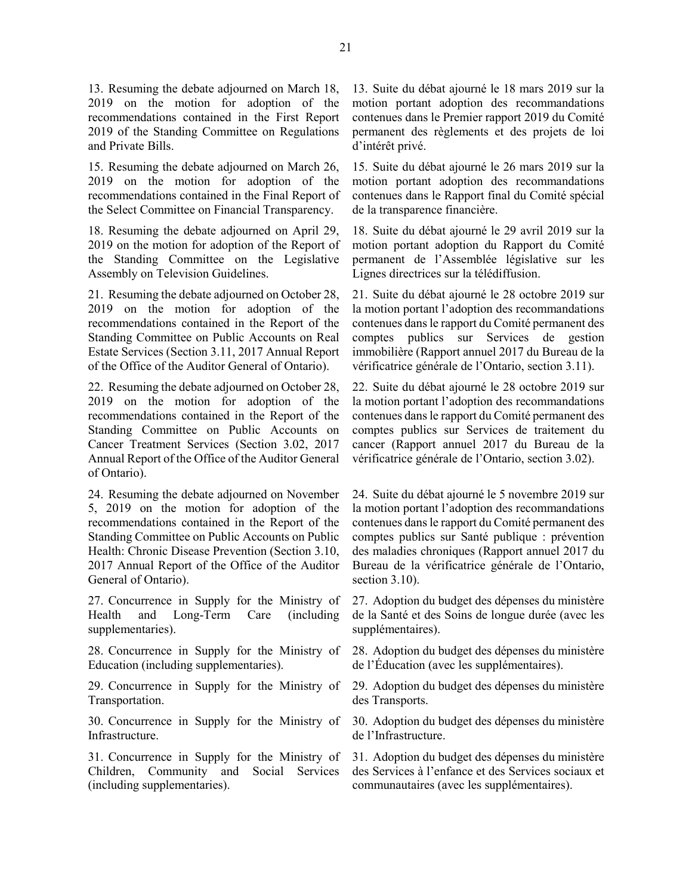13. Resuming the debate adjourned on March 18, 2019 on the motion for adoption of the recommendations contained in the First Report 2019 of the Standing Committee on Regulations and Private Bills.

13. Suite du débat ajourné le 18 mars 2019 sur la motion portant adoption des recommandations contenues dans le Premier rapport 2019 du Comité permanent des règlements et des projets de loi d'intérêt privé.

15. Resuming the debate adjourned on March 26, 2019 on the motion for adoption of the recommendations contained in the Final Report of the Select Committee on Financial Transparency.

15. Suite du débat ajourné le 26 mars 2019 sur la motion portant adoption des recommandations contenues dans le Rapport final du Comité spécial de la transparence financière.

18. Resuming the debate adjourned on April 29, 2019 on the motion for adoption of the Report of the Standing Committee on the Legislative Assembly on Television Guidelines.

18. Suite du débat ajourné le 29 avril 2019 sur la motion portant adoption du Rapport du Comité permanent de l'Assemblée législative sur les Lignes directrices sur la télédiffusion.

21. Resuming the debate adjourned on October 28, 2019 on the motion for adoption of the recommendations contained in the Report of the Standing Committee on Public Accounts on Real Estate Services (Section 3.11, 2017 Annual Report of the Office of the Auditor General of Ontario).

21. Suite du débat ajourné le 28 octobre 2019 sur la motion portant l'adoption des recommandations contenues dans le rapport du Comité permanent des comptes publics sur Services de gestion immobilière (Rapport annuel 2017 du Bureau de la vérificatrice générale de l'Ontario, section 3.11).

22. Resuming the debate adjourned on October 28, 2019 on the motion for adoption of the recommendations contained in the Report of the Standing Committee on Public Accounts on Cancer Treatment Services (Section 3.02, 2017 Annual Report of the Office of the Auditor General of Ontario).

22. Suite du débat ajourné le 28 octobre 2019 sur la motion portant l'adoption des recommandations contenues dans le rapport du Comité permanent des comptes publics sur Services de traitement du cancer (Rapport annuel 2017 du Bureau de la vérificatrice générale de l'Ontario, section 3.02).

24. Resuming the debate adjourned on November 5, 2019 on the motion for adoption of the recommendations contained in the Report of the Standing Committee on Public Accounts on Public Health: Chronic Disease Prevention (Section 3.10, 2017 Annual Report of the Office of the Auditor General of Ontario).

24. Suite du débat ajourné le 5 novembre 2019 sur la motion portant l'adoption des recommandations contenues dans le rapport du Comité permanent des comptes publics sur Santé publique : prévention des maladies chroniques (Rapport annuel 2017 du Bureau de la vérificatrice générale de l'Ontario, section 3.10).

27. Concurrence in Supply for the Ministry of Health and Long-Term Care (including supplementaries).

27. Adoption du budget des dépenses du ministère de la Santé et des Soins de longue durée (avec les supplémentaires).

28. Concurrence in Supply for the Ministry of Education (including supplementaries).

28. Adoption du budget des dépenses du ministère de l'Éducation (avec les supplémentaires).

29. Concurrence in Supply for the Ministry of Transportation.

29. Adoption du budget des dépenses du ministère des Transports.

30. Concurrence in Supply for the Ministry of Infrastructure.

30. Adoption du budget des dépenses du ministère de l'Infrastructure.

31. Concurrence in Supply for the Ministry of Children, Community and Social Services (including supplementaries).

31. Adoption du budget des dépenses du ministère des Services à l'enfance et des Services sociaux et communautaires (avec les supplémentaires).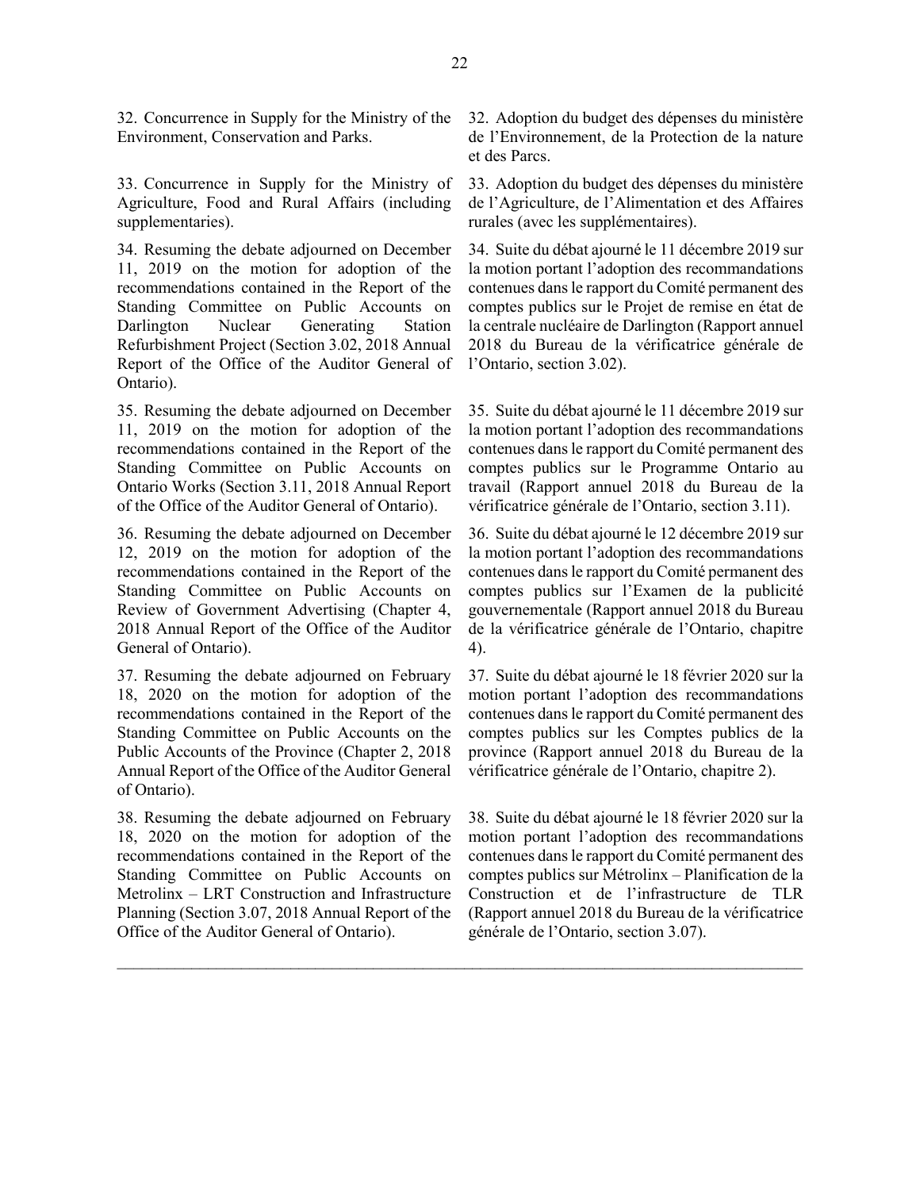32. Concurrence in Supply for the Ministry of the Environment, Conservation and Parks.

32. Adoption du budget des dépenses du ministère de l'Environnement, de la Protection de la nature et des Parcs.

33. Concurrence in Supply for the Ministry of Agriculture, Food and Rural Affairs (including supplementaries).

33. Adoption du budget des dépenses du ministère de l'Agriculture, de l'Alimentation et des Affaires rurales (avec les supplémentaires).

34. Resuming the debate adjourned on December 11, 2019 on the motion for adoption of the recommendations contained in the Report of the Standing Committee on Public Accounts on Darlington Nuclear Generating Station Refurbishment Project (Section 3.02, 2018 Annual Report of the Office of the Auditor General of Ontario).

34. Suite du débat ajourné le 11 décembre 2019 sur la motion portant l'adoption des recommandations contenues dans le rapport du Comité permanent des comptes publics sur le Projet de remise en état de la centrale nucléaire de Darlington (Rapport annuel 2018 du Bureau de la vérificatrice générale de l'Ontario, section 3.02).

35. Resuming the debate adjourned on December 11, 2019 on the motion for adoption of the recommendations contained in the Report of the Standing Committee on Public Accounts on Ontario Works (Section 3.11, 2018 Annual Report of the Office of the Auditor General of Ontario).

35. Suite du débat ajourné le 11 décembre 2019 sur la motion portant l'adoption des recommandations contenues dans le rapport du Comité permanent des comptes publics sur le Programme Ontario au travail (Rapport annuel 2018 du Bureau de la vérificatrice générale de l'Ontario, section 3.11).

36. Resuming the debate adjourned on December 12, 2019 on the motion for adoption of the recommendations contained in the Report of the Standing Committee on Public Accounts on Review of Government Advertising (Chapter 4, 2018 Annual Report of the Office of the Auditor General of Ontario).

36. Suite du débat ajourné le 12 décembre 2019 sur la motion portant l'adoption des recommandations contenues dans le rapport du Comité permanent des comptes publics sur l'Examen de la publicité gouvernementale (Rapport annuel 2018 du Bureau de la vérificatrice générale de l'Ontario, chapitre 4).

37. Resuming the debate adjourned on February 18, 2020 on the motion for adoption of the recommendations contained in the Report of the Standing Committee on Public Accounts on the Public Accounts of the Province (Chapter 2, 2018 Annual Report of the Office of the Auditor General of Ontario).

37. Suite du débat ajourné le 18 février 2020 sur la motion portant l'adoption des recommandations contenues dans le rapport du Comité permanent des comptes publics sur les Comptes publics de la province (Rapport annuel 2018 du Bureau de la vérificatrice générale de l'Ontario, chapitre 2).

38. Resuming the debate adjourned on February 18, 2020 on the motion for adoption of the recommendations contained in the Report of the Standing Committee on Public Accounts on Metrolinx – LRT Construction and Infrastructure Planning (Section 3.07, 2018 Annual Report of the Office of the Auditor General of Ontario).

38. Suite du débat ajourné le 18 février 2020 sur la motion portant l'adoption des recommandations contenues dans le rapport du Comité permanent des comptes publics sur Métrolinx – Planification de la Construction et de l'infrastructure de TLR (Rapport annuel 2018 du Bureau de la vérificatrice générale de l'Ontario, section 3.07).

---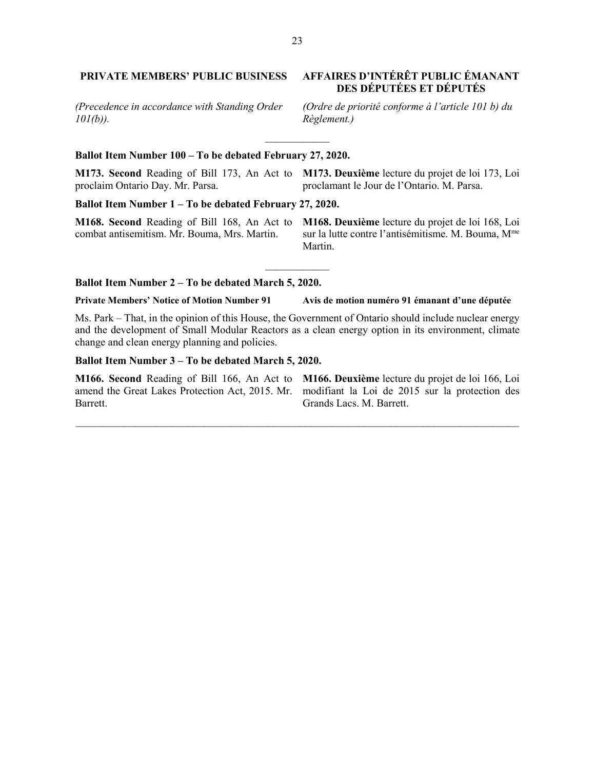## PRIVATE MEMBERS' PUBLIC BUSINESS

*(Precedence in accordance with Standing Order 101(b)).*

## AFFAIRES D'INTÉRÊT PUBLIC ÉMANANT DES DÉPUTÉES ET DÉPUTÉS

*(Ordre de priorité conforme à l'article 101 b) du Règlement.)*

---

**Ballot Item Number 100 – To be debated February 27, 2020.**

**M173. Second** Reading of Bill 173, An Act to proclaim Ontario Day. Mr. Parsa.

**M173. Deuxième** lecture du projet de loi 173, Loi proclamant le Jour de l'Ontario. M. Parsa.

**Ballot Item Number 1 – To be debated February 27, 2020.**

**M168. Second** Reading of Bill 168, An Act to combat antisemitism. Mr. Bouma, Mrs. Martin.

**M168. Deuxième** lecture du projet de loi 168, Loi sur la lutte contre l'antisémitisme. M. Bouma, Mme Martin.

---

**Ballot Item Number 2 – To be debated March 5, 2020.**

**Private Members' Notice of Motion Number 91**

**Avis de motion numéro 91 émanant d'une députée**

Ms. Park – That, in the opinion of this House, the Government of Ontario should include nuclear energy and the development of Small Modular Reactors as a clean energy option in its environment, climate change and clean energy planning and policies.

**Ballot Item Number 3 – To be debated March 5, 2020.**

**M166. Second** Reading of Bill 166, An Act to amend the Great Lakes Protection Act, 2015. Mr. Barrett.

**M166. Deuxième** lecture du projet de loi 166, Loi modifiant la Loi de 2015 sur la protection des Grands Lacs. M. Barrett.

---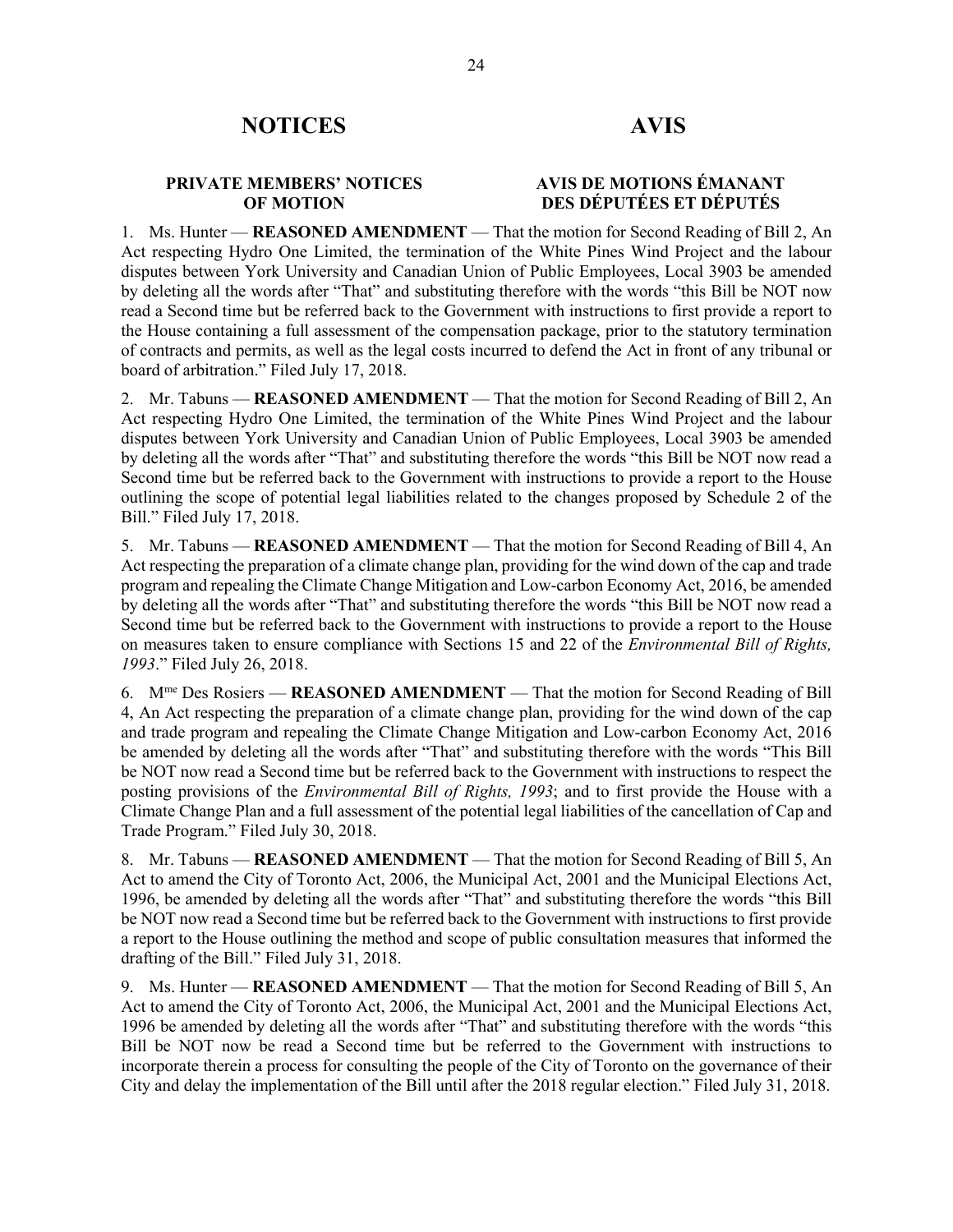# NOTICES / AVIS

## PRIVATE MEMBERS' NOTICES OF MOTION / AVIS DE MOTIONS ÉMANANT DES DÉPUTÉES ET DÉPUTÉS

1. Ms. Hunter — **REASONED AMENDMENT** — That the motion for Second Reading of Bill 2, An Act respecting Hydro One Limited, the termination of the White Pines Wind Project and the labour disputes between York University and Canadian Union of Public Employees, Local 3903 be amended by deleting all the words after "That" and substituting therefore with the words "this Bill be NOT now read a Second time but be referred back to the Government with instructions to first provide a report to the House containing a full assessment of the compensation package, prior to the statutory termination of contracts and permits, as well as the legal costs incurred to defend the Act in front of any tribunal or board of arbitration." Filed July 17, 2018.

2. Mr. Tabuns — **REASONED AMENDMENT** — That the motion for Second Reading of Bill 2, An Act respecting Hydro One Limited, the termination of the White Pines Wind Project and the labour disputes between York University and Canadian Union of Public Employees, Local 3903 be amended by deleting all the words after "That" and substituting therefore the words "this Bill be NOT now read a Second time but be referred back to the Government with instructions to provide a report to the House outlining the scope of potential legal liabilities related to the changes proposed by Schedule 2 of the Bill." Filed July 17, 2018.

5. Mr. Tabuns — **REASONED AMENDMENT** — That the motion for Second Reading of Bill 4, An Act respecting the preparation of a climate change plan, providing for the wind down of the cap and trade program and repealing the Climate Change Mitigation and Low-carbon Economy Act, 2016, be amended by deleting all the words after "That" and substituting therefore the words "this Bill be NOT now read a Second time but be referred back to the Government with instructions to provide a report to the House on measures taken to ensure compliance with Sections 15 and 22 of the *Environmental Bill of Rights, 1993*." Filed July 26, 2018.

6. Mme Des Rosiers — **REASONED AMENDMENT** — That the motion for Second Reading of Bill 4, An Act respecting the preparation of a climate change plan, providing for the wind down of the cap and trade program and repealing the Climate Change Mitigation and Low-carbon Economy Act, 2016 be amended by deleting all the words after "That" and substituting therefore with the words "This Bill be NOT now read a Second time but be referred back to the Government with instructions to respect the posting provisions of the *Environmental Bill of Rights, 1993*; and to first provide the House with a Climate Change Plan and a full assessment of the potential legal liabilities of the cancellation of Cap and Trade Program." Filed July 30, 2018.

8. Mr. Tabuns — **REASONED AMENDMENT** — That the motion for Second Reading of Bill 5, An Act to amend the City of Toronto Act, 2006, the Municipal Act, 2001 and the Municipal Elections Act, 1996, be amended by deleting all the words after "That" and substituting therefore the words "this Bill be NOT now read a Second time but be referred back to the Government with instructions to first provide a report to the House outlining the method and scope of public consultation measures that informed the drafting of the Bill." Filed July 31, 2018.

9. Ms. Hunter — **REASONED AMENDMENT** — That the motion for Second Reading of Bill 5, An Act to amend the City of Toronto Act, 2006, the Municipal Act, 2001 and the Municipal Elections Act, 1996 be amended by deleting all the words after "That" and substituting therefore with the words "this Bill be NOT now be read a Second time but be referred to the Government with instructions to incorporate therein a process for consulting the people of the City of Toronto on the governance of their City and delay the implementation of the Bill until after the 2018 regular election." Filed July 31, 2018.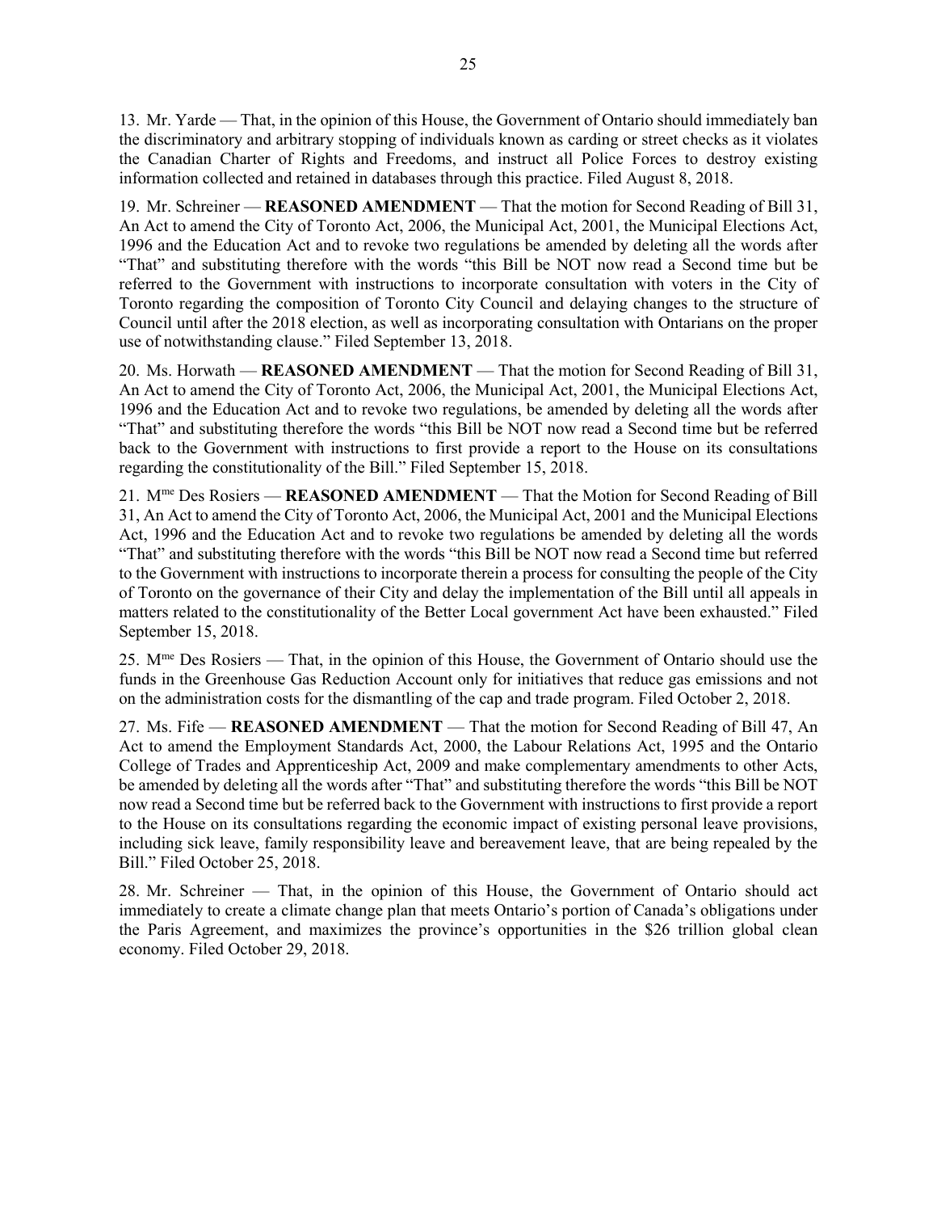13. Mr. Yarde — That, in the opinion of this House, the Government of Ontario should immediately ban the discriminatory and arbitrary stopping of individuals known as carding or street checks as it violates the Canadian Charter of Rights and Freedoms, and instruct all Police Forces to destroy existing information collected and retained in databases through this practice. Filed August 8, 2018.

19. Mr. Schreiner — **REASONED AMENDMENT** — That the motion for Second Reading of Bill 31, An Act to amend the City of Toronto Act, 2006, the Municipal Act, 2001, the Municipal Elections Act, 1996 and the Education Act and to revoke two regulations be amended by deleting all the words after "That" and substituting therefore with the words "this Bill be NOT now read a Second time but be referred to the Government with instructions to incorporate consultation with voters in the City of Toronto regarding the composition of Toronto City Council and delaying changes to the structure of Council until after the 2018 election, as well as incorporating consultation with Ontarians on the proper use of notwithstanding clause." Filed September 13, 2018.

20. Ms. Horwath — **REASONED AMENDMENT** — That the motion for Second Reading of Bill 31, An Act to amend the City of Toronto Act, 2006, the Municipal Act, 2001, the Municipal Elections Act, 1996 and the Education Act and to revoke two regulations, be amended by deleting all the words after "That" and substituting therefore the words "this Bill be NOT now read a Second time but be referred back to the Government with instructions to first provide a report to the House on its consultations regarding the constitutionality of the Bill." Filed September 15, 2018.

21. Mme Des Rosiers — **REASONED AMENDMENT** — That the Motion for Second Reading of Bill 31, An Act to amend the City of Toronto Act, 2006, the Municipal Act, 2001 and the Municipal Elections Act, 1996 and the Education Act and to revoke two regulations be amended by deleting all the words "That" and substituting therefore with the words "this Bill be NOT now read a Second time but referred to the Government with instructions to incorporate therein a process for consulting the people of the City of Toronto on the governance of their City and delay the implementation of the Bill until all appeals in matters related to the constitutionality of the Better Local government Act have been exhausted." Filed September 15, 2018.

25. Mme Des Rosiers — That, in the opinion of this House, the Government of Ontario should use the funds in the Greenhouse Gas Reduction Account only for initiatives that reduce gas emissions and not on the administration costs for the dismantling of the cap and trade program. Filed October 2, 2018.

27. Ms. Fife — **REASONED AMENDMENT** — That the motion for Second Reading of Bill 47, An Act to amend the Employment Standards Act, 2000, the Labour Relations Act, 1995 and the Ontario College of Trades and Apprenticeship Act, 2009 and make complementary amendments to other Acts, be amended by deleting all the words after "That" and substituting therefore the words "this Bill be NOT now read a Second time but be referred back to the Government with instructions to first provide a report to the House on its consultations regarding the economic impact of existing personal leave provisions, including sick leave, family responsibility leave and bereavement leave, that are being repealed by the Bill." Filed October 25, 2018.

28. Mr. Schreiner — That, in the opinion of this House, the Government of Ontario should act immediately to create a climate change plan that meets Ontario's portion of Canada's obligations under the Paris Agreement, and maximizes the province's opportunities in the $26 trillion global clean economy. Filed October 29, 2018.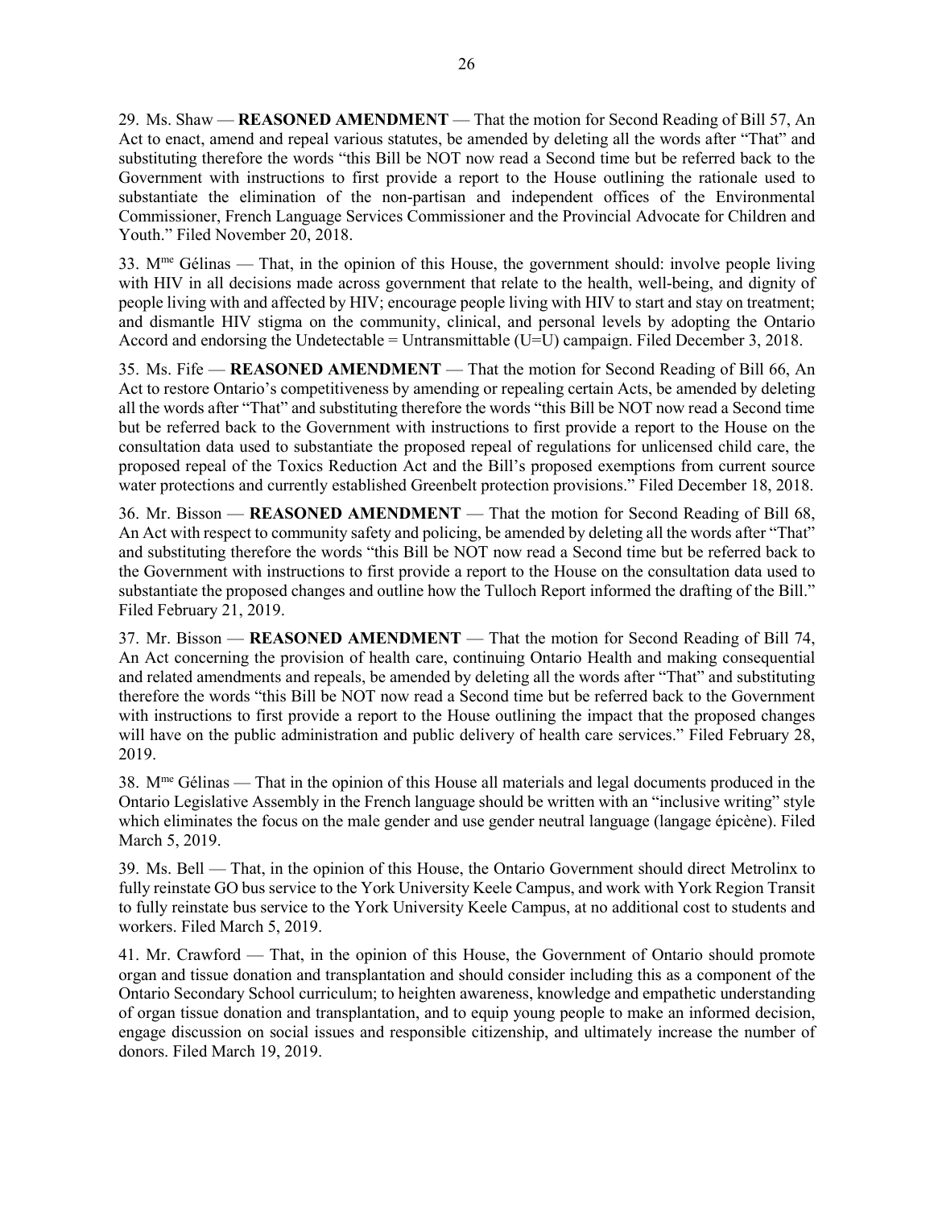29. Ms. Shaw — **REASONED AMENDMENT** — That the motion for Second Reading of Bill 57, An Act to enact, amend and repeal various statutes, be amended by deleting all the words after "That" and substituting therefore the words "this Bill be NOT now read a Second time but be referred to the Government with instructions to first provide a report to the House outlining the rationale used to substantiate the elimination of the non-partisan and independent offices of the Environmental Commissioner, French Language Services Commissioner and the Provincial Advocate for Children and Youth." Filed November 20, 2018.

33. M[me] Gélinas — That, in the opinion of this House, the government should: involve people living with HIV in all decisions made across government that relate to the health, well-being, and dignity of people living with and affected by HIV; encourage people living with HIV to start and stay on treatment; and dismantle HIV stigma on the community, clinical, and personal levels by adopting the Ontario Accord and endorsing the Undetectable = Untransmittable (U=U) campaign. Filed December 3, 2018.

35. Ms. Fife — **REASONED AMENDMENT** — That the motion for Second Reading of Bill 66, An Act to restore Ontario's competitiveness by amending or repealing certain Acts, be amended by deleting all the words after "That" and substituting therefore the words "this Bill be NOT now read a Second time but be referred back to the Government with instructions to first provide a report to the House on the consultation data used to substantiate the proposed repeal of regulations for unlicensed child care, the proposed repeal of the Toxics Reduction Act and the Bill's proposed exemptions from current source water protections and currently established Greenbelt protection provisions." Filed December 18, 2018.

36. Mr. Bisson — **REASONED AMENDMENT** — That the motion for Second Reading of Bill 68, An Act with respect to community safety and policing, be amended by deleting all the words after "That" and substituting therefore the words "this Bill be NOT now read a Second time but be referred back to the Government with instructions to first provide a report to the House on the consultation data used to substantiate the proposed changes and outline how the Tulloch Report informed the drafting of the Bill." Filed February 21, 2019.

37. Mr. Bisson — **REASONED AMENDMENT** — That the motion for Second Reading of Bill 74, An Act concerning the provision of health care, continuing Ontario Health and making consequential and related amendments and repeals, be amended by deleting all the words after "That" and substituting therefore the words "this Bill be NOT now read a Second time but be referred back to the Government with instructions to first provide a report to the House outlining the impact that the proposed changes will have on the public administration and public delivery of health care services." Filed February 28, 2019.

38. M[me] Gélinas — That in the opinion of this House all materials and legal documents produced in the Ontario Legislative Assembly in the French language should be written with an "inclusive writing" style which eliminates the focus on the male gender and use gender neutral language (langage épicène). Filed March 5, 2019.

39. Ms. Bell — That, in the opinion of this House, the Ontario Government should direct Metrolinx to fully reinstate GO bus service to the York University Keele Campus, and work with York Region Transit to fully reinstate bus service to the York University Keele Campus, at no additional cost to students and workers. Filed March 5, 2019.

41. Mr. Crawford — That, in the opinion of this House, the Government of Ontario should promote organ and tissue donation and transplantation and should consider including this as a component of the Ontario Secondary School curriculum; to heighten awareness, knowledge and empathetic understanding of organ tissue donation and transplantation, and to equip young people to make an informed decision, engage discussion on social issues and responsible citizenship, and ultimately increase the number of donors. Filed March 19, 2019.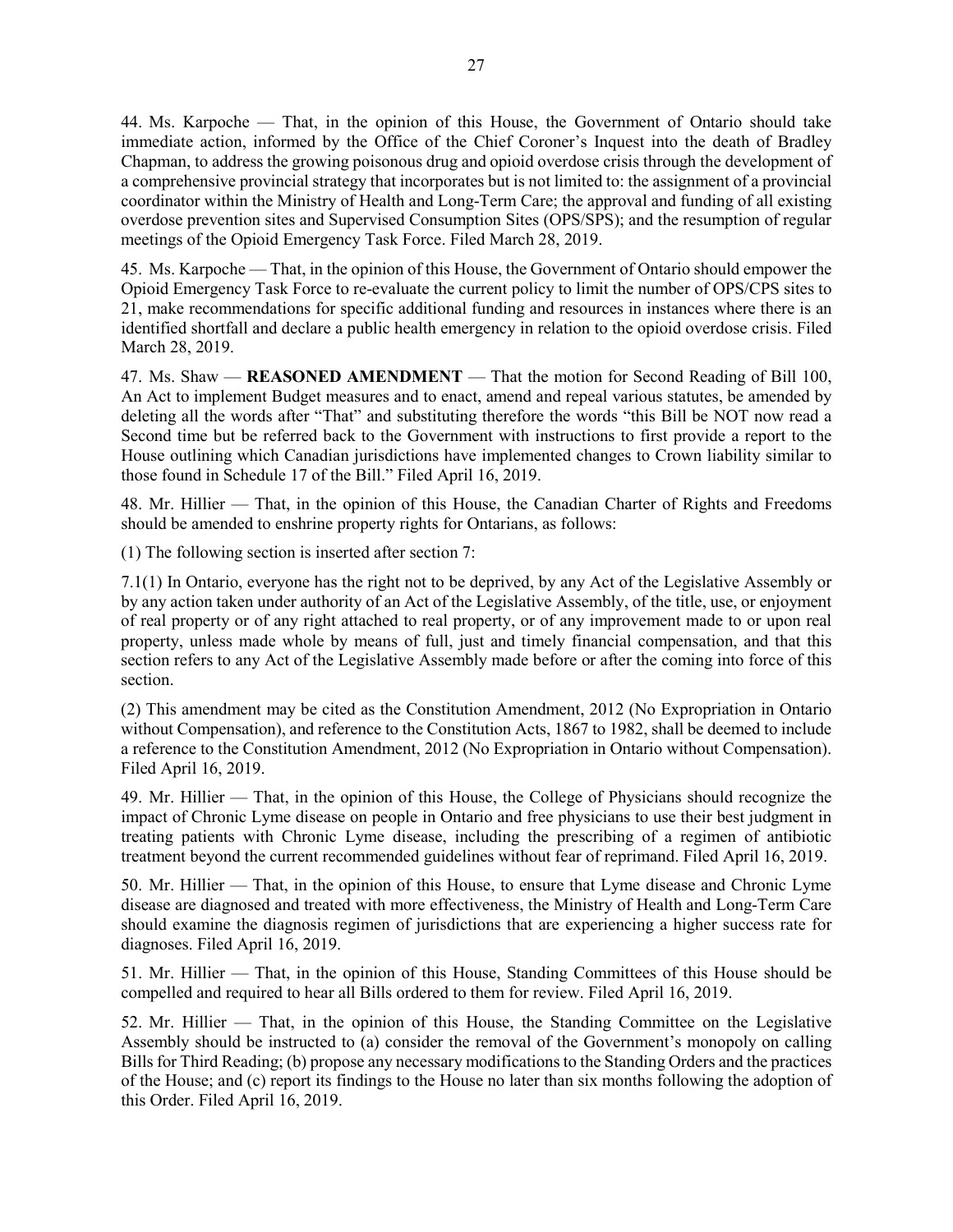44. Ms. Karpoche — That, in the opinion of this House, the Government of Ontario should take immediate action, informed by the Office of the Chief Coroner's Inquest into the death of Bradley Chapman, to address the growing poisonous drug and opioid overdose crisis through the development of a comprehensive provincial strategy that incorporates but is not limited to: the assignment of a provincial coordinator within the Ministry of Health and Long-Term Care; the approval and funding of all existing overdose prevention sites and Supervised Consumption Sites (OPS/SPS); and the resumption of regular meetings of the Opioid Emergency Task Force. Filed March 28, 2019.

45. Ms. Karpoche — That, in the opinion of this House, the Government of Ontario should empower the Opioid Emergency Task Force to re-evaluate the current policy to limit the number of OPS/CPS sites to 21, make recommendations for specific additional funding and resources in instances where there is an identified shortfall and declare a public health emergency in relation to the opioid overdose crisis. Filed March 28, 2019.

47. Ms. Shaw — **REASONED AMENDMENT** — That the motion for Second Reading of Bill 100, An Act to implement Budget measures and to enact, amend and repeal various statutes, be amended by deleting all the words after "That" and substituting therefore the words "this Bill be NOT now read a Second time but be referred back to the Government with instructions to first provide a report to the House outlining which Canadian jurisdictions have implemented changes to Crown liability similar to those found in Schedule 17 of the Bill." Filed April 16, 2019.

48. Mr. Hillier — That, in the opinion of this House, the Canadian Charter of Rights and Freedoms should be amended to enshrine property rights for Ontarians, as follows:

(1) The following section is inserted after section 7:

7.1(1) In Ontario, everyone has the right not to be deprived, by any Act of the Legislative Assembly or by any action taken under authority of an Act of the Legislative Assembly, of the title, use, or enjoyment of real property or of any right attached to real property, or of any improvement made to or upon real property, unless made whole by means of full, just and timely financial compensation, and that this section refers to any Act of the Legislative Assembly made before or after the coming into force of this section.

(2) This amendment may be cited as the Constitution Amendment, 2012 (No Expropriation in Ontario without Compensation), and reference to the Constitution Acts, 1867 to 1982, shall be deemed to include a reference to the Constitution Amendment, 2012 (No Expropriation in Ontario without Compensation). Filed April 16, 2019.

49. Mr. Hillier — That, in the opinion of this House, the College of Physicians should recognize the impact of Chronic Lyme disease on people in Ontario and free physicians to use their best judgment in treating patients with Chronic Lyme disease, including the prescribing of a regimen of antibiotic treatment beyond the current recommended guidelines without fear of reprimand. Filed April 16, 2019.

50. Mr. Hillier — That, in the opinion of this House, to ensure that Lyme disease and Chronic Lyme disease are diagnosed and treated with more effectiveness, the Ministry of Health and Long-Term Care should examine the diagnosis regimen of jurisdictions that are experiencing a higher success rate for diagnoses. Filed April 16, 2019.

51. Mr. Hillier — That, in the opinion of this House, Standing Committees of this House should be compelled and required to hear all Bills ordered to them for review. Filed April 16, 2019.

52. Mr. Hillier — That, in the opinion of this House, the Standing Committee on the Legislative Assembly should be instructed to (a) consider the removal of the Government's monopoly on calling Bills for Third Reading; (b) propose any necessary modifications to the Standing Orders and the practices of the House; and (c) report its findings to the House no later than six months following the adoption of this Order. Filed April 16, 2019.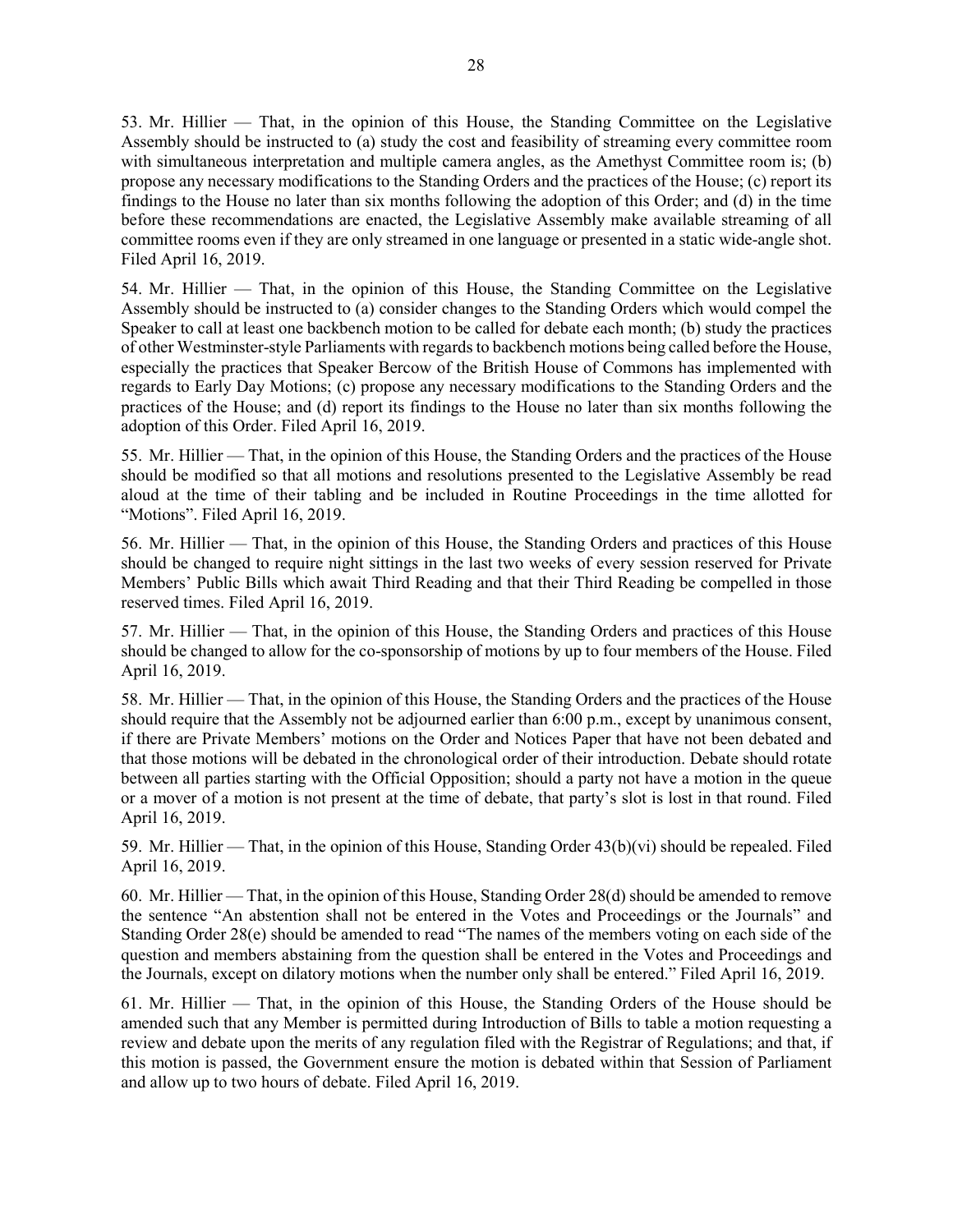53. Mr. Hillier — That, in the opinion of this House, the Standing Committee on the Legislative Assembly should be instructed to (a) study the cost and feasibility of streaming every committee room with simultaneous interpretation and multiple camera angles, as the Amethyst Committee room is; (b) propose any necessary modifications to the Standing Orders and the practices of the House; (c) report its findings to the House no later than six months following the adoption of this Order; and (d) in the time before these recommendations are enacted, the Legislative Assembly make available streaming of all committee rooms even if they are only streamed in one language or presented in a static wide-angle shot. Filed April 16, 2019.

54. Mr. Hillier — That, in the opinion of this House, the Standing Committee on the Legislative Assembly should be instructed to (a) consider changes to the Standing Orders which would compel the Speaker to call at least one backbench motion to be called for debate each month; (b) study the practices of other Westminster-style Parliaments with regards to backbench motions being called before the House, especially the practices that Speaker Bercow of the British House of Commons has implemented with regards to Early Day Motions; (c) propose any necessary modifications to the Standing Orders and the practices of the House; and (d) report its findings to the House no later than six months following the adoption of this Order. Filed April 16, 2019.

55. Mr. Hillier — That, in the opinion of this House, the Standing Orders and the practices of the House should be modified so that all motions and resolutions presented to the Legislative Assembly be read aloud at the time of their tabling and be included in Routine Proceedings in the time allotted for "Motions". Filed April 16, 2019.

56. Mr. Hillier — That, in the opinion of this House, the Standing Orders and practices of this House should be changed to require night sittings in the last two weeks of every session reserved for Private Members' Public Bills which await Third Reading and that their Third Reading be compelled in those reserved times. Filed April 16, 2019.

57. Mr. Hillier — That, in the opinion of this House, the Standing Orders and practices of this House should be changed to allow for the co-sponsorship of motions by up to four members of the House. Filed April 16, 2019.

58. Mr. Hillier — That, in the opinion of this House, the Standing Orders and the practices of the House should require that the Assembly not be adjourned earlier than 6:00 p.m., except by unanimous consent, if there are Private Members' motions on the Order and Notices Paper that have not been debated and that those motions will be debated in the chronological order of their introduction. Debate should rotate between all parties starting with the Official Opposition; should a party not have a motion in the queue or a mover of a motion is not present at the time of debate, that party's slot is lost in that round. Filed April 16, 2019.

59. Mr. Hillier — That, in the opinion of this House, Standing Order 43(b)(vi) should be repealed. Filed April 16, 2019.

60. Mr. Hillier — That, in the opinion of this House, Standing Order 28(d) should be amended to remove the sentence "An abstention shall not be entered in the Votes and Proceedings or the Journals" and Standing Order 28(e) should be amended to read "The names of the members voting on each side of the question and members abstaining from the question shall be entered in the Votes and Proceedings and the Journals, except on dilatory motions when the number only shall be entered." Filed April 16, 2019.

61. Mr. Hillier — That, in the opinion of this House, the Standing Orders of the House should be amended such that any Member is permitted during Introduction of Bills to table a motion requesting a review and debate upon the merits of any regulation filed with the Registrar of Regulations; and that, if this motion is passed, the Government ensure the motion is debated within that Session of Parliament and allow up to two hours of debate. Filed April 16, 2019.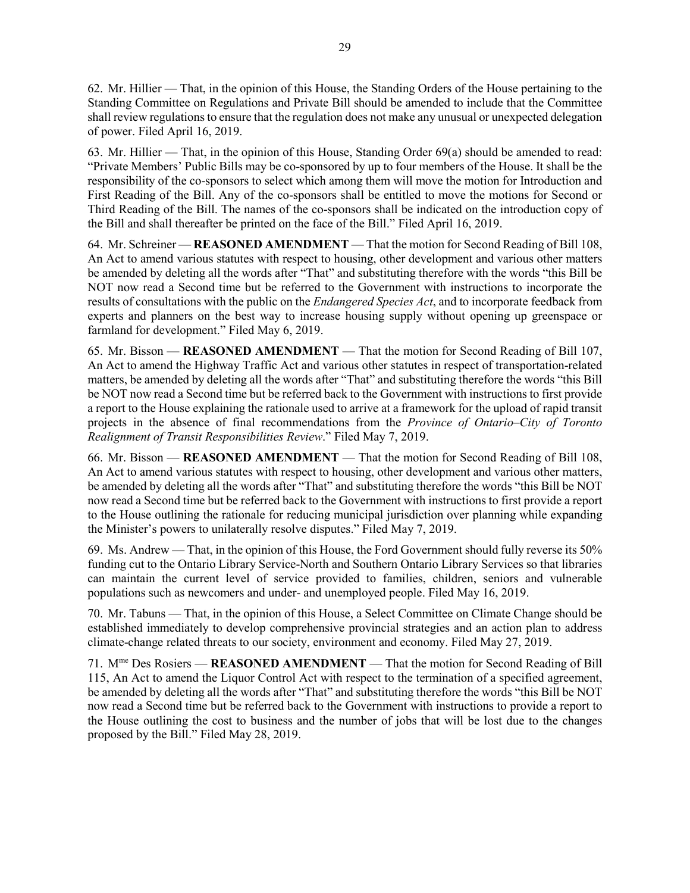62. Mr. Hillier — That, in the opinion of this House, the Standing Orders of the House pertaining to the Standing Committee on Regulations and Private Bill should be amended to include that the Committee shall review regulations to ensure that the regulation does not make any unusual or unexpected delegation of power. Filed April 16, 2019.

63. Mr. Hillier — That, in the opinion of this House, Standing Order 69(a) should be amended to read: "Private Members' Public Bills may be co-sponsored by up to four members of the House. It shall be the responsibility of the co-sponsors to select which among them will move the motion for Introduction and First Reading of the Bill. Any of the co-sponsors shall be entitled to move the motions for Second or Third Reading of the Bill. The names of the co-sponsors shall be indicated on the introduction copy of the Bill and shall thereafter be printed on the face of the Bill." Filed April 16, 2019.

64. Mr. Schreiner — **REASONED AMENDMENT** — That the motion for Second Reading of Bill 108, An Act to amend various statutes with respect to housing, other development and various other matters be amended by deleting all the words after "That" and substituting therefore with the words "this Bill be NOT now read a Second time but be referred to the Government with instructions to incorporate the results of consultations with the public on the *Endangered Species Act*, and to incorporate feedback from experts and planners on the best way to increase housing supply without opening up greenspace or farmland for development." Filed May 6, 2019.

65. Mr. Bisson — **REASONED AMENDMENT** — That the motion for Second Reading of Bill 107, An Act to amend the Highway Traffic Act and various other statutes in respect of transportation-related matters, be amended by deleting all the words after "That" and substituting therefore the words "this Bill be NOT now read a Second time but be referred back to the Government with instructions to first provide a report to the House explaining the rationale used to arrive at a framework for the upload of rapid transit projects in the absence of final recommendations from the *Province of Ontario–City of Toronto Realignment of Transit Responsibilities Review*." Filed May 7, 2019.

66. Mr. Bisson — **REASONED AMENDMENT** — That the motion for Second Reading of Bill 108, An Act to amend various statutes with respect to housing, other development and various other matters, be amended by deleting all the words after "That" and substituting therefore the words "this Bill be NOT now read a Second time but be referred back to the Government with instructions to first provide a report to the House outlining the rationale for reducing municipal jurisdiction over planning while expanding the Minister's powers to unilaterally resolve disputes." Filed May 7, 2019.

69. Ms. Andrew — That, in the opinion of this House, the Ford Government should fully reverse its 50% funding cut to the Ontario Library Service-North and Southern Ontario Library Services so that libraries can maintain the current level of service provided to families, children, seniors and vulnerable populations such as newcomers and under- and unemployed people. Filed May 16, 2019.

70. Mr. Tabuns — That, in the opinion of this House, a Select Committee on Climate Change should be established immediately to develop comprehensive provincial strategies and an action plan to address climate-change related threats to our society, environment and economy. Filed May 27, 2019.

71. Mme Des Rosiers — **REASONED AMENDMENT** — That the motion for Second Reading of Bill 115, An Act to amend the Liquor Control Act with respect to the termination of a specified agreement, be amended by deleting all the words after "That" and substituting therefore the words "this Bill be NOT now read a Second time but be referred back to the Government with instructions to provide a report to the House outlining the cost to business and the number of jobs that will be lost due to the changes proposed by the Bill." Filed May 28, 2019.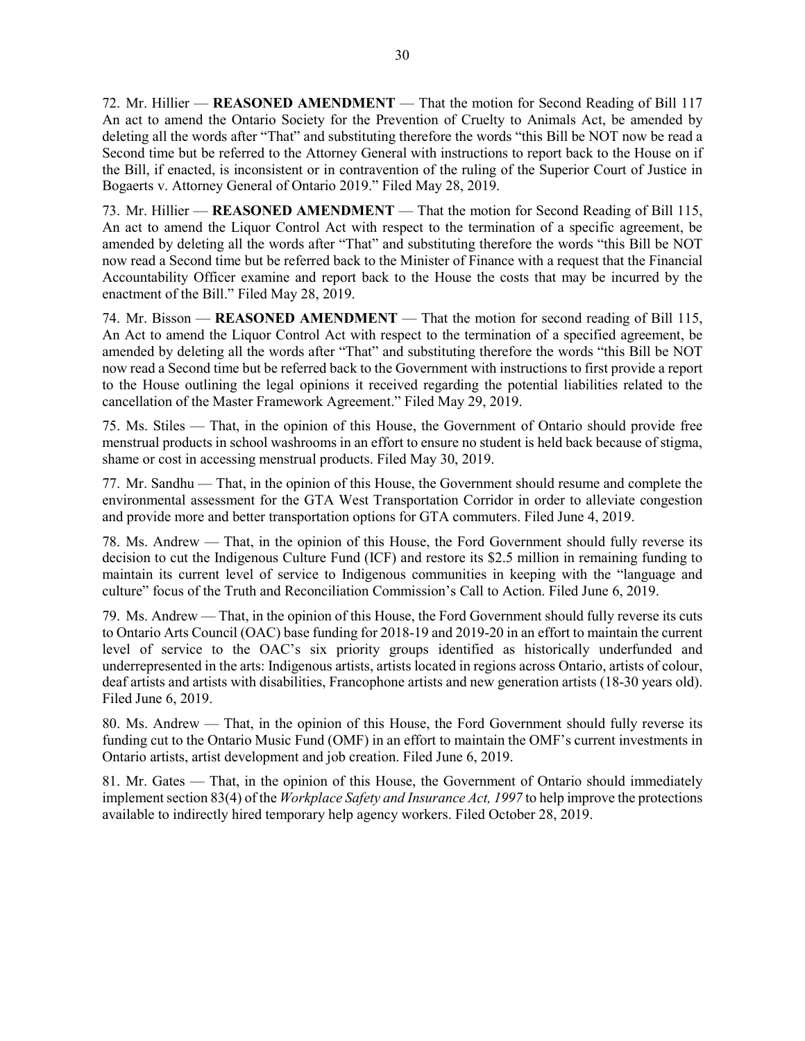72. Mr. Hillier — **REASONED AMENDMENT** — That the motion for Second Reading of Bill 117 An act to amend the Ontario Society for the Prevention of Cruelty to Animals Act, be amended by deleting all the words after "That" and substituting therefore the words "this Bill be NOT now be read a Second time but be referred to the Attorney General with instructions to report back to the House on if the Bill, if enacted, is inconsistent or in contravention of the ruling of the Superior Court of Justice in Bogaerts v. Attorney General of Ontario 2019." Filed May 28, 2019.

73. Mr. Hillier — **REASONED AMENDMENT** — That the motion for Second Reading of Bill 115, An act to amend the Liquor Control Act with respect to the termination of a specific agreement, be amended by deleting all the words after "That" and substituting therefore the words "this Bill be NOT now read a Second time but be referred back to the Minister of Finance with a request that the Financial Accountability Officer examine and report back to the House the costs that may be incurred by the enactment of the Bill." Filed May 28, 2019.

74. Mr. Bisson — **REASONED AMENDMENT** — That the motion for second reading of Bill 115, An Act to amend the Liquor Control Act with respect to the termination of a specified agreement, be amended by deleting all the words after "That" and substituting therefore the words "this Bill be NOT now read a Second time but be referred back to the Government with instructions to first provide a report to the House outlining the legal opinions it received regarding the potential liabilities related to the cancellation of the Master Framework Agreement." Filed May 29, 2019.

75. Ms. Stiles — That, in the opinion of this House, the Government of Ontario should provide free menstrual products in school washrooms in an effort to ensure no student is held back because of stigma, shame or cost in accessing menstrual products. Filed May 30, 2019.

77. Mr. Sandhu — That, in the opinion of this House, the Government should resume and complete the environmental assessment for the GTA West Transportation Corridor in order to alleviate congestion and provide more and better transportation options for GTA commuters. Filed June 4, 2019.

78. Ms. Andrew — That, in the opinion of this House, the Ford Government should fully reverse its decision to cut the Indigenous Culture Fund (ICF) and restore its $2.5 million in remaining funding to maintain its current level of service to Indigenous communities in keeping with the "language and culture" focus of the Truth and Reconciliation Commission's Call to Action. Filed June 6, 2019.

79. Ms. Andrew — That, in the opinion of this House, the Ford Government should fully reverse its cuts to Ontario Arts Council (OAC) base funding for 2018-19 and 2019-20 in an effort to maintain the current level of service to the OAC's six priority groups identified as historically underfunded and underrepresented in the arts: Indigenous artists, artists located in regions across Ontario, artists of colour, deaf artists and artists with disabilities, Francophone artists and new generation artists (18-30 years old). Filed June 6, 2019.

80. Ms. Andrew — That, in the opinion of this House, the Ford Government should fully reverse its funding cut to the Ontario Music Fund (OMF) in an effort to maintain the OMF's current investments in Ontario artists, artist development and job creation. Filed June 6, 2019.

81. Mr. Gates — That, in the opinion of this House, the Government of Ontario should immediately implement section 83(4) of the *Workplace Safety and Insurance Act, 1997* to help improve the protections available to indirectly hired temporary help agency workers. Filed October 28, 2019.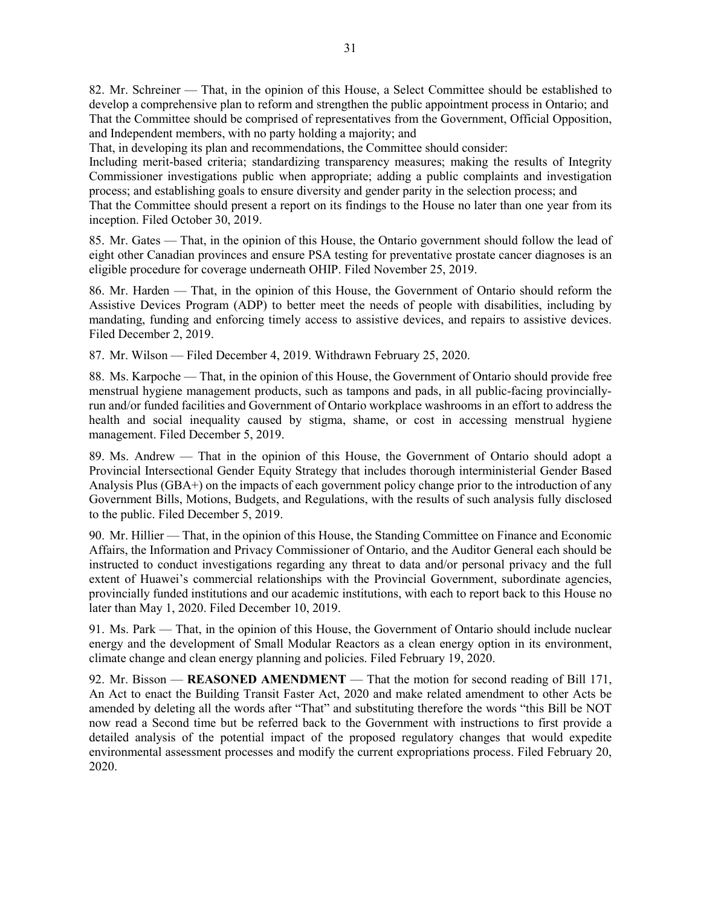82. Mr. Schreiner — That, in the opinion of this House, a Select Committee should be established to develop a comprehensive plan to reform and strengthen the public appointment process in Ontario; and That the Committee should be comprised of representatives from the Government, Official Opposition, and Independent members, with no party holding a majority; and

That, in developing its plan and recommendations, the Committee should consider:

Including merit-based criteria; standardizing transparency measures; making the results of Integrity Commissioner investigations public when appropriate; adding a public complaints and investigation process; and establishing goals to ensure diversity and gender parity in the selection process; and

That the Committee should present a report on its findings to the House no later than one year from its inception. Filed October 30, 2019.

85. Mr. Gates — That, in the opinion of this House, the Ontario government should follow the lead of eight other Canadian provinces and ensure PSA testing for preventative prostate cancer diagnoses is an eligible procedure for coverage underneath OHIP. Filed November 25, 2019.

86. Mr. Harden — That, in the opinion of this House, the Government of Ontario should reform the Assistive Devices Program (ADP) to better meet the needs of people with disabilities, including by mandating, funding and enforcing timely access to assistive devices, and repairs to assistive devices. Filed December 2, 2019.

87. Mr. Wilson — Filed December 4, 2019. Withdrawn February 25, 2020.

88. Ms. Karpoche — That, in the opinion of this House, the Government of Ontario should provide free menstrual hygiene management products, such as tampons and pads, in all public-facing provincially-run and/or funded facilities and Government of Ontario workplace washrooms in an effort to address the health and social inequality caused by stigma, shame, or cost in accessing menstrual hygiene management. Filed December 5, 2019.

89. Ms. Andrew — That in the opinion of this House, the Government of Ontario should adopt a Provincial Intersectional Gender Equity Strategy that includes thorough interministerial Gender Based Analysis Plus (GBA+) on the impacts of each government policy change prior to the introduction of any Government Bills, Motions, Budgets, and Regulations, with the results of such analysis fully disclosed to the public. Filed December 5, 2019.

90. Mr. Hillier — That, in the opinion of this House, the Standing Committee on Finance and Economic Affairs, the Information and Privacy Commissioner of Ontario, and the Auditor General each should be instructed to conduct investigations regarding any threat to data and/or personal privacy and the full extent of Huawei's commercial relationships with the Provincial Government, subordinate agencies, provincially funded institutions and our academic institutions, with each to report back to this House no later than May 1, 2020. Filed December 10, 2019.

91. Ms. Park — That, in the opinion of this House, the Government of Ontario should include nuclear energy and the development of Small Modular Reactors as a clean energy option in its environment, climate change and clean energy planning and policies. Filed February 19, 2020.

92. Mr. Bisson — **REASONED AMENDMENT** — That the motion for second reading of Bill 171, An Act to enact the Building Transit Faster Act, 2020 and make related amendment to other Acts be amended by deleting all the words after "That" and substituting therefore the words "this Bill be NOT now read a Second time but be referred back to the Government with instructions to first provide a detailed analysis of the potential impact of the proposed regulatory changes that would expedite environmental assessment processes and modify the current expropriations process. Filed February 20, 2020.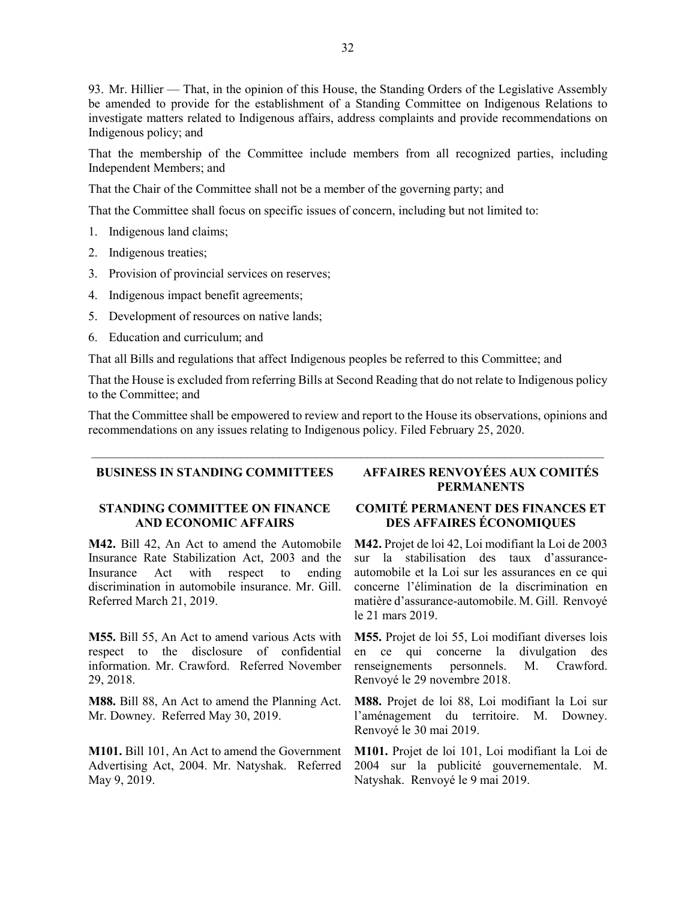93. Mr. Hillier — That, in the opinion of this House, the Standing Orders of the Legislative Assembly be amended to provide for the establishment of a Standing Committee on Indigenous Relations to investigate matters related to Indigenous affairs, address complaints and provide recommendations on Indigenous policy; and

That the membership of the Committee include members from all recognized parties, including Independent Members; and

That the Chair of the Committee shall not be a member of the governing party; and

That the Committee shall focus on specific issues of concern, including but not limited to:

1. Indigenous land claims;
2. Indigenous treaties;
3. Provision of provincial services on reserves;
4. Indigenous impact benefit agreements;
5. Development of resources on native lands;
6. Education and curriculum; and

That all Bills and regulations that affect Indigenous peoples be referred to this Committee; and

That the House is excluded from referring Bills at Second Reading that do not relate to Indigenous policy to the Committee; and

That the Committee shall be empowered to review and report to the House its observations, opinions and recommendations on any issues relating to Indigenous policy. Filed February 25, 2020.

---

## BUSINESS IN STANDING COMMITTEES

### STANDING COMMITTEE ON FINANCE AND ECONOMIC AFFAIRS

**M42.** Bill 42, An Act to amend the Automobile Insurance Rate Stabilization Act, 2003 and the Insurance Act with respect to ending discrimination in automobile insurance. Mr. Gill. Referred March 21, 2019.

**M55.** Bill 55, An Act to amend various Acts with respect to the disclosure of confidential information. Mr. Crawford. Referred November 29, 2018.

**M88.** Bill 88, An Act to amend the Planning Act. Mr. Downey. Referred May 30, 2019.

**M101.** Bill 101, An Act to amend the Government Advertising Act, 2004. Mr. Natyshak. Referred May 9, 2019.

## AFFAIRES RENVOYÉES AUX COMITÉS PERMANENTS

### COMITÉ PERMANENT DES FINANCES ET DES AFFAIRES ÉCONOMIQUES

**M42.** Projet de loi 42, Loi modifiant la Loi de 2003 sur la stabilisation des taux d'assurance-automobile et la Loi sur les assurances en ce qui concerne l'élimination de la discrimination en matière d'assurance-automobile. M. Gill. Renvoyé le 21 mars 2019.

**M55.** Projet de loi 55, Loi modifiant diverses lois en ce qui concerne la divulgation des renseignements personnels. M. Crawford. Renvoyé le 29 novembre 2018.

**M88.** Projet de loi 88, Loi modifiant la Loi sur l'aménagement du territoire. M. Downey. Renvoyé le 30 mai 2019.

**M101.** Projet de loi 101, Loi modifiant la Loi de 2004 sur la publicité gouvernementale. M. Natyshak. Renvoyé le 9 mai 2019.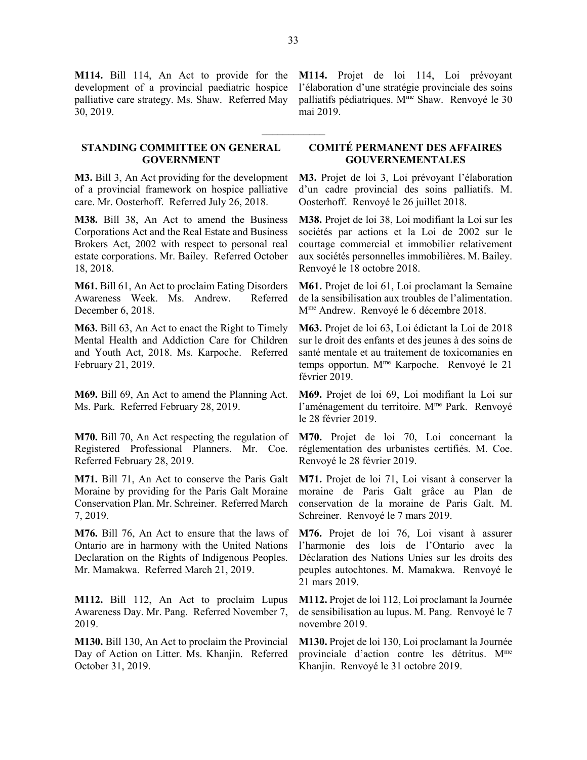**M114.** Bill 114, An Act to provide for the development of a provincial paediatric hospice palliative care strategy. Ms. Shaw. Referred May 30, 2019.

**M114.** Projet de loi 114, Loi prévoyant l'élaboration d'une stratégie provinciale des soins palliatifs pédiatriques. M[me] Shaw. Renvoyé le 30 mai 2019.

---

## STANDING COMMITTEE ON GENERAL GOVERNMENT

## COMITÉ PERMANENT DES AFFAIRES GOUVERNEMENTALES

**M3.** Bill 3, An Act providing for the development of a provincial framework on hospice palliative care. Mr. Oosterhoff. Referred July 26, 2018.

**M3.** Projet de loi 3, Loi prévoyant l'élaboration d'un cadre provincial des soins palliatifs. M. Oosterhoff. Renvoyé le 26 juillet 2018.

**M38.** Bill 38, An Act to amend the Business Corporations Act and the Real Estate and Business Brokers Act, 2002 with respect to personal real estate corporations. Mr. Bailey. Referred October 18, 2018.

**M38.** Projet de loi 38, Loi modifiant la Loi sur les sociétés par actions et la Loi de 2002 sur le courtage commercial et immobilier relativement aux sociétés personnelles immobilières. M. Bailey. Renvoyé le 18 octobre 2018.

**M61.** Bill 61, An Act to proclaim Eating Disorders Awareness Week. Ms. Andrew. Referred December 6, 2018.

**M61.** Projet de loi 61, Loi proclamant la Semaine de la sensibilisation aux troubles de l'alimentation. M[me] Andrew. Renvoyé le 6 décembre 2018.

**M63.** Bill 63, An Act to enact the Right to Timely Mental Health and Addiction Care for Children and Youth Act, 2018. Ms. Karpoche. Referred February 21, 2019.

**M63.** Projet de loi 63, Loi édictant la Loi de 2018 sur le droit des enfants et des jeunes à des soins de santé mentale et au traitement de toxicomanies en temps opportun. M[me] Karpoche. Renvoyé le 21 février 2019.

**M69.** Bill 69, An Act to amend the Planning Act. Ms. Park. Referred February 28, 2019.

**M69.** Projet de loi 69, Loi modifiant la Loi sur l'aménagement du territoire. M[me] Park. Renvoyé le 28 février 2019.

**M70.** Bill 70, An Act respecting the regulation of Registered Professional Planners. Mr. Coe. Referred February 28, 2019.

**M70.** Projet de loi 70, Loi concernant la réglementation des urbanistes certifiés. M. Coe. Renvoyé le 28 février 2019.

**M71.** Bill 71, An Act to conserve the Paris Galt Moraine by providing for the Paris Galt Moraine Conservation Plan. Mr. Schreiner. Referred March 7, 2019.

**M71.** Projet de loi 71, Loi visant à conserver la moraine de Paris Galt grâce au Plan de conservation de la moraine de Paris Galt. M. Schreiner. Renvoyé le 7 mars 2019.

**M76.** Bill 76, An Act to ensure that the laws of Ontario are in harmony with the United Nations Declaration on the Rights of Indigenous Peoples. Mr. Mamakwa. Referred March 21, 2019.

**M76.** Projet de loi 76, Loi visant à assurer l'harmonie des lois de l'Ontario avec la Déclaration des Nations Unies sur les droits des peuples autochtones. M. Mamakwa. Renvoyé le 21 mars 2019.

**M112.** Bill 112, An Act to proclaim Lupus Awareness Day. Mr. Pang. Referred November 7, 2019.

**M112.** Projet de loi 112, Loi proclamant la Journée de sensibilisation au lupus. M. Pang. Renvoyé le 7 novembre 2019.

**M130.** Bill 130, An Act to proclaim the Provincial Day of Action on Litter. Ms. Khanjin. Referred October 31, 2019.

**M130.** Projet de loi 130, Loi proclamant la Journée provinciale d'action contre les détritus. M[me] Khanjin. Renvoyé le 31 octobre 2019.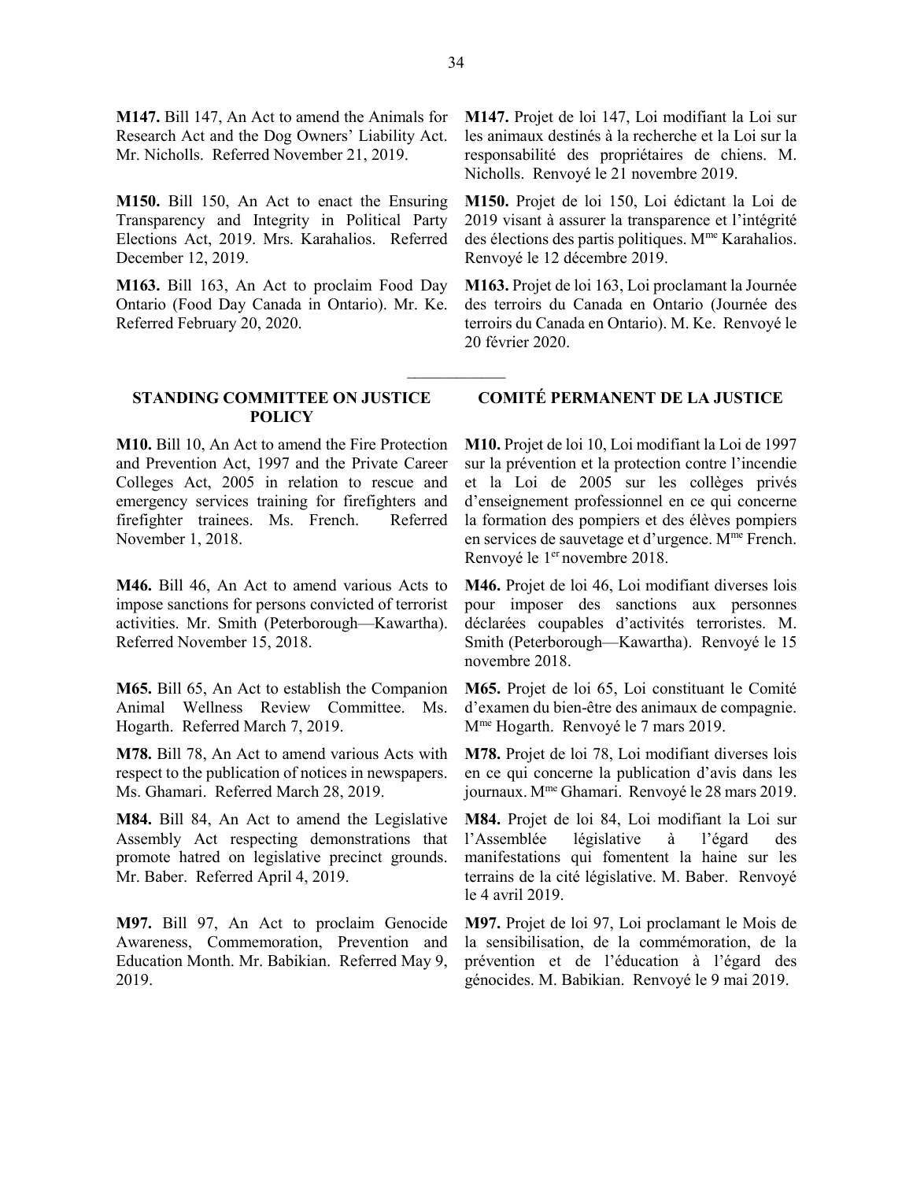**M147.** Bill 147, An Act to amend the Animals for Research Act and the Dog Owners' Liability Act. Mr. Nicholls. Referred November 21, 2019.

**M147.** Projet de loi 147, Loi modifiant la Loi sur les animaux destinés à la recherche et la Loi sur la responsabilité des propriétaires de chiens. M. Nicholls. Renvoyé le 21 novembre 2019.

**M150.** Bill 150, An Act to enact the Ensuring Transparency and Integrity in Political Party Elections Act, 2019. Mrs. Karahalios. Referred December 12, 2019.

**M150.** Projet de loi 150, Loi édictant la Loi de 2019 visant à assurer la transparence et l'intégrité des élections des partis politiques. Mme Karahalios. Renvoyé le 12 décembre 2019.

**M163.** Bill 163, An Act to proclaim Food Day Ontario (Food Day Canada in Ontario). Mr. Ke. Referred February 20, 2020.

**M163.** Projet de loi 163, Loi proclamant la Journée des terroirs du Canada en Ontario (Journée des terroirs du Canada en Ontario). M. Ke. Renvoyé le 20 février 2020.

---

## STANDING COMMITTEE ON JUSTICE POLICY

## COMITÉ PERMANENT DE LA JUSTICE

**M10.** Bill 10, An Act to amend the Fire Protection and Prevention Act, 1997 and the Private Career Colleges Act, 2005 in relation to rescue and emergency services training for firefighters and firefighter trainees. Ms. French. Referred November 1, 2018.

**M10.** Projet de loi 10, Loi modifiant la Loi de 1997 sur la prévention et la protection contre l'incendie et la Loi de 2005 sur les collèges privés d'enseignement professionnel en ce qui concerne la formation des pompiers et des élèves pompiers en services de sauvetage et d'urgence. Mme French. Renvoyé le 1er novembre 2018.

**M46.** Bill 46, An Act to amend various Acts to impose sanctions for persons convicted of terrorist activities. Mr. Smith (Peterborough—Kawartha). Referred November 15, 2018.

**M46.** Projet de loi 46, Loi modifiant diverses lois pour imposer des sanctions aux personnes déclarées coupables d'activités terroristes. M. Smith (Peterborough—Kawartha). Renvoyé le 15 novembre 2018.

**M65.** Bill 65, An Act to establish the Companion Animal Wellness Review Committee. Ms. Hogarth. Referred March 7, 2019.

**M65.** Projet de loi 65, Loi constituant le Comité d'examen du bien-être des animaux de compagnie. Mme Hogarth. Renvoyé le 7 mars 2019.

**M78.** Bill 78, An Act to amend various Acts with respect to the publication of notices in newspapers. Ms. Ghamari. Referred March 28, 2019.

**M78.** Projet de loi 78, Loi modifiant diverses lois en ce qui concerne la publication d'avis dans les journaux. Mme Ghamari. Renvoyé le 28 mars 2019.

**M84.** Bill 84, An Act to amend the Legislative Assembly Act respecting demonstrations that promote hatred on legislative precinct grounds. Mr. Baber. Referred April 4, 2019.

**M84.** Projet de loi 84, Loi modifiant la Loi sur l'Assemblée législative à l'égard des manifestations qui fomentent la haine sur les terrains de la cité législative. M. Baber. Renvoyé le 4 avril 2019.

**M97.** Bill 97, An Act to proclaim Genocide Awareness, Commemoration, Prevention and Education Month. Mr. Babikian. Referred May 9, 2019.

**M97.** Projet de loi 97, Loi proclamant le Mois de la sensibilisation, de la commémoration, de la prévention et de l'éducation à l'égard des génocides. M. Babikian. Renvoyé le 9 mai 2019.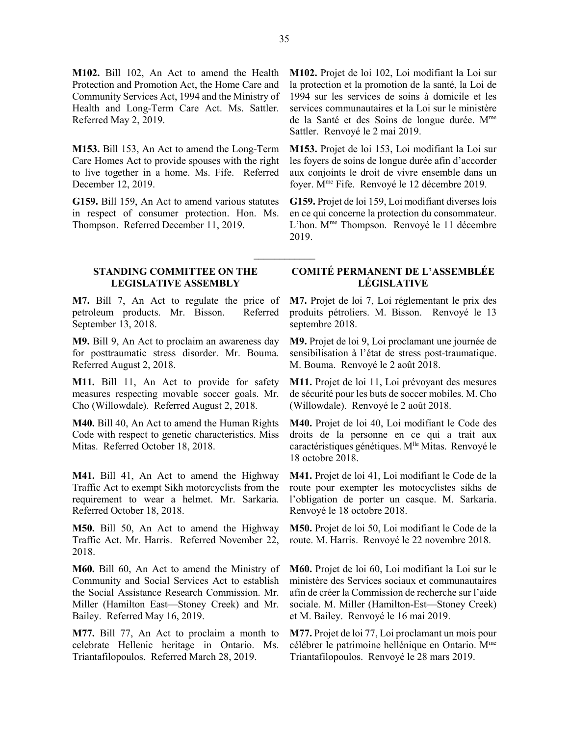**M102.** Bill 102, An Act to amend the Health Protection and Promotion Act, the Home Care and Community Services Act, 1994 and the Ministry of Health and Long-Term Care Act. Ms. Sattler. Referred May 2, 2019.

**M102.** Projet de loi 102, Loi modifiant la Loi sur la protection et la promotion de la santé, la Loi de 1994 sur les services de soins à domicile et les services communautaires et la Loi sur le ministère de la Santé et des Soins de longue durée. Mme Sattler. Renvoyé le 2 mai 2019.

**M153.** Bill 153, An Act to amend the Long-Term Care Homes Act to provide spouses with the right to live together in a home. Ms. Fife. Referred December 12, 2019.

**M153.** Projet de loi 153, Loi modifiant la Loi sur les foyers de soins de longue durée afin d'accorder aux conjoints le droit de vivre ensemble dans un foyer. Mme Fife. Renvoyé le 12 décembre 2019.

**G159.** Bill 159, An Act to amend various statutes in respect of consumer protection. Hon. Ms. Thompson. Referred December 11, 2019.

**G159.** Projet de loi 159, Loi modifiant diverses lois en ce qui concerne la protection du consommateur. L'hon. Mme Thompson. Renvoyé le 11 décembre 2019.

---

## STANDING COMMITTEE ON THE LEGISLATIVE ASSEMBLY

## COMITÉ PERMANENT DE L'ASSEMBLÉE LÉGISLATIVE

**M7.** Bill 7, An Act to regulate the price of petroleum products. Mr. Bisson. Referred September 13, 2018.

**M7.** Projet de loi 7, Loi réglementant le prix des produits pétroliers. M. Bisson. Renvoyé le 13 septembre 2018.

**M9.** Bill 9, An Act to proclaim an awareness day for posttraumatic stress disorder. Mr. Bouma. Referred August 2, 2018.

**M9.** Projet de loi 9, Loi proclamant une journée de sensibilisation à l'état de stress post-traumatique. M. Bouma. Renvoyé le 2 août 2018.

**M11.** Bill 11, An Act to provide for safety measures respecting movable soccer goals. Mr. Cho (Willowdale). Referred August 2, 2018.

**M11.** Projet de loi 11, Loi prévoyant des mesures de sécurité pour les buts de soccer mobiles. M. Cho (Willowdale). Renvoyé le 2 août 2018.

**M40.** Bill 40, An Act to amend the Human Rights Code with respect to genetic characteristics. Miss Mitas. Referred October 18, 2018.

**M40.** Projet de loi 40, Loi modifiant le Code des droits de la personne en ce qui a trait aux caractéristiques génétiques. Mlle Mitas. Renvoyé le 18 octobre 2018.

**M41.** Bill 41, An Act to amend the Highway Traffic Act to exempt Sikh motorcyclists from the requirement to wear a helmet. Mr. Sarkaria. Referred October 18, 2018.

**M41.** Projet de loi 41, Loi modifiant le Code de la route pour exempter les motocyclistes sikhs de l'obligation de porter un casque. M. Sarkaria. Renvoyé le 18 octobre 2018.

**M50.** Bill 50, An Act to amend the Highway Traffic Act. Mr. Harris. Referred November 22, 2018.

**M50.** Projet de loi 50, Loi modifiant le Code de la route. M. Harris. Renvoyé le 22 novembre 2018.

**M60.** Bill 60, An Act to amend the Ministry of Community and Social Services Act to establish the Social Assistance Research Commission. Mr. Miller (Hamilton East—Stoney Creek) and Mr. Bailey. Referred May 16, 2019.

**M60.** Projet de loi 60, Loi modifiant la Loi sur le ministère des Services sociaux et communautaires afin de créer la Commission de recherche sur l'aide sociale. M. Miller (Hamilton-Est—Stoney Creek) et M. Bailey. Renvoyé le 16 mai 2019.

**M77.** Bill 77, An Act to proclaim a month to celebrate Hellenic heritage in Ontario. Ms. Triantafilopoulos. Referred March 28, 2019.

**M77.** Projet de loi 77, Loi proclamant un mois pour célébrer le patrimoine hellénique en Ontario. Mme Triantafilopoulos. Renvoyé le 28 mars 2019.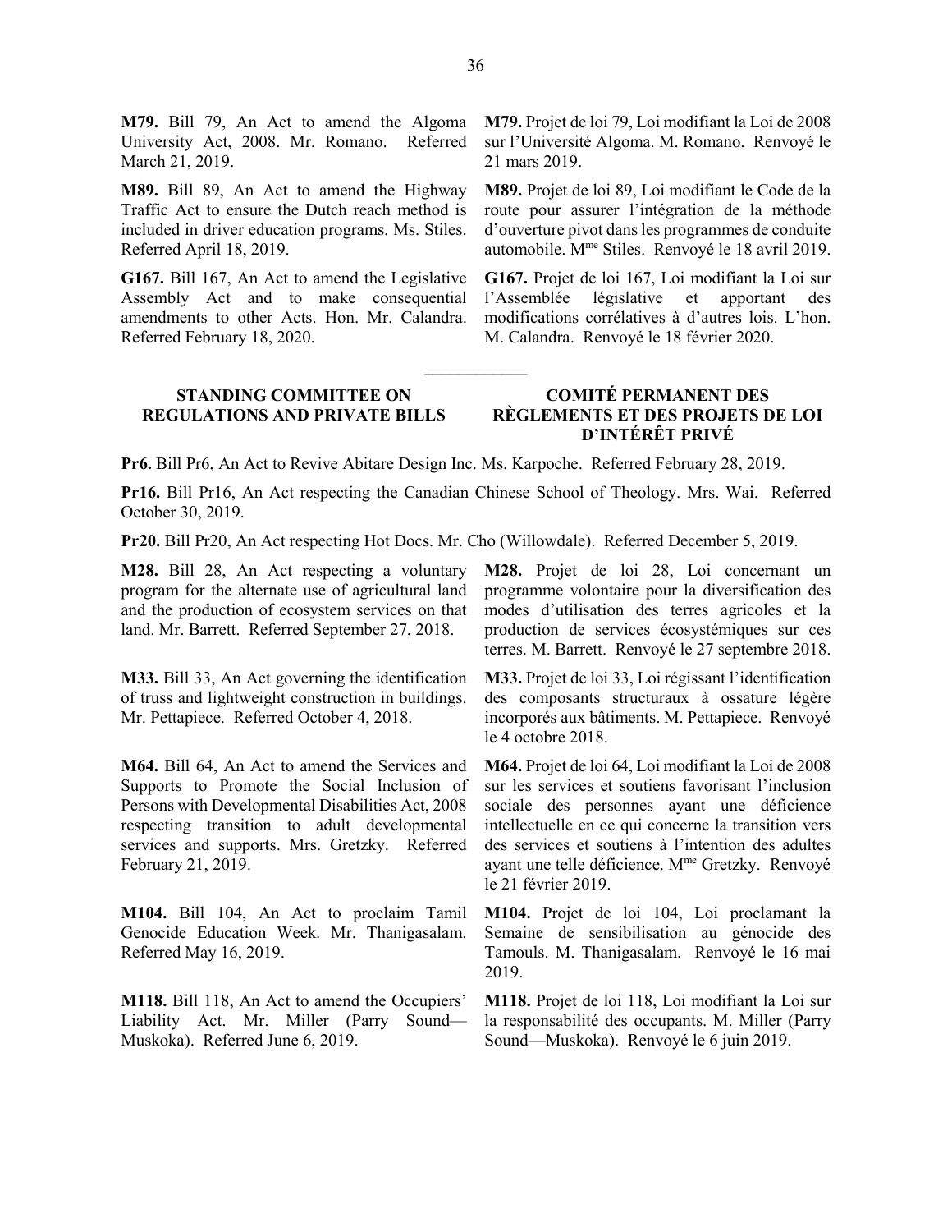**M79.** Bill 79, An Act to amend the Algoma University Act, 2008. Mr. Romano. Referred March 21, 2019.

**M79.** Projet de loi 79, Loi modifiant la Loi de 2008 sur l'Université Algoma. M. Romano. Renvoyé le 21 mars 2019.

**M89.** Bill 89, An Act to amend the Highway Traffic Act to ensure the Dutch reach method is included in driver education programs. Ms. Stiles. Referred April 18, 2019.

**M89.** Projet de loi 89, Loi modifiant le Code de la route pour assurer l'intégration de la méthode d'ouverture pivot dans les programmes de conduite automobile. Mme Stiles. Renvoyé le 18 avril 2019.

**G167.** Bill 167, An Act to amend the Legislative Assembly Act and to make consequential amendments to other Acts. Hon. Mr. Calandra. Referred February 18, 2020.

**G167.** Projet de loi 167, Loi modifiant la Loi sur l'Assemblée législative et apportant des modifications corrélatives à d'autres lois. L'hon. M. Calandra. Renvoyé le 18 février 2020.

---

## STANDING COMMITTEE ON REGULATIONS AND PRIVATE BILLS

## COMITÉ PERMANENT DES RÈGLEMENTS ET DES PROJETS DE LOI D'INTÉRÊT PRIVÉ

**Pr6.** Bill Pr6, An Act to Revive Abitare Design Inc. Ms. Karpoche. Referred February 28, 2019.

**Pr16.** Bill Pr16, An Act respecting the Canadian Chinese School of Theology. Mrs. Wai. Referred October 30, 2019.

**Pr20.** Bill Pr20, An Act respecting Hot Docs. Mr. Cho (Willowdale). Referred December 5, 2019.

**M28.** Bill 28, An Act respecting a voluntary program for the alternate use of agricultural land and the production of ecosystem services on that land. Mr. Barrett. Referred September 27, 2018.

**M28.** Projet de loi 28, Loi concernant un programme volontaire pour la diversification des modes d'utilisation des terres agricoles et la production de services écosystémiques sur ces terres. M. Barrett. Renvoyé le 27 septembre 2018.

**M33.** Bill 33, An Act governing the identification of truss and lightweight construction in buildings. Mr. Pettapiece. Referred October 4, 2018.

**M33.** Projet de loi 33, Loi régissant l'identification des composants structuraux à ossature légère incorporés aux bâtiments. M. Pettapiece. Renvoyé le 4 octobre 2018.

**M64.** Bill 64, An Act to amend the Services and Supports to Promote the Social Inclusion of Persons with Developmental Disabilities Act, 2008 respecting transition to adult developmental services and supports. Mrs. Gretzky. Referred February 21, 2019.

**M64.** Projet de loi 64, Loi modifiant la Loi de 2008 sur les services et soutiens favorisant l'inclusion sociale des personnes ayant une déficience intellectuelle en ce qui concerne la transition vers des services et soutiens à l'intention des adultes ayant une telle déficience. Mme Gretzky. Renvoyé le 21 février 2019.

**M104.** Bill 104, An Act to proclaim Tamil Genocide Education Week. Mr. Thanigasalam. Referred May 16, 2019.

**M104.** Projet de loi 104, Loi proclamant la Semaine de sensibilisation au génocide des Tamouls. M. Thanigasalam. Renvoyé le 16 mai 2019.

**M118.** Bill 118, An Act to amend the Occupiers' Liability Act. Mr. Miller (Parry Sound—Muskoka). Referred June 6, 2019.

**M118.** Projet de loi 118, Loi modifiant la Loi sur la responsabilité des occupants. M. Miller (Parry Sound—Muskoka). Renvoyé le 6 juin 2019.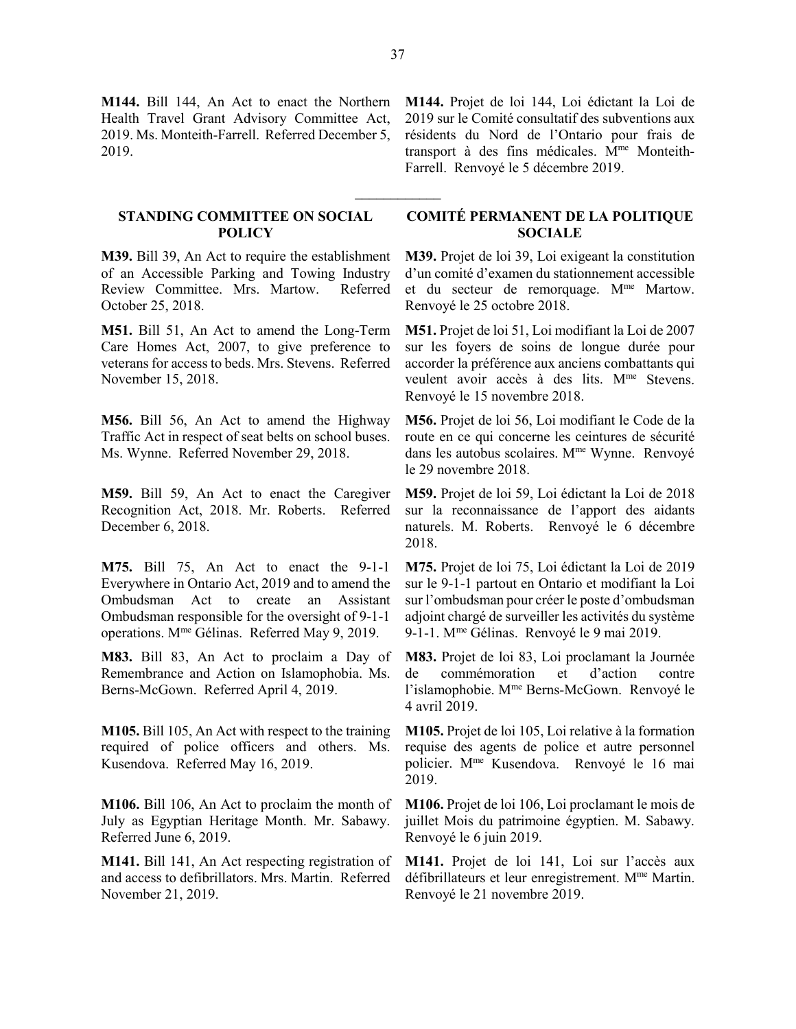**M144.** Bill 144, An Act to enact the Northern Health Travel Grant Advisory Committee Act, 2019. Ms. Monteith-Farrell. Referred December 5, 2019.

**M144.** Projet de loi 144, Loi édictant la Loi de 2019 sur le Comité consultatif des subventions aux résidents du Nord de l'Ontario pour frais de transport à des fins médicales. Mme Monteith-Farrell. Renvoyé le 5 décembre 2019.

---

## STANDING COMMITTEE ON SOCIAL POLICY

## COMITÉ PERMANENT DE LA POLITIQUE SOCIALE

**M39.** Bill 39, An Act to require the establishment of an Accessible Parking and Towing Industry Review Committee. Mrs. Martow. Referred October 25, 2018.

**M39.** Projet de loi 39, Loi exigeant la constitution d'un comité d'examen du stationnement accessible et du secteur de remorquage. Mme Martow. Renvoyé le 25 octobre 2018.

**M51.** Bill 51, An Act to amend the Long-Term Care Homes Act, 2007, to give preference to veterans for access to beds. Mrs. Stevens. Referred November 15, 2018.

**M51.** Projet de loi 51, Loi modifiant la Loi de 2007 sur les foyers de soins de longue durée pour accorder la préférence aux anciens combattants qui veulent avoir accès à des lits. Mme Stevens. Renvoyé le 15 novembre 2018.

**M56.** Bill 56, An Act to amend the Highway Traffic Act in respect of seat belts on school buses. Ms. Wynne. Referred November 29, 2018.

**M56.** Projet de loi 56, Loi modifiant le Code de la route en ce qui concerne les ceintures de sécurité dans les autobus scolaires. Mme Wynne. Renvoyé le 29 novembre 2018.

**M59.** Bill 59, An Act to enact the Caregiver Recognition Act, 2018. Mr. Roberts. Referred December 6, 2018.

**M59.** Projet de loi 59, Loi édictant la Loi de 2018 sur la reconnaissance de l'apport des aidants naturels. M. Roberts. Renvoyé le 6 décembre 2018.

**M75.** Bill 75, An Act to enact the 9-1-1 Everywhere in Ontario Act, 2019 and to amend the Ombudsman Act to create an Assistant Ombudsman responsible for the oversight of 9-1-1 operations. Mme Gélinas. Referred May 9, 2019.

**M75.** Projet de loi 75, Loi édictant la Loi de 2019 sur le 9-1-1 partout en Ontario et modifiant la Loi sur l'ombudsman pour créer le poste d'ombudsman adjoint chargé de surveiller les activités du système 9-1-1. Mme Gélinas. Renvoyé le 9 mai 2019.

**M83.** Bill 83, An Act to proclaim a Day of Remembrance and Action on Islamophobia. Ms. Berns-McGown. Referred April 4, 2019.

**M83.** Projet de loi 83, Loi proclamant la Journée de commémoration et d'action contre l'islamophobie. Mme Berns-McGown. Renvoyé le 4 avril 2019.

**M105.** Bill 105, An Act with respect to the training required of police officers and others. Ms. Kusendova. Referred May 16, 2019.

**M105.** Projet de loi 105, Loi relative à la formation requise des agents de police et autre personnel policier. Mme Kusendova. Renvoyé le 16 mai 2019.

**M106.** Bill 106, An Act to proclaim the month of July as Egyptian Heritage Month. Mr. Sabawy. Referred June 6, 2019.

**M106.** Projet de loi 106, Loi proclamant le mois de juillet Mois du patrimoine égyptien. M. Sabawy. Renvoyé le 6 juin 2019.

**M141.** Bill 141, An Act respecting registration of and access to defibrillators. Mrs. Martin. Referred November 21, 2019.

**M141.** Projet de loi 141, Loi sur l'accès aux défibrillateurs et leur enregistrement. Mme Martin. Renvoyé le 21 novembre 2019.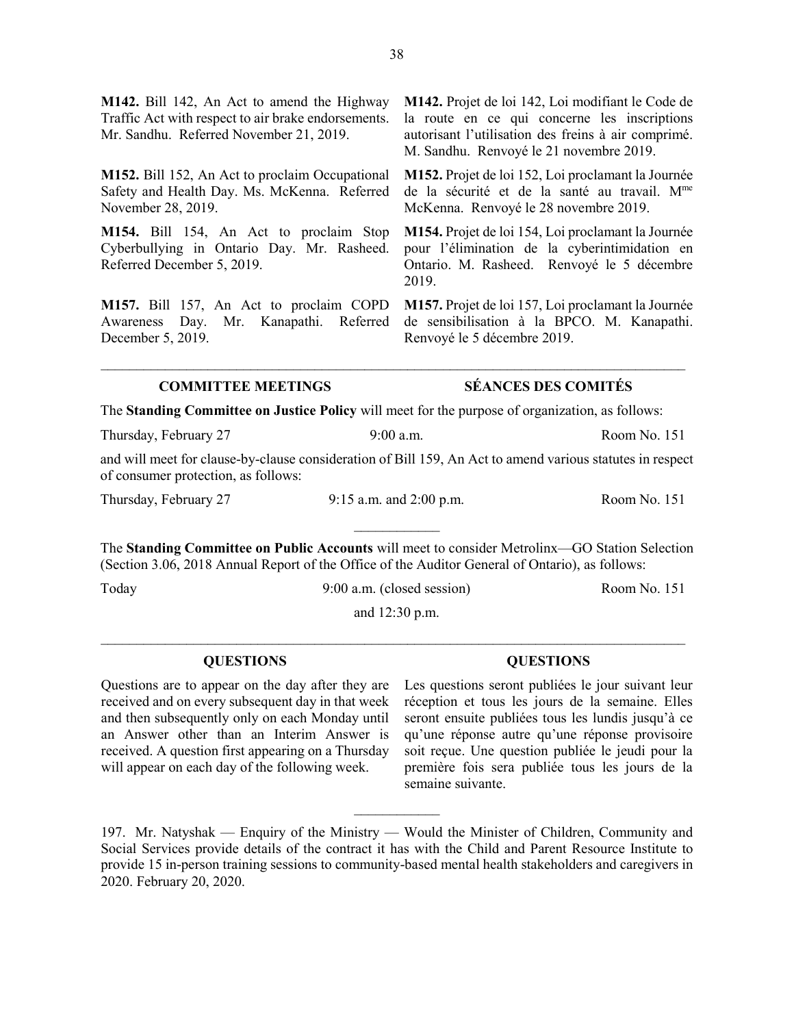**M142.** Bill 142, An Act to amend the Highway Traffic Act with respect to air brake endorsements. Mr. Sandhu. Referred November 21, 2019.

**M142.** Projet de loi 142, Loi modifiant le Code de la route en ce qui concerne les inscriptions autorisant l'utilisation des freins à air comprimé. M. Sandhu. Renvoyé le 21 novembre 2019.

**M152.** Bill 152, An Act to proclaim Occupational Safety and Health Day. Ms. McKenna. Referred November 28, 2019.

**M152.** Projet de loi 152, Loi proclamant la Journée de la sécurité et de la santé au travail. Mme McKenna. Renvoyé le 28 novembre 2019.

**M154.** Bill 154, An Act to proclaim Stop Cyberbullying in Ontario Day. Mr. Rasheed. Referred December 5, 2019.

**M154.** Projet de loi 154, Loi proclamant la Journée pour l'élimination de la cyberintimidation en Ontario. M. Rasheed. Renvoyé le 5 décembre 2019.

**M157.** Bill 157, An Act to proclaim COPD Awareness Day. Mr. Kanapathi. Referred December 5, 2019.

**M157.** Projet de loi 157, Loi proclamant la Journée de sensibilisation à la BPCO. M. Kanapathi. Renvoyé le 5 décembre 2019.

---

## COMMITTEE MEETINGS / SÉANCES DES COMITÉS

The **Standing Committee on Justice Policy** will meet for the purpose of organization, as follows:

| | | |
|---|---|---|
| Thursday, February 27 | 9:00 a.m. | Room No. 151 |

and will meet for clause-by-clause consideration of Bill 159, An Act to amend various statutes in respect of consumer protection, as follows:

| | | |
|---|---|---|
| Thursday, February 27 | 9:15 a.m. and 2:00 p.m. | Room No. 151 |

---

The **Standing Committee on Public Accounts** will meet to consider Metrolinx—GO Station Selection (Section 3.06, 2018 Annual Report of the Office of the Auditor General of Ontario), as follows:

| | | |
|---|---|---|
| Today | 9:00 a.m. (closed session) and 12:30 p.m. | Room No. 151 |

---

## QUESTIONS / QUESTIONS

Questions are to appear on the day after they are received and on every subsequent day in that week and then subsequently only on each Monday until an Answer other than an Interim Answer is received. A question first appearing on a Thursday will appear on each day of the following week.

Les questions seront publiées le jour suivant leur réception et tous les jours de la semaine. Elles seront ensuite publiées tous les lundis jusqu'à ce qu'une réponse autre qu'une réponse provisoire soit reçue. Une question publiée le jeudi pour la première fois sera publiée tous les jours de la semaine suivante.

---

197. Mr. Natyshak — Enquiry of the Ministry — Would the Minister of Children, Community and Social Services provide details of the contract it has with the Child and Parent Resource Institute to provide 15 in-person training sessions to community-based mental health stakeholders and caregivers in 2020. February 20, 2020.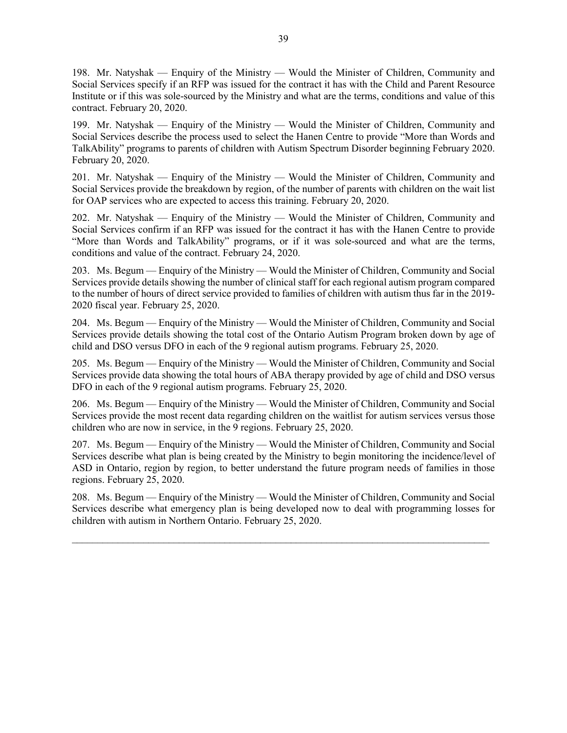198. Mr. Natyshak — Enquiry of the Ministry — Would the Minister of Children, Community and Social Services specify if an RFP was issued for the contract it has with the Child and Parent Resource Institute or if this was sole-sourced by the Ministry and what are the terms, conditions and value of this contract. February 20, 2020.

199. Mr. Natyshak — Enquiry of the Ministry — Would the Minister of Children, Community and Social Services describe the process used to select the Hanen Centre to provide "More than Words and TalkAbility" programs to parents of children with Autism Spectrum Disorder beginning February 2020. February 20, 2020.

201. Mr. Natyshak — Enquiry of the Ministry — Would the Minister of Children, Community and Social Services provide the breakdown by region, of the number of parents with children on the wait list for OAP services who are expected to access this training. February 20, 2020.

202. Mr. Natyshak — Enquiry of the Ministry — Would the Minister of Children, Community and Social Services confirm if an RFP was issued for the contract it has with the Hanen Centre to provide "More than Words and TalkAbility" programs, or if it was sole-sourced and what are the terms, conditions and value of the contract. February 24, 2020.

203. Ms. Begum — Enquiry of the Ministry — Would the Minister of Children, Community and Social Services provide details showing the number of clinical staff for each regional autism program compared to the number of hours of direct service provided to families of children with autism thus far in the 2019-2020 fiscal year. February 25, 2020.

204. Ms. Begum — Enquiry of the Ministry — Would the Minister of Children, Community and Social Services provide details showing the total cost of the Ontario Autism Program broken down by age of child and DSO versus DFO in each of the 9 regional autism programs. February 25, 2020.

205. Ms. Begum — Enquiry of the Ministry — Would the Minister of Children, Community and Social Services provide data showing the total hours of ABA therapy provided by age of child and DSO versus DFO in each of the 9 regional autism programs. February 25, 2020.

206. Ms. Begum — Enquiry of the Ministry — Would the Minister of Children, Community and Social Services provide the most recent data regarding children on the waitlist for autism services versus those children who are now in service, in the 9 regions. February 25, 2020.

207. Ms. Begum — Enquiry of the Ministry — Would the Minister of Children, Community and Social Services describe what plan is being created by the Ministry to begin monitoring the incidence/level of ASD in Ontario, region by region, to better understand the future program needs of families in those regions. February 25, 2020.

208. Ms. Begum — Enquiry of the Ministry — Would the Minister of Children, Community and Social Services describe what emergency plan is being developed now to deal with programming losses for children with autism in Northern Ontario. February 25, 2020.

---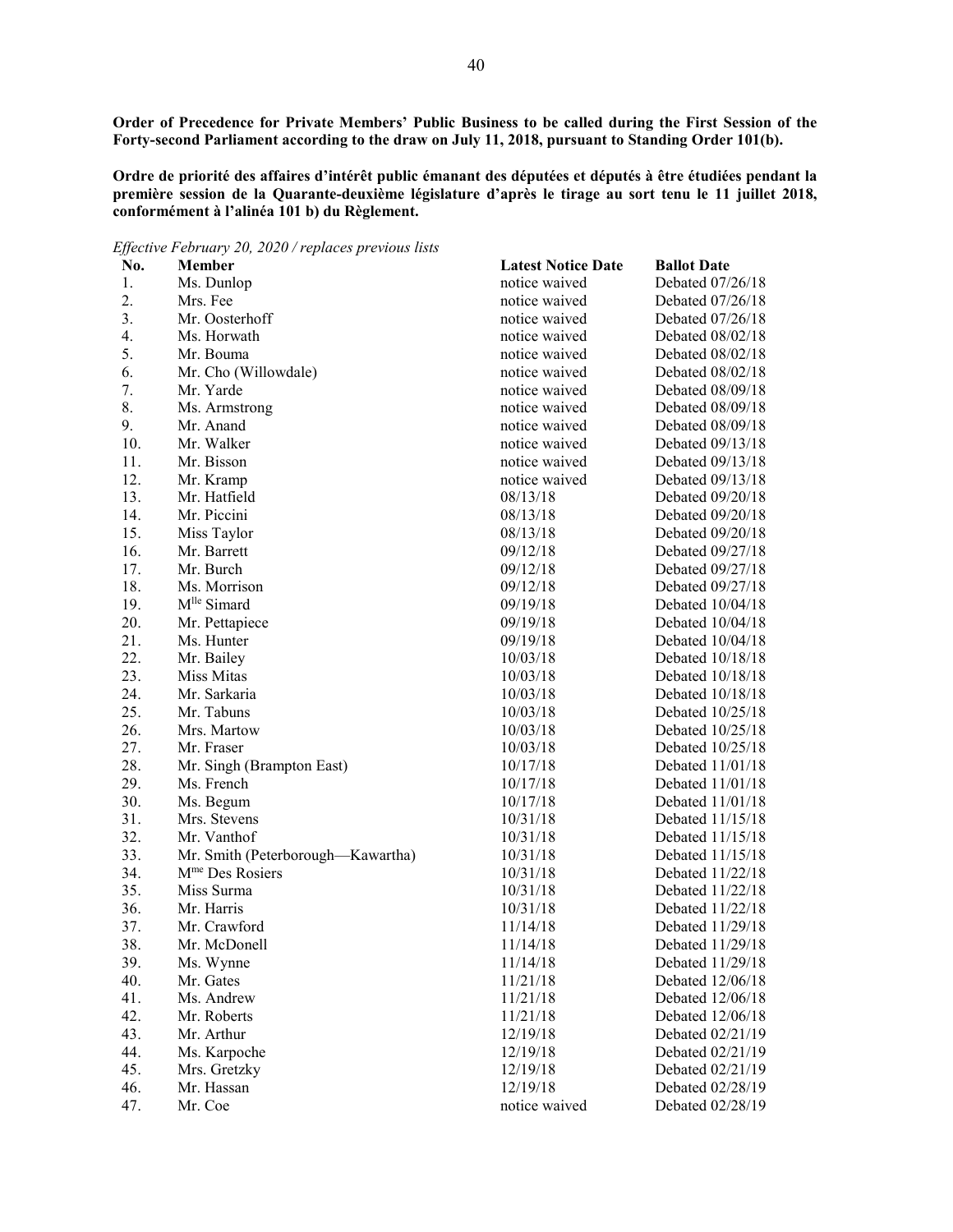**Order of Precedence for Private Members' Public Business to be called during the First Session of the Forty-second Parliament according to the draw on July 11, 2018, pursuant to Standing Order 101(b).**

**Ordre de priorité des affaires d'intérêt public émanant des députées et députés à être étudiées pendant la première session de la Quarante-deuxième législature d'après le tirage au sort tenu le 11 juillet 2018, conformément à l'alinéa 101 b) du Règlement.**

*Effective February 20, 2020 / replaces previous lists*

| No. | Member | Latest Notice Date | Ballot Date |
|---|---|---|---|
| 1. | Ms. Dunlop | notice waived | Debated 07/26/18 |
| 2. | Mrs. Fee | notice waived | Debated 07/26/18 |
| 3. | Mr. Oosterhoff | notice waived | Debated 07/26/18 |
| 4. | Ms. Horwath | notice waived | Debated 08/02/18 |
| 5. | Mr. Bouma | notice waived | Debated 08/02/18 |
| 6. | Mr. Cho (Willowdale) | notice waived | Debated 08/02/18 |
| 7. | Mr. Yarde | notice waived | Debated 08/09/18 |
| 8. | Ms. Armstrong | notice waived | Debated 08/09/18 |
| 9. | Mr. Anand | notice waived | Debated 08/09/18 |
| 10. | Mr. Walker | notice waived | Debated 09/13/18 |
| 11. | Mr. Bisson | notice waived | Debated 09/13/18 |
| 12. | Mr. Kramp | notice waived | Debated 09/13/18 |
| 13. | Mr. Hatfield | 08/13/18 | Debated 09/20/18 |
| 14. | Mr. Piccini | 08/13/18 | Debated 09/20/18 |
| 15. | Miss Taylor | 08/13/18 | Debated 09/20/18 |
| 16. | Mr. Barrett | 09/12/18 | Debated 09/27/18 |
| 17. | Mr. Burch | 09/12/18 | Debated 09/27/18 |
| 18. | Ms. Morrison | 09/12/18 | Debated 09/27/18 |
| 19. | Mlle Simard | 09/19/18 | Debated 10/04/18 |
| 20. | Mr. Pettapiece | 09/19/18 | Debated 10/04/18 |
| 21. | Ms. Hunter | 09/19/18 | Debated 10/04/18 |
| 22. | Mr. Bailey | 10/03/18 | Debated 10/18/18 |
| 23. | Miss Mitas | 10/03/18 | Debated 10/18/18 |
| 24. | Mr. Sarkaria | 10/03/18 | Debated 10/18/18 |
| 25. | Mr. Tabuns | 10/03/18 | Debated 10/25/18 |
| 26. | Mrs. Martow | 10/03/18 | Debated 10/25/18 |
| 27. | Mr. Fraser | 10/03/18 | Debated 10/25/18 |
| 28. | Mr. Singh (Brampton East) | 10/17/18 | Debated 11/01/18 |
| 29. | Ms. French | 10/17/18 | Debated 11/01/18 |
| 30. | Ms. Begum | 10/17/18 | Debated 11/01/18 |
| 31. | Mrs. Stevens | 10/31/18 | Debated 11/15/18 |
| 32. | Mr. Vanthof | 10/31/18 | Debated 11/15/18 |
| 33. | Mr. Smith (Peterborough—Kawartha) | 10/31/18 | Debated 11/15/18 |
| 34. | Mme Des Rosiers | 10/31/18 | Debated 11/22/18 |
| 35. | Miss Surma | 10/31/18 | Debated 11/22/18 |
| 36. | Mr. Harris | 10/31/18 | Debated 11/22/18 |
| 37. | Mr. Crawford | 11/14/18 | Debated 11/29/18 |
| 38. | Mr. McDonell | 11/14/18 | Debated 11/29/18 |
| 39. | Ms. Wynne | 11/14/18 | Debated 11/29/18 |
| 40. | Mr. Gates | 11/21/18 | Debated 12/06/18 |
| 41. | Ms. Andrew | 11/21/18 | Debated 12/06/18 |
| 42. | Mr. Roberts | 11/21/18 | Debated 12/06/18 |
| 43. | Mr. Arthur | 12/19/18 | Debated 02/21/19 |
| 44. | Ms. Karpoche | 12/19/18 | Debated 02/21/19 |
| 45. | Mrs. Gretzky | 12/19/18 | Debated 02/21/19 |
| 46. | Mr. Hassan | 12/19/18 | Debated 02/28/19 |
| 47. | Mr. Coe | notice waived | Debated 02/28/19 |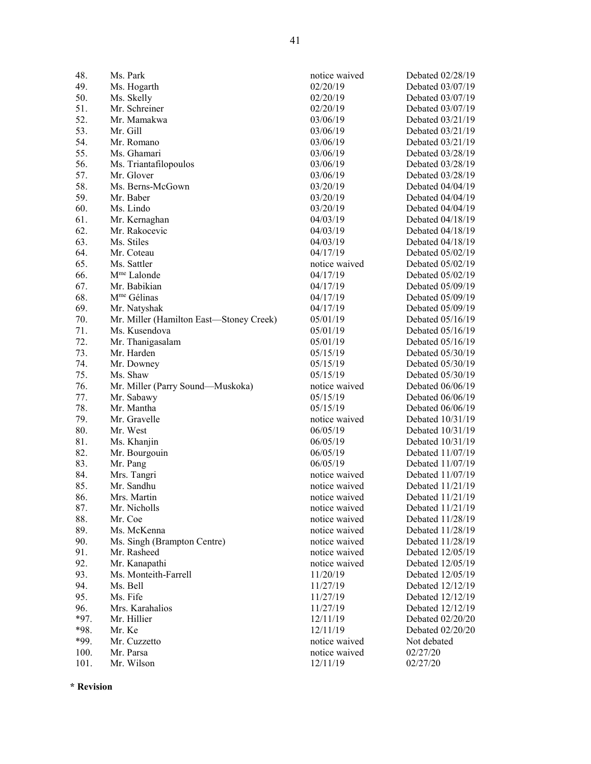| | | | |
|---|---|---|---|
| 48. | Ms. Park | notice waived | Debated 02/28/19 |
| 49. | Ms. Hogarth | 02/20/19 | Debated 03/07/19 |
| 50. | Ms. Skelly | 02/20/19 | Debated 03/07/19 |
| 51. | Mr. Schreiner | 02/20/19 | Debated 03/07/19 |
| 52. | Mr. Mamakwa | 03/06/19 | Debated 03/21/19 |
| 53. | Mr. Gill | 03/06/19 | Debated 03/21/19 |
| 54. | Mr. Romano | 03/06/19 | Debated 03/21/19 |
| 55. | Ms. Ghamari | 03/06/19 | Debated 03/28/19 |
| 56. | Ms. Triantafilopoulos | 03/06/19 | Debated 03/28/19 |
| 57. | Mr. Glover | 03/06/19 | Debated 03/28/19 |
| 58. | Ms. Berns-McGown | 03/20/19 | Debated 04/04/19 |
| 59. | Mr. Baber | 03/20/19 | Debated 04/04/19 |
| 60. | Ms. Lindo | 03/20/19 | Debated 04/04/19 |
| 61. | Mr. Kernaghan | 04/03/19 | Debated 04/18/19 |
| 62. | Mr. Rakocevic | 04/03/19 | Debated 04/18/19 |
| 63. | Ms. Stiles | 04/03/19 | Debated 04/18/19 |
| 64. | Mr. Coteau | 04/17/19 | Debated 05/02/19 |
| 65. | Ms. Sattler | notice waived | Debated 05/02/19 |
| 66. | Mme Lalonde | 04/17/19 | Debated 05/02/19 |
| 67. | Mr. Babikian | 04/17/19 | Debated 05/09/19 |
| 68. | Mme Gélinas | 04/17/19 | Debated 05/09/19 |
| 69. | Mr. Natyshak | 04/17/19 | Debated 05/09/19 |
| 70. | Mr. Miller (Hamilton East—Stoney Creek) | 05/01/19 | Debated 05/16/19 |
| 71. | Ms. Kusendova | 05/01/19 | Debated 05/16/19 |
| 72. | Mr. Thanigasalam | 05/01/19 | Debated 05/16/19 |
| 73. | Mr. Harden | 05/15/19 | Debated 05/30/19 |
| 74. | Mr. Downey | 05/15/19 | Debated 05/30/19 |
| 75. | Ms. Shaw | 05/15/19 | Debated 05/30/19 |
| 76. | Mr. Miller (Parry Sound—Muskoka) | notice waived | Debated 06/06/19 |
| 77. | Mr. Sabawy | 05/15/19 | Debated 06/06/19 |
| 78. | Mr. Mantha | 05/15/19 | Debated 06/06/19 |
| 79. | Mr. Gravelle | notice waived | Debated 10/31/19 |
| 80. | Mr. West | 06/05/19 | Debated 10/31/19 |
| 81. | Ms. Khanjin | 06/05/19 | Debated 10/31/19 |
| 82. | Mr. Bourgouin | 06/05/19 | Debated 11/07/19 |
| 83. | Mr. Pang | 06/05/19 | Debated 11/07/19 |
| 84. | Mrs. Tangri | notice waived | Debated 11/07/19 |
| 85. | Mr. Sandhu | notice waived | Debated 11/21/19 |
| 86. | Mrs. Martin | notice waived | Debated 11/21/19 |
| 87. | Mr. Nicholls | notice waived | Debated 11/21/19 |
| 88. | Mr. Coe | notice waived | Debated 11/28/19 |
| 89. | Ms. McKenna | notice waived | Debated 11/28/19 |
| 90. | Ms. Singh (Brampton Centre) | notice waived | Debated 11/28/19 |
| 91. | Mr. Rasheed | notice waived | Debated 12/05/19 |
| 92. | Mr. Kanapathi | notice waived | Debated 12/05/19 |
| 93. | Ms. Monteith-Farrell | 11/20/19 | Debated 12/05/19 |
| 94. | Ms. Bell | 11/27/19 | Debated 12/12/19 |
| 95. | Ms. Fife | 11/27/19 | Debated 12/12/19 |
| 96. | Mrs. Karahalios | 11/27/19 | Debated 12/12/19 |
| *97. | Mr. Hillier | 12/11/19 | Debated 02/20/20 |
| *98. | Mr. Ke | 12/11/19 | Debated 02/20/20 |
| *99. | Mr. Cuzzetto | notice waived | Not debated |
| 100. | Mr. Parsa | notice waived | 02/27/20 |
| 101. | Mr. Wilson | 12/11/19 | 02/27/20 |

**\* Revision**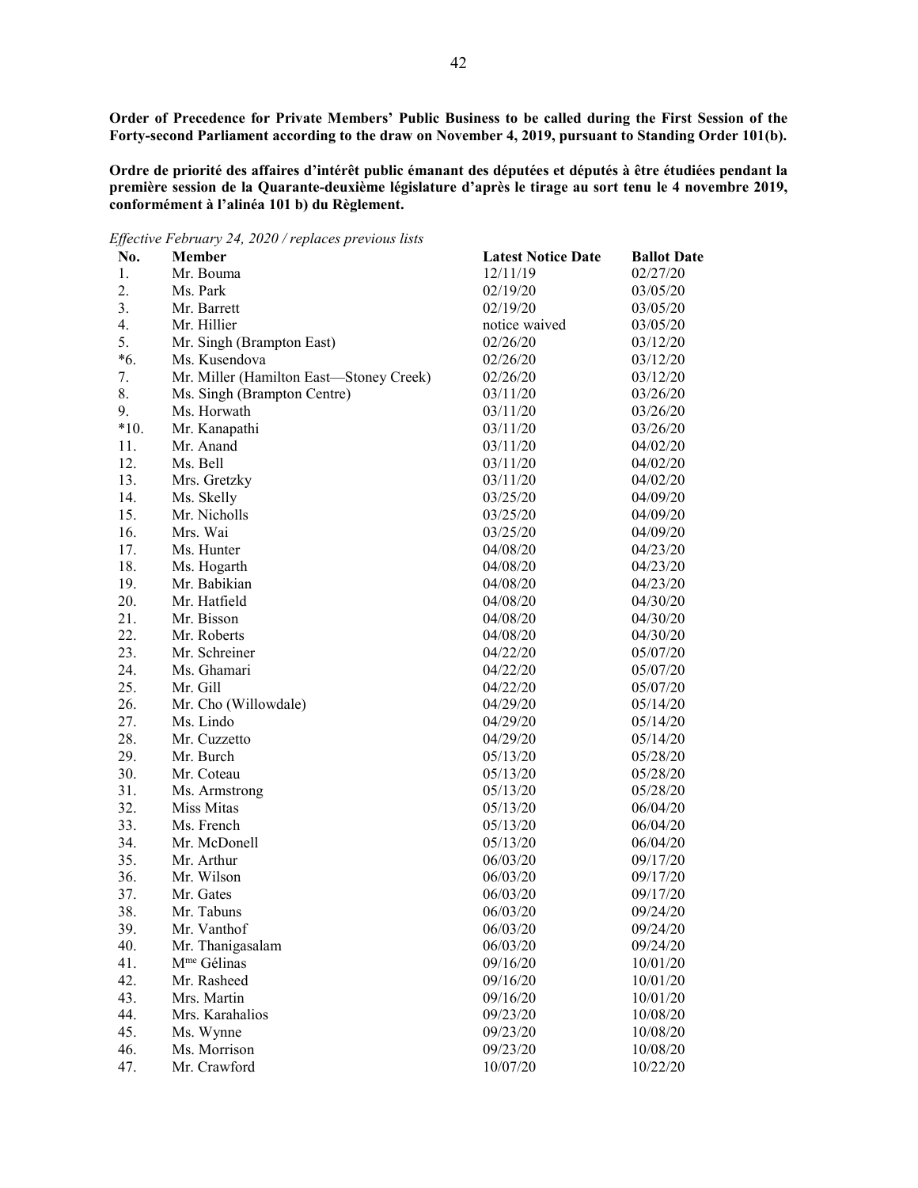**Order of Precedence for Private Members' Public Business to be called during the First Session of the Forty-second Parliament according to the draw on November 4, 2019, pursuant to Standing Order 101(b).**

**Ordre de priorité des affaires d'intérêt public émanant des députées et députés à être étudiées pendant la première session de la Quarante-deuxième législature d'après le tirage au sort tenu le 4 novembre 2019, conformément à l'alinéa 101 b) du Règlement.**

*Effective February 24, 2020 / replaces previous lists*

| No. | Member | Latest Notice Date | Ballot Date |
|---|---|---|---|
| 1. | Mr. Bouma | 12/11/19 | 02/27/20 |
| 2. | Ms. Park | 02/19/20 | 03/05/20 |
| 3. | Mr. Barrett | 02/19/20 | 03/05/20 |
| 4. | Mr. Hillier | notice waived | 03/05/20 |
| 5. | Mr. Singh (Brampton East) | 02/26/20 | 03/12/20 |
| *6. | Ms. Kusendova | 02/26/20 | 03/12/20 |
| 7. | Mr. Miller (Hamilton East—Stoney Creek) | 02/26/20 | 03/12/20 |
| 8. | Ms. Singh (Brampton Centre) | 03/11/20 | 03/26/20 |
| 9. | Ms. Horwath | 03/11/20 | 03/26/20 |
| *10. | Mr. Kanapathi | 03/11/20 | 03/26/20 |
| 11. | Mr. Anand | 03/11/20 | 04/02/20 |
| 12. | Ms. Bell | 03/11/20 | 04/02/20 |
| 13. | Mrs. Gretzky | 03/11/20 | 04/02/20 |
| 14. | Ms. Skelly | 03/25/20 | 04/09/20 |
| 15. | Mr. Nicholls | 03/25/20 | 04/09/20 |
| 16. | Mrs. Wai | 03/25/20 | 04/09/20 |
| 17. | Ms. Hunter | 04/08/20 | 04/23/20 |
| 18. | Ms. Hogarth | 04/08/20 | 04/23/20 |
| 19. | Mr. Babikian | 04/08/20 | 04/23/20 |
| 20. | Mr. Hatfield | 04/08/20 | 04/30/20 |
| 21. | Mr. Bisson | 04/08/20 | 04/30/20 |
| 22. | Mr. Roberts | 04/08/20 | 04/30/20 |
| 23. | Mr. Schreiner | 04/22/20 | 05/07/20 |
| 24. | Ms. Ghamari | 04/22/20 | 05/07/20 |
| 25. | Mr. Gill | 04/22/20 | 05/07/20 |
| 26. | Mr. Cho (Willowdale) | 04/29/20 | 05/14/20 |
| 27. | Ms. Lindo | 04/29/20 | 05/14/20 |
| 28. | Mr. Cuzzetto | 04/29/20 | 05/14/20 |
| 29. | Mr. Burch | 05/13/20 | 05/28/20 |
| 30. | Mr. Coteau | 05/13/20 | 05/28/20 |
| 31. | Ms. Armstrong | 05/13/20 | 05/28/20 |
| 32. | Miss Mitas | 05/13/20 | 06/04/20 |
| 33. | Ms. French | 05/13/20 | 06/04/20 |
| 34. | Mr. McDonell | 05/13/20 | 06/04/20 |
| 35. | Mr. Arthur | 06/03/20 | 09/17/20 |
| 36. | Mr. Wilson | 06/03/20 | 09/17/20 |
| 37. | Mr. Gates | 06/03/20 | 09/17/20 |
| 38. | Mr. Tabuns | 06/03/20 | 09/24/20 |
| 39. | Mr. Vanthof | 06/03/20 | 09/24/20 |
| 40. | Mr. Thanigasalam | 06/03/20 | 09/24/20 |
| 41. | Mme Gélinas | 09/16/20 | 10/01/20 |
| 42. | Mr. Rasheed | 09/16/20 | 10/01/20 |
| 43. | Mrs. Martin | 09/16/20 | 10/01/20 |
| 44. | Mrs. Karahalios | 09/23/20 | 10/08/20 |
| 45. | Ms. Wynne | 09/23/20 | 10/08/20 |
| 46. | Ms. Morrison | 09/23/20 | 10/08/20 |
| 47. | Mr. Crawford | 10/07/20 | 10/22/20 |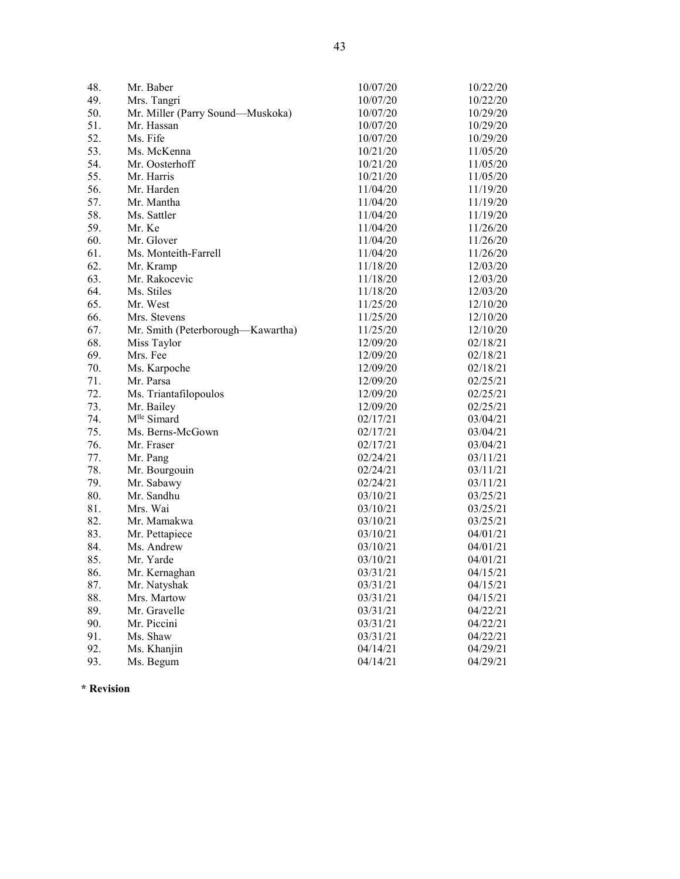| | | | |
|---|---|---|---|
| 48. | Mr. Baber | 10/07/20 | 10/22/20 |
| 49. | Mrs. Tangri | 10/07/20 | 10/22/20 |
| 50. | Mr. Miller (Parry Sound—Muskoka) | 10/07/20 | 10/29/20 |
| 51. | Mr. Hassan | 10/07/20 | 10/29/20 |
| 52. | Ms. Fife | 10/07/20 | 10/29/20 |
| 53. | Ms. McKenna | 10/21/20 | 11/05/20 |
| 54. | Mr. Oosterhoff | 10/21/20 | 11/05/20 |
| 55. | Mr. Harris | 10/21/20 | 11/05/20 |
| 56. | Mr. Harden | 11/04/20 | 11/19/20 |
| 57. | Mr. Mantha | 11/04/20 | 11/19/20 |
| 58. | Ms. Sattler | 11/04/20 | 11/19/20 |
| 59. | Mr. Ke | 11/04/20 | 11/26/20 |
| 60. | Mr. Glover | 11/04/20 | 11/26/20 |
| 61. | Ms. Monteith-Farrell | 11/04/20 | 11/26/20 |
| 62. | Mr. Kramp | 11/18/20 | 12/03/20 |
| 63. | Mr. Rakocevic | 11/18/20 | 12/03/20 |
| 64. | Ms. Stiles | 11/18/20 | 12/03/20 |
| 65. | Mr. West | 11/25/20 | 12/10/20 |
| 66. | Mrs. Stevens | 11/25/20 | 12/10/20 |
| 67. | Mr. Smith (Peterborough—Kawartha) | 11/25/20 | 12/10/20 |
| 68. | Miss Taylor | 12/09/20 | 02/18/21 |
| 69. | Mrs. Fee | 12/09/20 | 02/18/21 |
| 70. | Ms. Karpoche | 12/09/20 | 02/18/21 |
| 71. | Mr. Parsa | 12/09/20 | 02/25/21 |
| 72. | Ms. Triantafilopoulos | 12/09/20 | 02/25/21 |
| 73. | Mr. Bailey | 12/09/20 | 02/25/21 |
| 74. | Mlle Simard | 02/17/21 | 03/04/21 |
| 75. | Ms. Berns-McGown | 02/17/21 | 03/04/21 |
| 76. | Mr. Fraser | 02/17/21 | 03/04/21 |
| 77. | Mr. Pang | 02/24/21 | 03/11/21 |
| 78. | Mr. Bourgouin | 02/24/21 | 03/11/21 |
| 79. | Mr. Sabawy | 02/24/21 | 03/11/21 |
| 80. | Mr. Sandhu | 03/10/21 | 03/25/21 |
| 81. | Mrs. Wai | 03/10/21 | 03/25/21 |
| 82. | Mr. Mamakwa | 03/10/21 | 03/25/21 |
| 83. | Mr. Pettapiece | 03/10/21 | 04/01/21 |
| 84. | Ms. Andrew | 03/10/21 | 04/01/21 |
| 85. | Mr. Yarde | 03/10/21 | 04/01/21 |
| 86. | Mr. Kernaghan | 03/31/21 | 04/15/21 |
| 87. | Mr. Natyshak | 03/31/21 | 04/15/21 |
| 88. | Mrs. Martow | 03/31/21 | 04/15/21 |
| 89. | Mr. Gravelle | 03/31/21 | 04/22/21 |
| 90. | Mr. Piccini | 03/31/21 | 04/22/21 |
| 91. | Ms. Shaw | 03/31/21 | 04/22/21 |
| 92. | Ms. Khanjin | 04/14/21 | 04/29/21 |
| 93. | Ms. Begum | 04/14/21 | 04/29/21 |

**\* Revision**